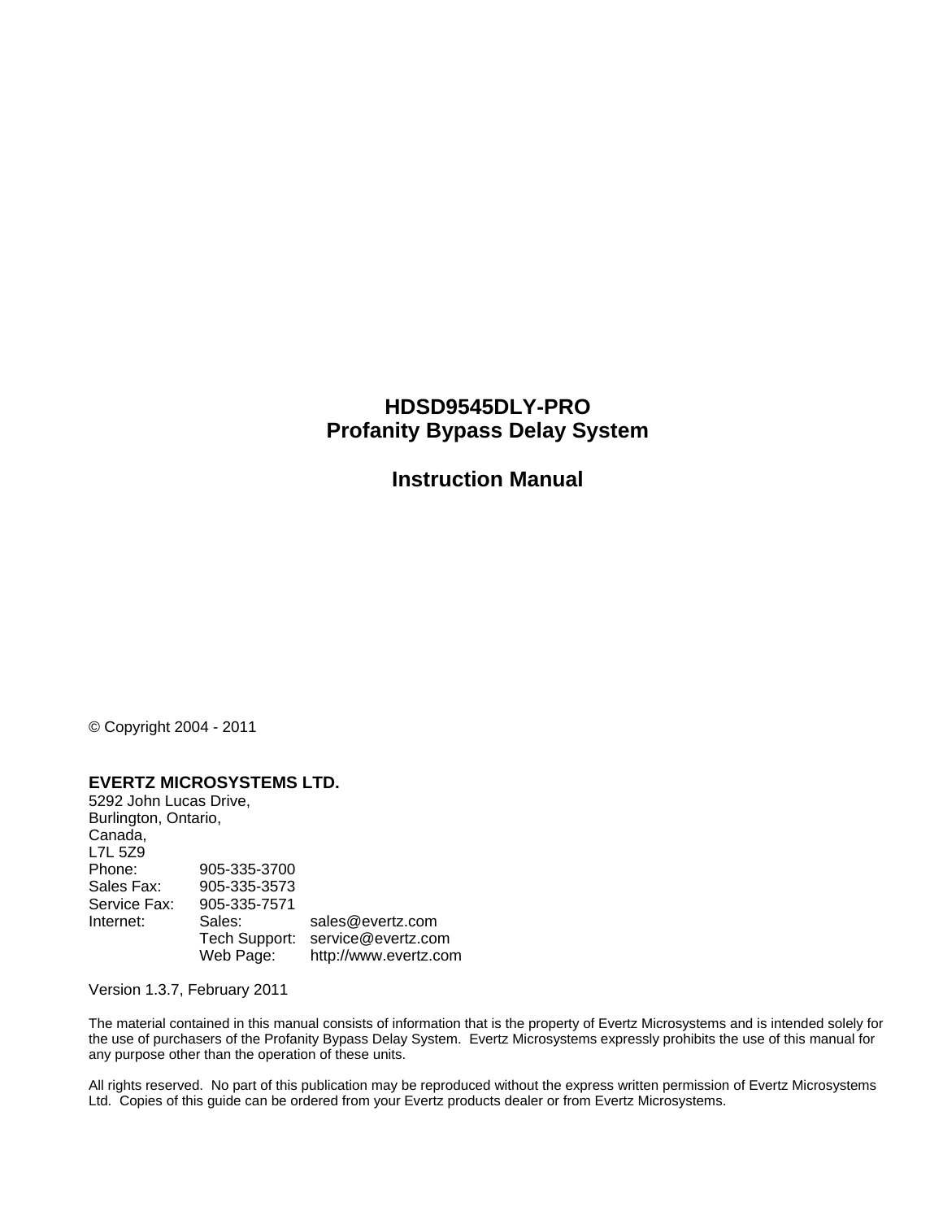# HDSD9545DLY-PRO
# Profanity Bypass Delay System

# Instruction Manual

© Copyright 2004 - 2011

**EVERTZ MICROSYSTEMS LTD.**
5292 John Lucas Drive,
Burlington, Ontario,
Canada,
L7L 5Z9

| | | |
|---|---|---|
| Phone: | 905-335-3700 | |
| Sales Fax: | 905-335-3573 | |
| Service Fax: | 905-335-7571 | |
| Internet: | Sales: | sales@evertz.com |
| | Tech Support: | service@evertz.com |
| | Web Page: | http://www.evertz.com |

Version 1.3.7, February 2011

The material contained in this manual consists of information that is the property of Evertz Microsystems and is intended solely for the use of purchasers of the Profanity Bypass Delay System. Evertz Microsystems expressly prohibits the use of this manual for any purpose other than the operation of these units.

All rights reserved. No part of this publication may be reproduced without the express written permission of Evertz Microsystems Ltd. Copies of this guide can be ordered from your Evertz products dealer or from Evertz Microsystems.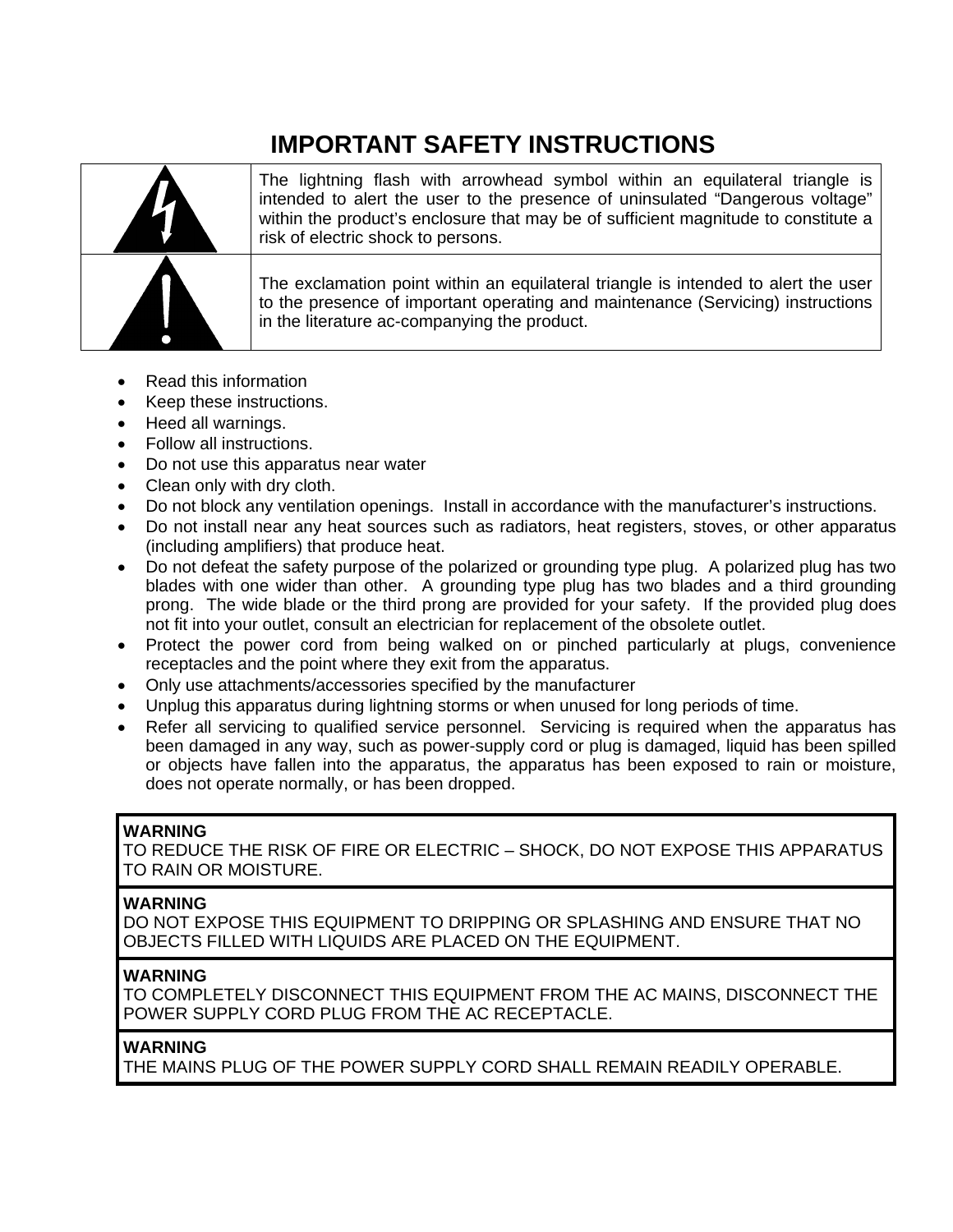# IMPORTANT SAFETY INSTRUCTIONS

| | |
|---|---|
| | The lightning flash with arrowhead symbol within an equilateral triangle is intended to alert the user to the presence of uninsulated "Dangerous voltage" within the product's enclosure that may be of sufficient magnitude to constitute a risk of electric shock to persons. |
| | The exclamation point within an equilateral triangle is intended to alert the user to the presence of important operating and maintenance (Servicing) instructions in the literature ac-companying the product. |

- Read this information
- Keep these instructions.
- Heed all warnings.
- Follow all instructions.
- Do not use this apparatus near water
- Clean only with dry cloth.
- Do not block any ventilation openings. Install in accordance with the manufacturer's instructions.
- Do not install near any heat sources such as radiators, heat registers, stoves, or other apparatus (including amplifiers) that produce heat.
- Do not defeat the safety purpose of the polarized or grounding type plug. A polarized plug has two blades with one wider than other. A grounding type plug has two blades and a third grounding prong. The wide blade or the third prong are provided for your safety. If the provided plug does not fit into your outlet, consult an electrician for replacement of the obsolete outlet.
- Protect the power cord from being walked on or pinched particularly at plugs, convenience receptacles and the point where they exit from the apparatus.
- Only use attachments/accessories specified by the manufacturer
- Unplug this apparatus during lightning storms or when unused for long periods of time.
- Refer all servicing to qualified service personnel. Servicing is required when the apparatus has been damaged in any way, such as power-supply cord or plug is damaged, liquid has been spilled or objects have fallen into the apparatus, the apparatus has been exposed to rain or moisture, does not operate normally, or has been dropped.

| |
|---|
| **WARNING**<br>TO REDUCE THE RISK OF FIRE OR ELECTRIC – SHOCK, DO NOT EXPOSE THIS APPARATUS TO RAIN OR MOISTURE. |
| **WARNING**<br>DO NOT EXPOSE THIS EQUIPMENT TO DRIPPING OR SPLASHING AND ENSURE THAT NO OBJECTS FILLED WITH LIQUIDS ARE PLACED ON THE EQUIPMENT. |
| **WARNING**<br>TO COMPLETELY DISCONNECT THIS EQUIPMENT FROM THE AC MAINS, DISCONNECT THE POWER SUPPLY CORD PLUG FROM THE AC RECEPTACLE. |
| **WARNING**<br>THE MAINS PLUG OF THE POWER SUPPLY CORD SHALL REMAIN READILY OPERABLE. |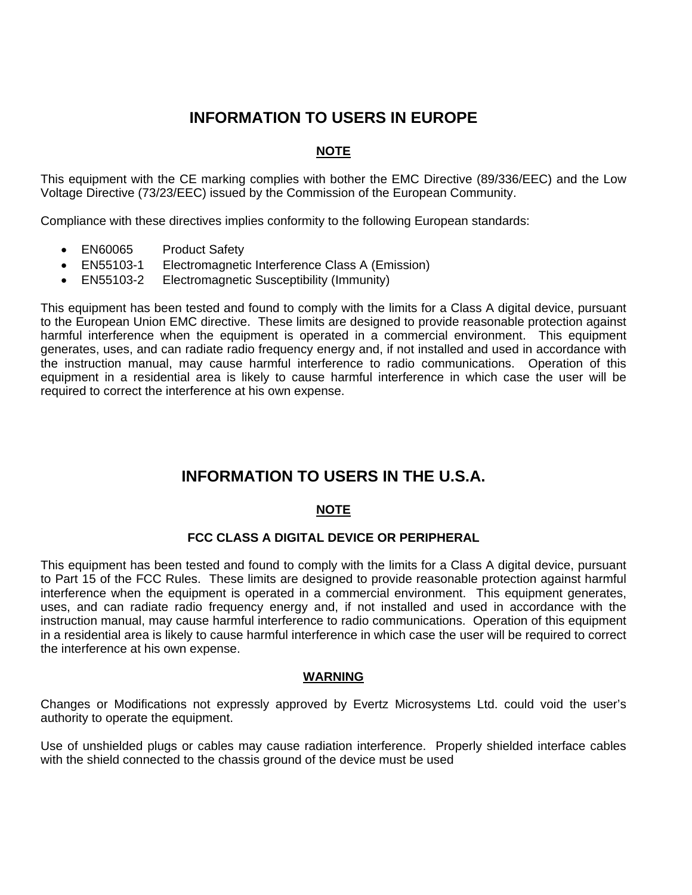# INFORMATION TO USERS IN EUROPE

**NOTE**

This equipment with the CE marking complies with bother the EMC Directive (89/336/EEC) and the Low Voltage Directive (73/23/EEC) issued by the Commission of the European Community.

Compliance with these directives implies conformity to the following European standards:

- EN60065 Product Safety
- EN55103-1 Electromagnetic Interference Class A (Emission)
- EN55103-2 Electromagnetic Susceptibility (Immunity)

This equipment has been tested and found to comply with the limits for a Class A digital device, pursuant to the European Union EMC directive. These limits are designed to provide reasonable protection against harmful interference when the equipment is operated in a commercial environment. This equipment generates, uses, and can radiate radio frequency energy and, if not installed and used in accordance with the instruction manual, may cause harmful interference to radio communications. Operation of this equipment in a residential area is likely to cause harmful interference in which case the user will be required to correct the interference at his own expense.

# INFORMATION TO USERS IN THE U.S.A.

**NOTE**

**FCC CLASS A DIGITAL DEVICE OR PERIPHERAL**

This equipment has been tested and found to comply with the limits for a Class A digital device, pursuant to Part 15 of the FCC Rules. These limits are designed to provide reasonable protection against harmful interference when the equipment is operated in a commercial environment. This equipment generates, uses, and can radiate radio frequency energy and, if not installed and used in accordance with the instruction manual, may cause harmful interference to radio communications. Operation of this equipment in a residential area is likely to cause harmful interference in which case the user will be required to correct the interference at his own expense.

**WARNING**

Changes or Modifications not expressly approved by Evertz Microsystems Ltd. could void the user's authority to operate the equipment.

Use of unshielded plugs or cables may cause radiation interference. Properly shielded interface cables with the shield connected to the chassis ground of the device must be used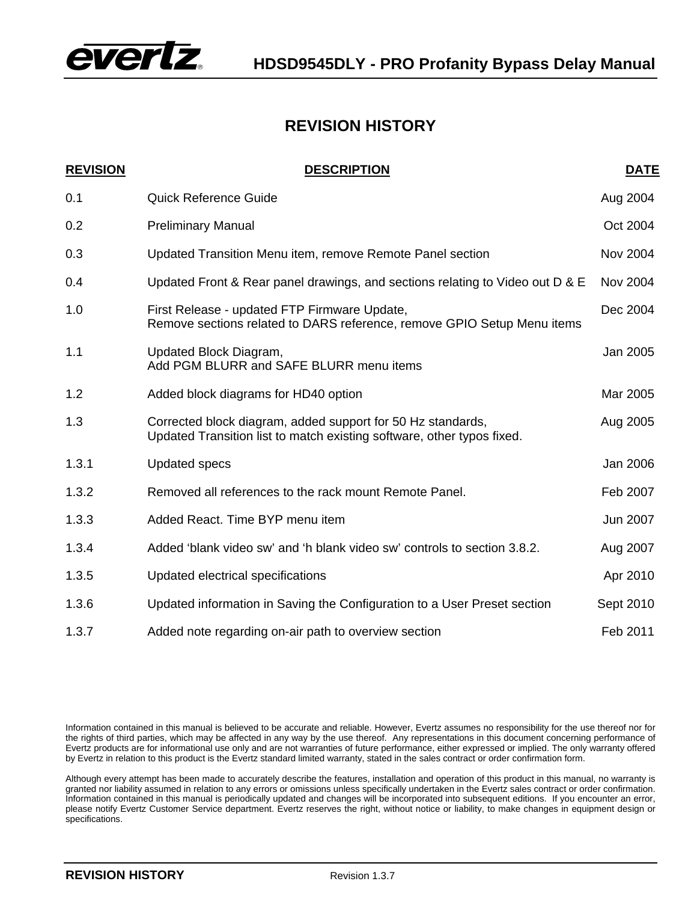# REVISION HISTORY

| REVISION | DESCRIPTION | DATE |
|---|---|---|
| 0.1 | Quick Reference Guide | Aug 2004 |
| 0.2 | Preliminary Manual | Oct 2004 |
| 0.3 | Updated Transition Menu item, remove Remote Panel section | Nov 2004 |
| 0.4 | Updated Front & Rear panel drawings, and sections relating to Video out D & E | Nov 2004 |
| 1.0 | First Release - updated FTP Firmware Update,<br>Remove sections related to DARS reference, remove GPIO Setup Menu items | Dec 2004 |
| 1.1 | Updated Block Diagram,<br>Add PGM BLURR and SAFE BLURR menu items | Jan 2005 |
| 1.2 | Added block diagrams for HD40 option | Mar 2005 |
| 1.3 | Corrected block diagram, added support for 50 Hz standards,<br>Updated Transition list to match existing software, other typos fixed. | Aug 2005 |
| 1.3.1 | Updated specs | Jan 2006 |
| 1.3.2 | Removed all references to the rack mount Remote Panel. | Feb 2007 |
| 1.3.3 | Added React. Time BYP menu item | Jun 2007 |
| 1.3.4 | Added 'blank video sw' and 'h blank video sw' controls to section 3.8.2. | Aug 2007 |
| 1.3.5 | Updated electrical specifications | Apr 2010 |
| 1.3.6 | Updated information in Saving the Configuration to a User Preset section | Sept 2010 |
| 1.3.7 | Added note regarding on-air path to overview section | Feb 2011 |

Information contained in this manual is believed to be accurate and reliable. However, Evertz assumes no responsibility for the use thereof nor for the rights of third parties, which may be affected in any way by the use thereof. Any representations in this document concerning performance of Evertz products are for informational use only and are not warranties of future performance, either expressed or implied. The only warranty offered by Evertz in relation to this product is the Evertz standard limited warranty, stated in the sales contract or order confirmation form.

Although every attempt has been made to accurately describe the features, installation and operation of this product in this manual, no warranty is granted nor liability assumed in relation to any errors or omissions unless specifically undertaken in the Evertz sales contract or order confirmation. Information contained in this manual is periodically updated and changes will be incorporated into subsequent editions. If you encounter an error, please notify Evertz Customer Service department. Evertz reserves the right, without notice or liability, to make changes in equipment design or specifications.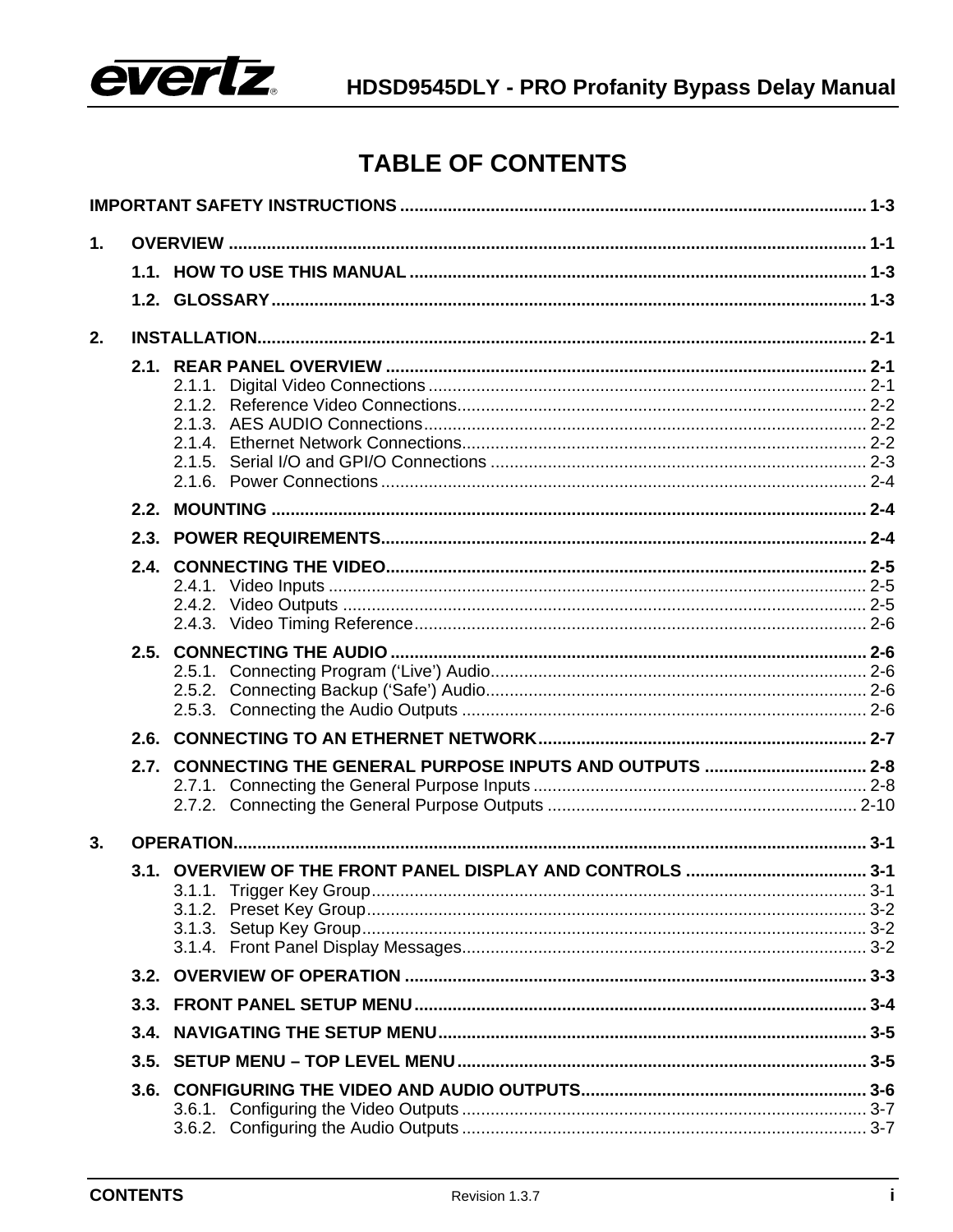# TABLE OF CONTENTS

**IMPORTANT SAFETY INSTRUCTIONS** ........ 1-3

**1. OVERVIEW** ........ 1-1

- **1.1. HOW TO USE THIS MANUAL** ........ 1-3
- **1.2. GLOSSARY** ........ 1-3

**2. INSTALLATION** ........ 2-1

- **2.1. REAR PANEL OVERVIEW** ........ 2-1
  - 2.1.1. Digital Video Connections ........ 2-1
  - 2.1.2. Reference Video Connections ........ 2-2
  - 2.1.3. AES AUDIO Connections ........ 2-2
  - 2.1.4. Ethernet Network Connections ........ 2-2
  - 2.1.5. Serial I/O and GPI/O Connections ........ 2-3
  - 2.1.6. Power Connections ........ 2-4
- **2.2. MOUNTING** ........ 2-4
- **2.3. POWER REQUIREMENTS** ........ 2-4
- **2.4. CONNECTING THE VIDEO** ........ 2-5
  - 2.4.1. Video Inputs ........ 2-5
  - 2.4.2. Video Outputs ........ 2-5
  - 2.4.3. Video Timing Reference ........ 2-6
- **2.5. CONNECTING THE AUDIO** ........ 2-6
  - 2.5.1. Connecting Program ('Live') Audio ........ 2-6
  - 2.5.2. Connecting Backup ('Safe') Audio ........ 2-6
  - 2.5.3. Connecting the Audio Outputs ........ 2-6
- **2.6. CONNECTING TO AN ETHERNET NETWORK** ........ 2-7
- **2.7. CONNECTING THE GENERAL PURPOSE INPUTS AND OUTPUTS** ........ 2-8
  - 2.7.1. Connecting the General Purpose Inputs ........ 2-8
  - 2.7.2. Connecting the General Purpose Outputs ........ 2-10

**3. OPERATION** ........ 3-1

- **3.1. OVERVIEW OF THE FRONT PANEL DISPLAY AND CONTROLS** ........ 3-1
  - 3.1.1. Trigger Key Group ........ 3-1
  - 3.1.2. Preset Key Group ........ 3-2
  - 3.1.3. Setup Key Group ........ 3-2
  - 3.1.4. Front Panel Display Messages ........ 3-2
- **3.2. OVERVIEW OF OPERATION** ........ 3-3
- **3.3. FRONT PANEL SETUP MENU** ........ 3-4
- **3.4. NAVIGATING THE SETUP MENU** ........ 3-5
- **3.5. SETUP MENU – TOP LEVEL MENU** ........ 3-5
- **3.6. CONFIGURING THE VIDEO AND AUDIO OUTPUTS** ........ 3-6
  - 3.6.1. Configuring the Video Outputs ........ 3-7
  - 3.6.2. Configuring the Audio Outputs ........ 3-7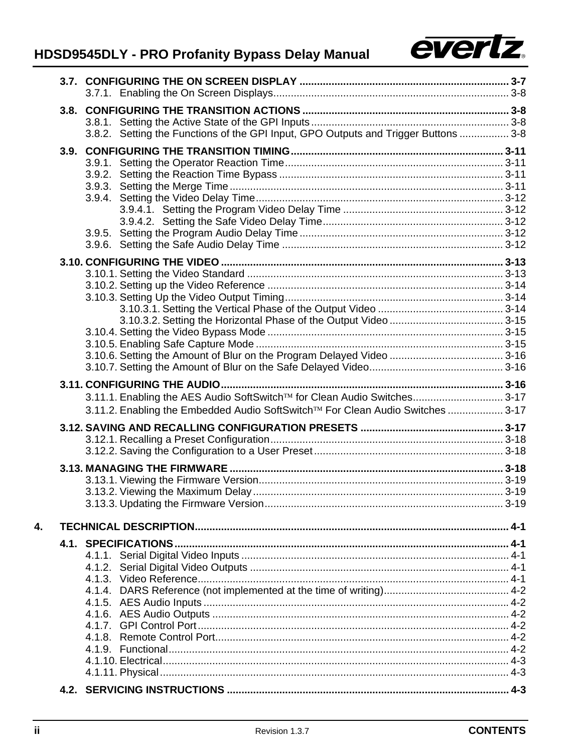3.7. **CONFIGURING THE ON SCREEN DISPLAY** ........................................................................ 3-7
 3.7.1. Enabling the On Screen Displays.................................................................................. 3-8

3.8. **CONFIGURING THE TRANSITION ACTIONS** ....................................................................... 3-8
 3.8.1. Setting the Active State of the GPI Inputs ................................................................... 3-8
 3.8.2. Setting the Functions of the GPI Input, GPO Outputs and Trigger Buttons ................. 3-8

3.9. **CONFIGURING THE TRANSITION TIMING** ......................................................................... 3-11
 3.9.1. Setting the Operator Reaction Time............................................................................ 3-11
 3.9.2. Setting the Reaction Time Bypass .............................................................................. 3-11
 3.9.3. Setting the Merge Time ............................................................................................... 3-11
 3.9.4. Setting the Video Delay Time....................................................................................... 3-12
  3.9.4.1. Setting the Program Video Delay Time ........................................................ 3-12
  3.9.4.2. Setting the Safe Video Delay Time................................................................ 3-12
 3.9.5. Setting the Program Audio Delay Time ....................................................................... 3-12
 3.9.6. Setting the Safe Audio Delay Time ............................................................................. 3-12

3.10. **CONFIGURING THE VIDEO** ................................................................................................ 3-13
 3.10.1. Setting the Video Standard ........................................................................................ 3-13
 3.10.2. Setting up the Video Reference ................................................................................. 3-14
 3.10.3. Setting Up the Video Output Timing........................................................................... 3-14
  3.10.3.1. Setting the Vertical Phase of the Output Video ........................................... 3-14
  3.10.3.2. Setting the Horizontal Phase of the Output Video ....................................... 3-15
 3.10.4. Setting the Video Bypass Mode ................................................................................. 3-15
 3.10.5. Enabling Safe Capture Mode ..................................................................................... 3-15
 3.10.6. Setting the Amount of Blur on the Program Delayed Video ....................................... 3-16
 3.10.7. Setting the Amount of Blur on the Safe Delayed Video.............................................. 3-16

3.11. **CONFIGURING THE AUDIO** ................................................................................................ 3-16
 3.11.1. Enabling the AES Audio SoftSwitch™ for Clean Audio Switches............................... 3-17
 3.11.2. Enabling the Embedded Audio SoftSwitch™ For Clean Audio Switches ................... 3-17

3.12. **SAVING AND RECALLING CONFIGURATION PRESETS** ................................................. 3-17
 3.12.1. Recalling a Preset Configuration................................................................................ 3-18
 3.12.2. Saving the Configuration to a User Preset ................................................................. 3-18

3.13. **MANAGING THE FIRMWARE** .............................................................................................. 3-18
 3.13.1. Viewing the Firmware Version.................................................................................... 3-19
 3.13.2. Viewing the Maximum Delay....................................................................................... 3-19
 3.13.3. Updating the Firmware Version.................................................................................. 3-19

4. **TECHNICAL DESCRIPTION**........................................................................................................... 4-1

4.1. **SPECIFICATIONS** .................................................................................................................. 4-1
 4.1.1. Serial Digital Video Inputs ............................................................................................ 4-1
 4.1.2. Serial Digital Video Outputs ......................................................................................... 4-1
 4.1.3. Video Reference........................................................................................................... 4-1
 4.1.4. DARS Reference (not implemented at the time of writing)........................................... 4-2
 4.1.5. AES Audio Inputs ......................................................................................................... 4-2
 4.1.6. AES Audio Outputs ...................................................................................................... 4-2
 4.1.7. GPI Control Port........................................................................................................... 4-2
 4.1.8. Remote Control Port..................................................................................................... 4-2
 4.1.9. Functional..................................................................................................................... 4-2
 4.1.10. Electrical...................................................................................................................... 4-3
 4.1.11. Physical....................................................................................................................... 4-3

4.2. **SERVICING INSTRUCTIONS** ................................................................................................ 4-3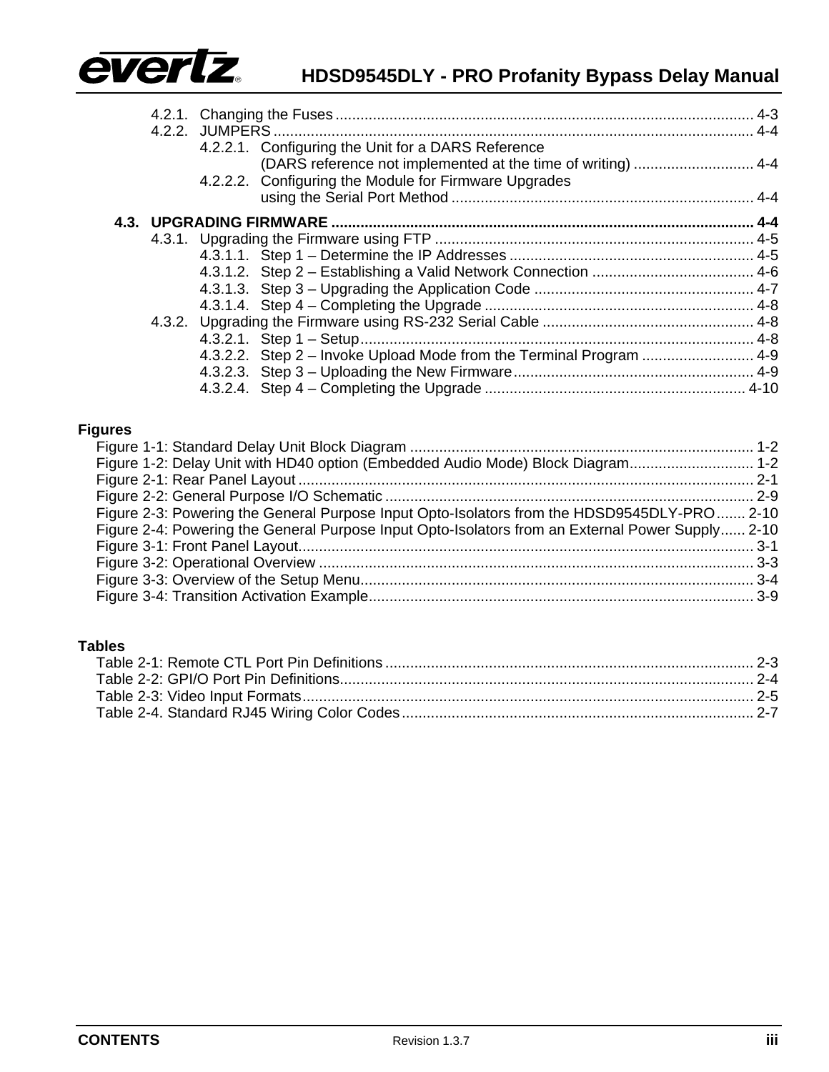4.2.1. Changing the Fuses ........................................................................................................ 4-3
4.2.2. JUMPERS ........................................................................................................................ 4-4
4.2.2.1. Configuring the Unit for a DARS Reference (DARS reference not implemented at the time of writing) ............................. 4-4
4.2.2.2. Configuring the Module for Firmware Upgrades using the Serial Port Method ........................................................................ 4-4

**4.3. UPGRADING FIRMWARE ..................................................................................................... 4-4**
4.3.1. Upgrading the Firmware using FTP ............................................................................. 4-5
4.3.1.1. Step 1 – Determine the IP Addresses .......................................................... 4-5
4.3.1.2. Step 2 – Establishing a Valid Network Connection ....................................... 4-6
4.3.1.3. Step 3 – Upgrading the Application Code ..................................................... 4-7
4.3.1.4. Step 4 – Completing the Upgrade ................................................................. 4-8
4.3.2. Upgrading the Firmware using RS-232 Serial Cable ................................................... 4-8
4.3.2.1. Step 1 – Setup .............................................................................................. 4-8
4.3.2.2. Step 2 – Invoke Upload Mode from the Terminal Program ........................... 4-9
4.3.2.3. Step 3 – Uploading the New Firmware .......................................................... 4-9
4.3.2.4. Step 4 – Completing the Upgrade ............................................................... 4-10

**Figures**

Figure 1-1: Standard Delay Unit Block Diagram ................................................................................... 1-2
Figure 1-2: Delay Unit with HD40 option (Embedded Audio Mode) Block Diagram.............................. 1-2
Figure 2-1: Rear Panel Layout .............................................................................................................. 2-1
Figure 2-2: General Purpose I/O Schematic .......................................................................................... 2-9
Figure 2-3: Powering the General Purpose Input Opto-Isolators from the HDSD9545DLY-PRO ....... 2-10
Figure 2-4: Powering the General Purpose Input Opto-Isolators from an External Power Supply...... 2-10
Figure 3-1: Front Panel Layout.............................................................................................................. 3-1
Figure 3-2: Operational Overview .......................................................................................................... 3-3
Figure 3-3: Overview of the Setup Menu............................................................................................... 3-4
Figure 3-4: Transition Activation Example............................................................................................. 3-9

**Tables**

Table 2-1: Remote CTL Port Pin Definitions ......................................................................................... 2-3
Table 2-2: GPI/O Port Pin Definitions.................................................................................................... 2-4
Table 2-3: Video Input Formats............................................................................................................. 2-5
Table 2-4. Standard RJ45 Wiring Color Codes ..................................................................................... 2-7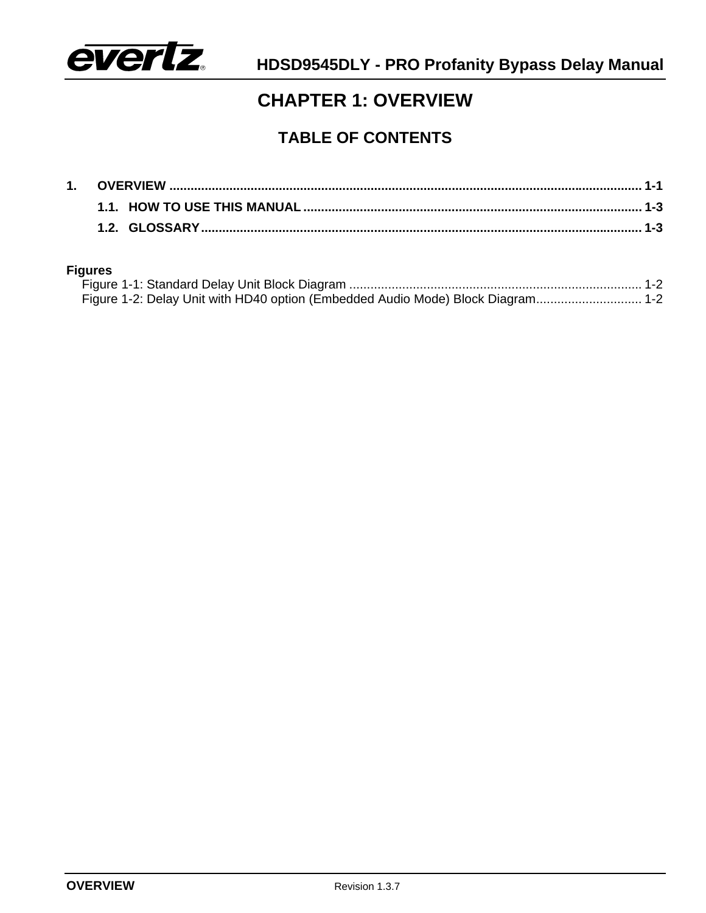# CHAPTER 1: OVERVIEW

## TABLE OF CONTENTS

**1. OVERVIEW ..................................................................................................................... 1-1**

**1.1. HOW TO USE THIS MANUAL ............................................................................... 1-3**

**1.2. GLOSSARY............................................................................................................ 1-3**

**Figures**

Figure 1-1: Standard Delay Unit Block Diagram .................................................................................. 1-2

Figure 1-2: Delay Unit with HD40 option (Embedded Audio Mode) Block Diagram.............................. 1-2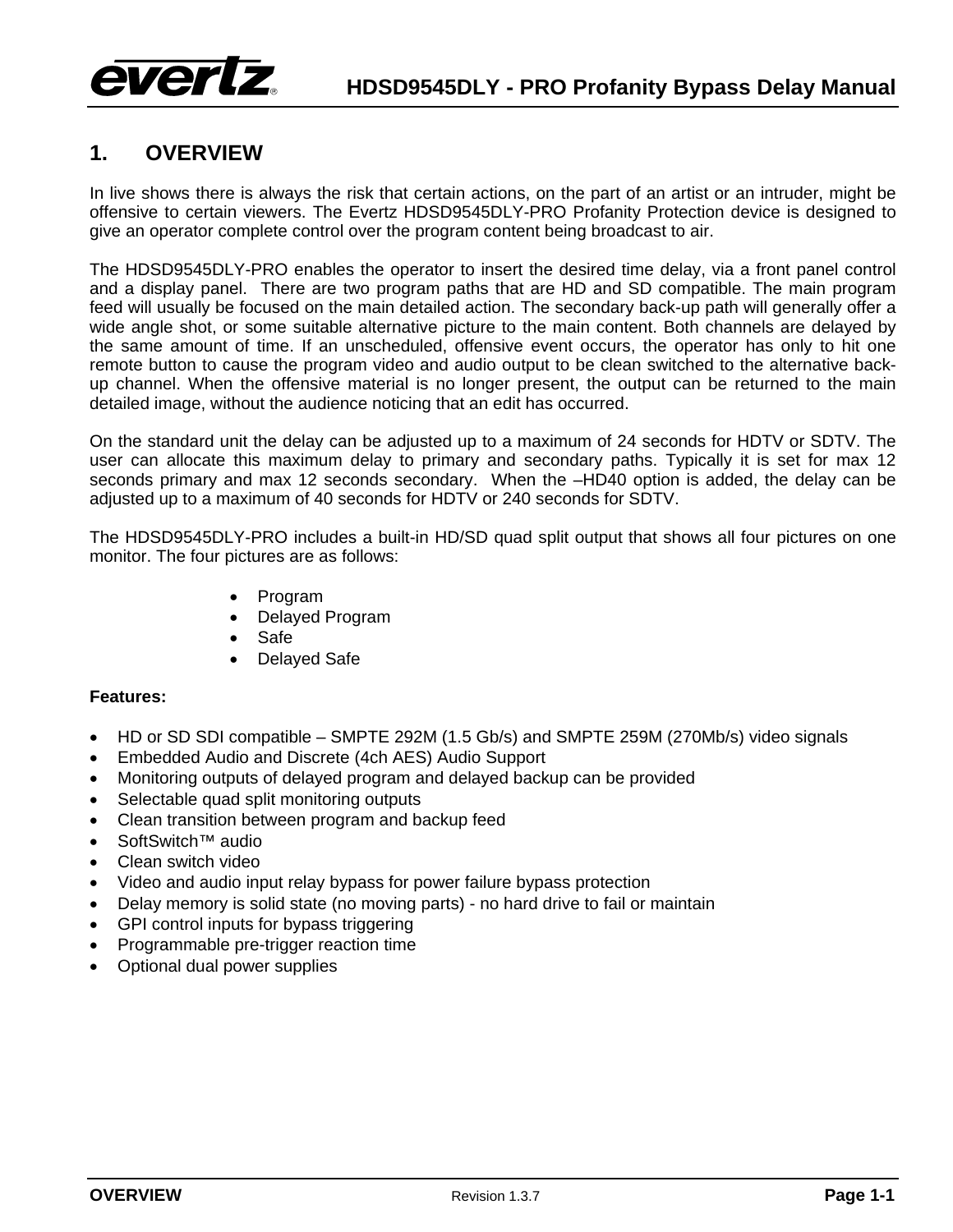# 1. OVERVIEW

In live shows there is always the risk that certain actions, on the part of an artist or an intruder, might be offensive to certain viewers. The Evertz HDSD9545DLY-PRO Profanity Protection device is designed to give an operator complete control over the program content being broadcast to air.

The HDSD9545DLY-PRO enables the operator to insert the desired time delay, via a front panel control and a display panel. There are two program paths that are HD and SD compatible. The main program feed will usually be focused on the main detailed action. The secondary back-up path will generally offer a wide angle shot, or some suitable alternative picture to the main content. Both channels are delayed by the same amount of time. If an unscheduled, offensive event occurs, the operator has only to hit one remote button to cause the program video and audio output to be clean switched to the alternative back-up channel. When the offensive material is no longer present, the output can be returned to the main detailed image, without the audience noticing that an edit has occurred.

On the standard unit the delay can be adjusted up to a maximum of 24 seconds for HDTV or SDTV. The user can allocate this maximum delay to primary and secondary paths. Typically it is set for max 12 seconds primary and max 12 seconds secondary. When the –HD40 option is added, the delay can be adjusted up to a maximum of 40 seconds for HDTV or 240 seconds for SDTV.

The HDSD9545DLY-PRO includes a built-in HD/SD quad split output that shows all four pictures on one monitor. The four pictures are as follows:

- Program
- Delayed Program
- Safe
- Delayed Safe

**Features:**

- HD or SD SDI compatible – SMPTE 292M (1.5 Gb/s) and SMPTE 259M (270Mb/s) video signals
- Embedded Audio and Discrete (4ch AES) Audio Support
- Monitoring outputs of delayed program and delayed backup can be provided
- Selectable quad split monitoring outputs
- Clean transition between program and backup feed
- SoftSwitch™ audio
- Clean switch video
- Video and audio input relay bypass for power failure bypass protection
- Delay memory is solid state (no moving parts) - no hard drive to fail or maintain
- GPI control inputs for bypass triggering
- Programmable pre-trigger reaction time
- Optional dual power supplies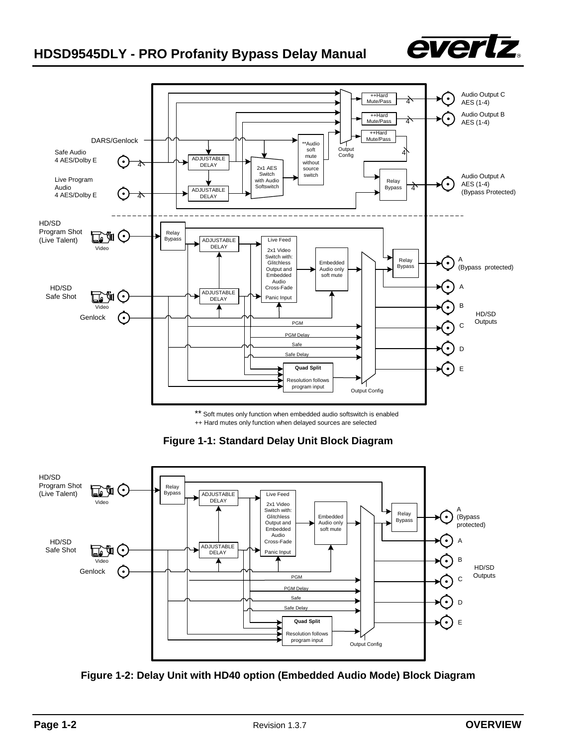** Soft mutes only function when embedded audio softswitch is enabled

++ Hard mutes only function when delayed sources are selected

**Figure 1-1: Standard Delay Unit Block Diagram**

**Figure 1-2: Delay Unit with HD40 option (Embedded Audio Mode) Block Diagram**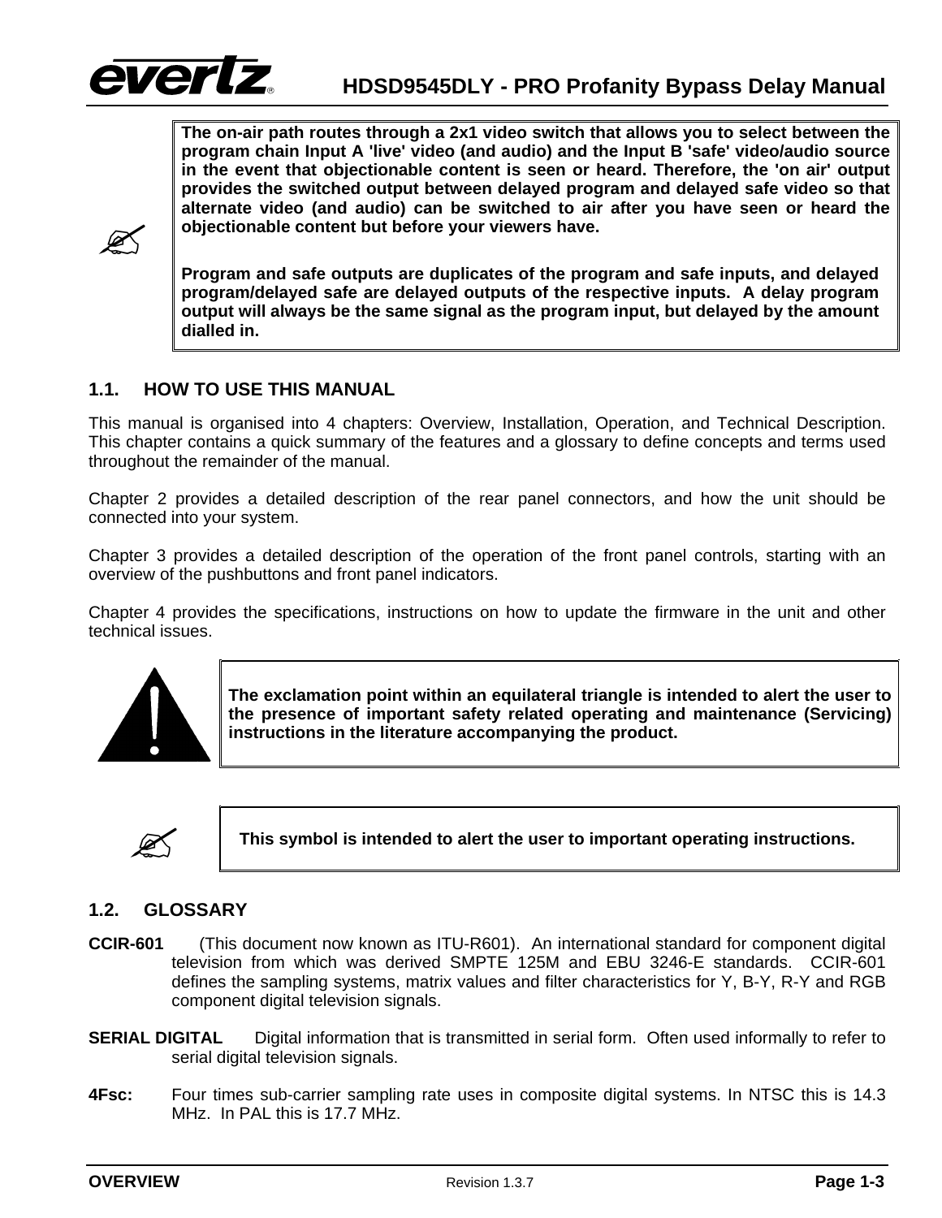**The on-air path routes through a 2x1 video switch that allows you to select between the program chain Input A 'live' video (and audio) and the Input B 'safe' video/audio source in the event that objectionable content is seen or heard. Therefore, the 'on air' output provides the switched output between delayed program and delayed safe video so that alternate video (and audio) can be switched to air after you have seen or heard the objectionable content but before your viewers have.**

**Program and safe outputs are duplicates of the program and safe inputs, and delayed program/delayed safe are delayed outputs of the respective inputs. A delay program output will always be the same signal as the program input, but delayed by the amount dialled in.**

## 1.1. HOW TO USE THIS MANUAL

This manual is organised into 4 chapters: Overview, Installation, Operation, and Technical Description. This chapter contains a quick summary of the features and a glossary to define concepts and terms used throughout the remainder of the manual.

Chapter 2 provides a detailed description of the rear panel connectors, and how the unit should be connected into your system.

Chapter 3 provides a detailed description of the operation of the front panel controls, starting with an overview of the pushbuttons and front panel indicators.

Chapter 4 provides the specifications, instructions on how to update the firmware in the unit and other technical issues.

**The exclamation point within an equilateral triangle is intended to alert the user to the presence of important safety related operating and maintenance (Servicing) instructions in the literature accompanying the product.**

**This symbol is intended to alert the user to important operating instructions.**

## 1.2. GLOSSARY

**CCIR-601** (This document now known as ITU-R601). An international standard for component digital television from which was derived SMPTE 125M and EBU 3246-E standards. CCIR-601 defines the sampling systems, matrix values and filter characteristics for Y, B-Y, R-Y and RGB component digital television signals.

**SERIAL DIGITAL** Digital information that is transmitted in serial form. Often used informally to refer to serial digital television signals.

**4Fsc:** Four times sub-carrier sampling rate uses in composite digital systems. In NTSC this is 14.3 MHz. In PAL this is 17.7 MHz.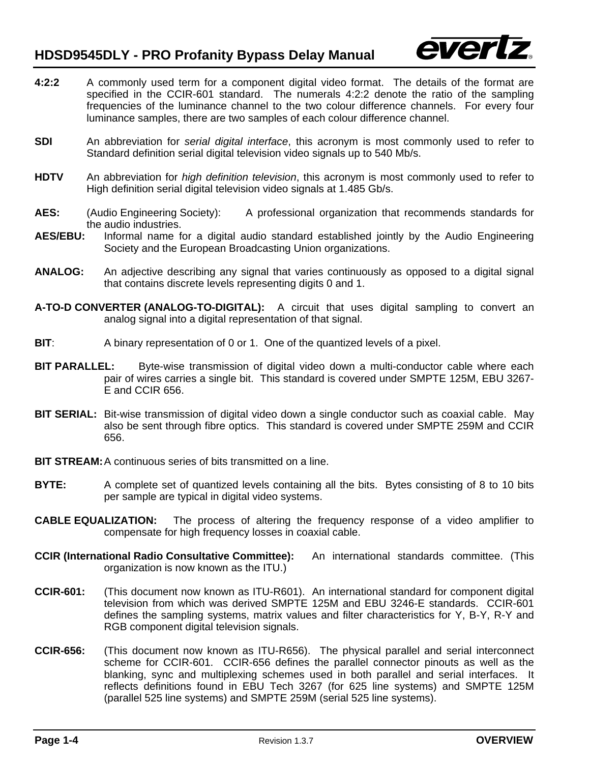**4:2:2** A commonly used term for a component digital video format. The details of the format are specified in the CCIR-601 standard. The numerals 4:2:2 denote the ratio of the sampling frequencies of the luminance channel to the two colour difference channels. For every four luminance samples, there are two samples of each colour difference channel.

**SDI** An abbreviation for *serial digital interface*, this acronym is most commonly used to refer to Standard definition serial digital television video signals up to 540 Mb/s.

**HDTV** An abbreviation for *high definition television*, this acronym is most commonly used to refer to High definition serial digital television video signals at 1.485 Gb/s.

**AES:** (Audio Engineering Society): A professional organization that recommends standards for the audio industries.

**AES/EBU:** Informal name for a digital audio standard established jointly by the Audio Engineering Society and the European Broadcasting Union organizations.

**ANALOG:** An adjective describing any signal that varies continuously as opposed to a digital signal that contains discrete levels representing digits 0 and 1.

**A-TO-D CONVERTER (ANALOG-TO-DIGITAL):** A circuit that uses digital sampling to convert an analog signal into a digital representation of that signal.

**BIT**: A binary representation of 0 or 1. One of the quantized levels of a pixel.

**BIT PARALLEL:** Byte-wise transmission of digital video down a multi-conductor cable where each pair of wires carries a single bit. This standard is covered under SMPTE 125M, EBU 3267-E and CCIR 656.

**BIT SERIAL:** Bit-wise transmission of digital video down a single conductor such as coaxial cable. May also be sent through fibre optics. This standard is covered under SMPTE 259M and CCIR 656.

**BIT STREAM:** A continuous series of bits transmitted on a line.

**BYTE:** A complete set of quantized levels containing all the bits. Bytes consisting of 8 to 10 bits per sample are typical in digital video systems.

**CABLE EQUALIZATION:** The process of altering the frequency response of a video amplifier to compensate for high frequency losses in coaxial cable.

**CCIR (International Radio Consultative Committee):** An international standards committee. (This organization is now known as the ITU.)

**CCIR-601:** (This document now known as ITU-R601). An international standard for component digital television from which was derived SMPTE 125M and EBU 3246-E standards. CCIR-601 defines the sampling systems, matrix values and filter characteristics for Y, B-Y, R-Y and RGB component digital television signals.

**CCIR-656:** (This document now known as ITU-R656). The physical parallel and serial interconnect scheme for CCIR-601. CCIR-656 defines the parallel connector pinouts as well as the blanking, sync and multiplexing schemes used in both parallel and serial interfaces. It reflects definitions found in EBU Tech 3267 (for 625 line systems) and SMPTE 125M (parallel 525 line systems) and SMPTE 259M (serial 525 line systems).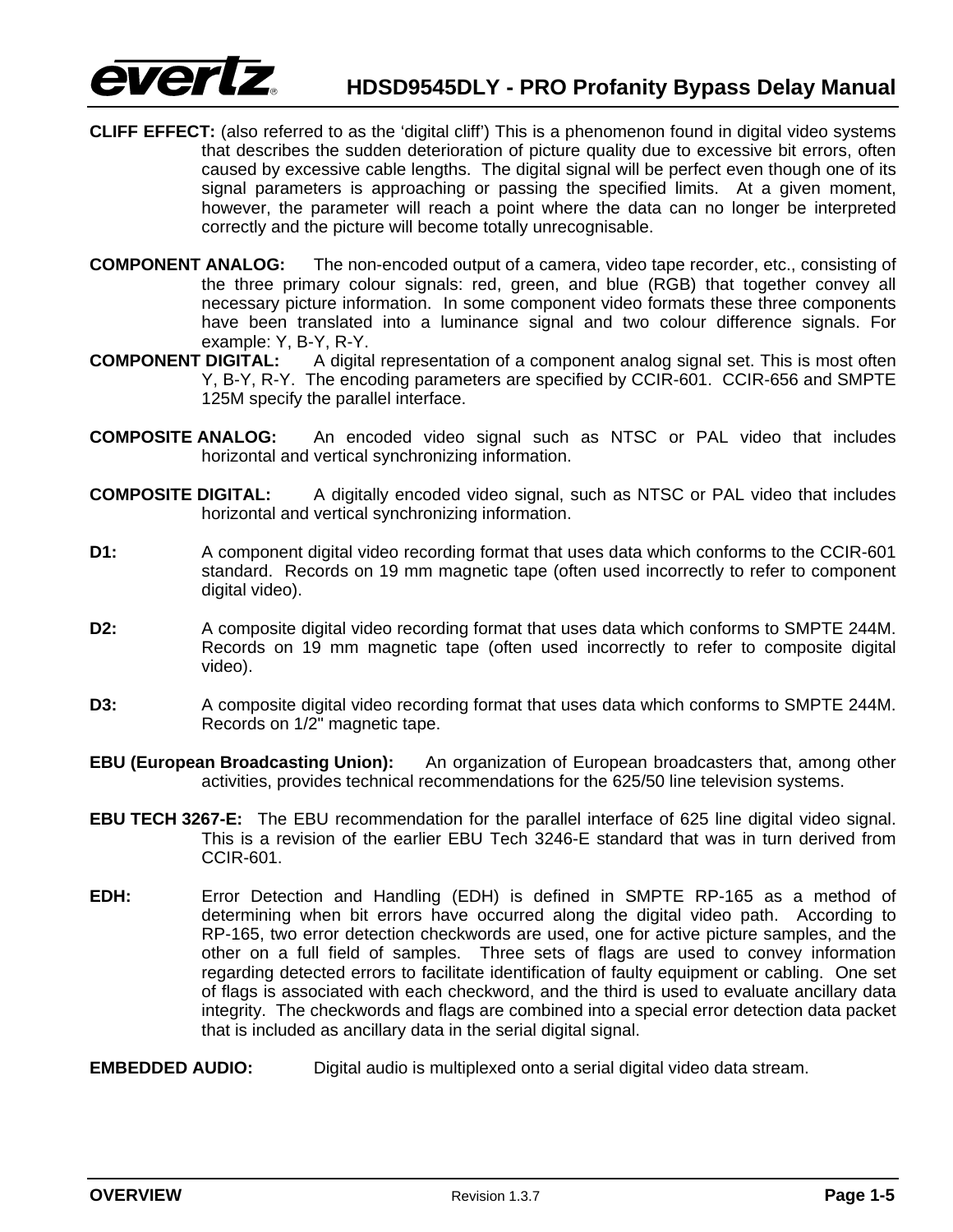**CLIFF EFFECT:** (also referred to as the 'digital cliff') This is a phenomenon found in digital video systems that describes the sudden deterioration of picture quality due to excessive bit errors, often caused by excessive cable lengths. The digital signal will be perfect even though one of its signal parameters is approaching or passing the specified limits. At a given moment, however, the parameter will reach a point where the data can no longer be interpreted correctly and the picture will become totally unrecognisable.

**COMPONENT ANALOG:** The non-encoded output of a camera, video tape recorder, etc., consisting of the three primary colour signals: red, green, and blue (RGB) that together convey all necessary picture information. In some component video formats these three components have been translated into a luminance signal and two colour difference signals. For example: Y, B-Y, R-Y.

**COMPONENT DIGITAL:** A digital representation of a component analog signal set. This is most often Y, B-Y, R-Y. The encoding parameters are specified by CCIR-601. CCIR-656 and SMPTE 125M specify the parallel interface.

**COMPOSITE ANALOG:** An encoded video signal such as NTSC or PAL video that includes horizontal and vertical synchronizing information.

**COMPOSITE DIGITAL:** A digitally encoded video signal, such as NTSC or PAL video that includes horizontal and vertical synchronizing information.

**D1:** A component digital video recording format that uses data which conforms to the CCIR-601 standard. Records on 19 mm magnetic tape (often used incorrectly to refer to component digital video).

**D2:** A composite digital video recording format that uses data which conforms to SMPTE 244M. Records on 19 mm magnetic tape (often used incorrectly to refer to composite digital video).

**D3:** A composite digital video recording format that uses data which conforms to SMPTE 244M. Records on 1/2" magnetic tape.

**EBU (European Broadcasting Union):** An organization of European broadcasters that, among other activities, provides technical recommendations for the 625/50 line television systems.

**EBU TECH 3267-E:** The EBU recommendation for the parallel interface of 625 line digital video signal. This is a revision of the earlier EBU Tech 3246-E standard that was in turn derived from CCIR-601.

**EDH:** Error Detection and Handling (EDH) is defined in SMPTE RP-165 as a method of determining when bit errors have occurred along the digital video path. According to RP-165, two error detection checkwords are used, one for active picture samples, and the other on a full field of samples. Three sets of flags are used to convey information regarding detected errors to facilitate identification of faulty equipment or cabling. One set of flags is associated with each checkword, and the third is used to evaluate ancillary data integrity. The checkwords and flags are combined into a special error detection data packet that is included as ancillary data in the serial digital signal.

**EMBEDDED AUDIO:** Digital audio is multiplexed onto a serial digital video data stream.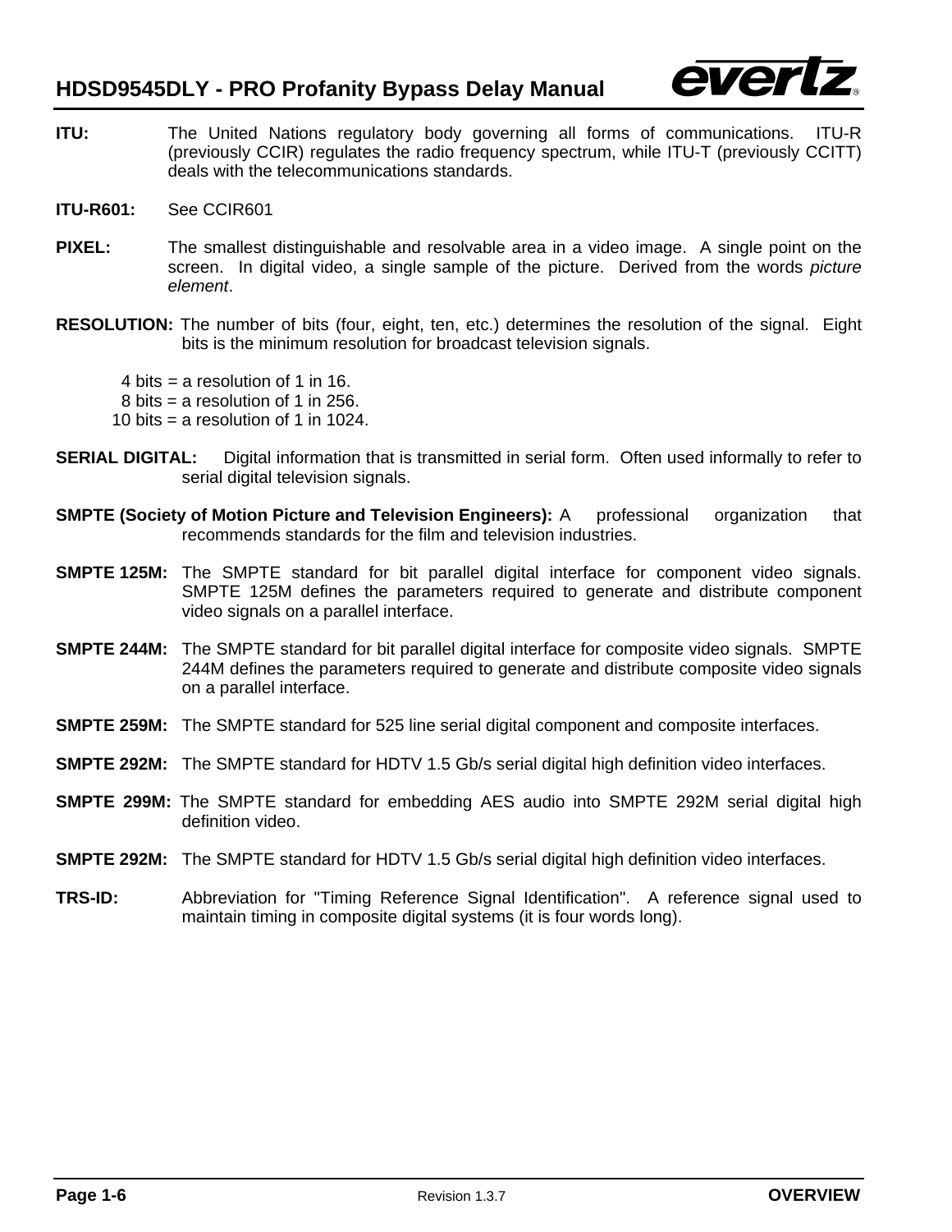**ITU:** The United Nations regulatory body governing all forms of communications. ITU-R (previously CCIR) regulates the radio frequency spectrum, while ITU-T (previously CCITT) deals with the telecommunications standards.

**ITU-R601:** See CCIR601

**PIXEL:** The smallest distinguishable and resolvable area in a video image. A single point on the screen. In digital video, a single sample of the picture. Derived from the words *picture element*.

**RESOLUTION:** The number of bits (four, eight, ten, etc.) determines the resolution of the signal. Eight bits is the minimum resolution for broadcast television signals.

4 bits = a resolution of 1 in 16.
8 bits = a resolution of 1 in 256.
10 bits = a resolution of 1 in 1024.

**SERIAL DIGITAL:** Digital information that is transmitted in serial form. Often used informally to refer to serial digital television signals.

**SMPTE (Society of Motion Picture and Television Engineers):** A professional organization that recommends standards for the film and television industries.

**SMPTE 125M:** The SMPTE standard for bit parallel digital interface for component video signals. SMPTE 125M defines the parameters required to generate and distribute component video signals on a parallel interface.

**SMPTE 244M:** The SMPTE standard for bit parallel digital interface for composite video signals. SMPTE 244M defines the parameters required to generate and distribute composite video signals on a parallel interface.

**SMPTE 259M:** The SMPTE standard for 525 line serial digital component and composite interfaces.

**SMPTE 292M:** The SMPTE standard for HDTV 1.5 Gb/s serial digital high definition video interfaces.

**SMPTE 299M:** The SMPTE standard for embedding AES audio into SMPTE 292M serial digital high definition video.

**SMPTE 292M:** The SMPTE standard for HDTV 1.5 Gb/s serial digital high definition video interfaces.

**TRS-ID:** Abbreviation for "Timing Reference Signal Identification". A reference signal used to maintain timing in composite digital systems (it is four words long).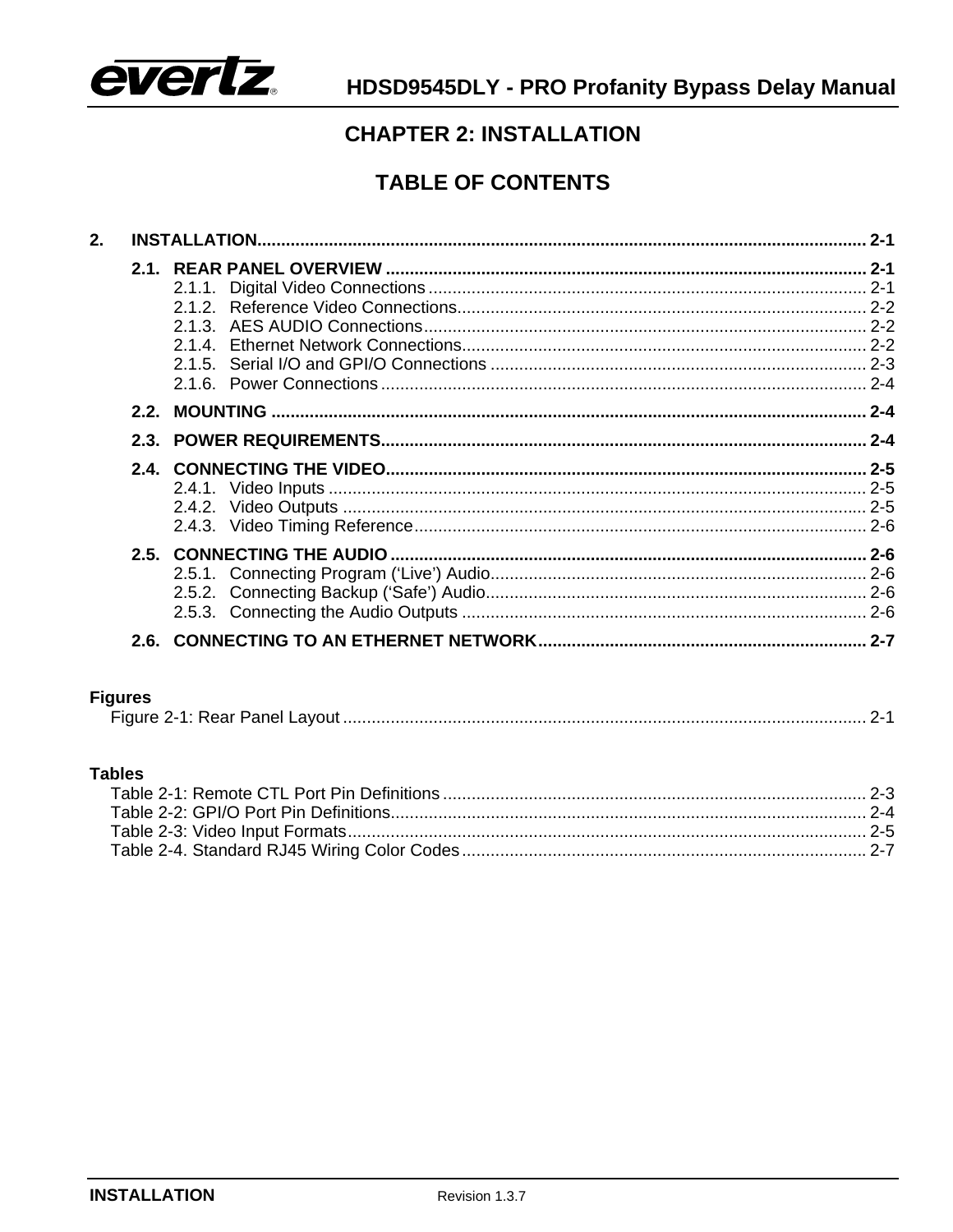# CHAPTER 2: INSTALLATION

## TABLE OF CONTENTS

**2. INSTALLATION** .......... 2-1

- **2.1. REAR PANEL OVERVIEW** .......... 2-1
  - 2.1.1. Digital Video Connections .......... 2-1
  - 2.1.2. Reference Video Connections .......... 2-2
  - 2.1.3. AES AUDIO Connections .......... 2-2
  - 2.1.4. Ethernet Network Connections .......... 2-2
  - 2.1.5. Serial I/O and GPI/O Connections .......... 2-3
  - 2.1.6. Power Connections .......... 2-4
- **2.2. MOUNTING** .......... 2-4
- **2.3. POWER REQUIREMENTS** .......... 2-4
- **2.4. CONNECTING THE VIDEO** .......... 2-5
  - 2.4.1. Video Inputs .......... 2-5
  - 2.4.2. Video Outputs .......... 2-5
  - 2.4.3. Video Timing Reference .......... 2-6
- **2.5. CONNECTING THE AUDIO** .......... 2-6
  - 2.5.1. Connecting Program (‘Live’) Audio .......... 2-6
  - 2.5.2. Connecting Backup (‘Safe’) Audio .......... 2-6
  - 2.5.3. Connecting the Audio Outputs .......... 2-6
- **2.6. CONNECTING TO AN ETHERNET NETWORK** .......... 2-7

**Figures**

Figure 2-1: Rear Panel Layout .......... 2-1

**Tables**

Table 2-1: Remote CTL Port Pin Definitions .......... 2-3
Table 2-2: GPI/O Port Pin Definitions .......... 2-4
Table 2-3: Video Input Formats .......... 2-5
Table 2-4. Standard RJ45 Wiring Color Codes .......... 2-7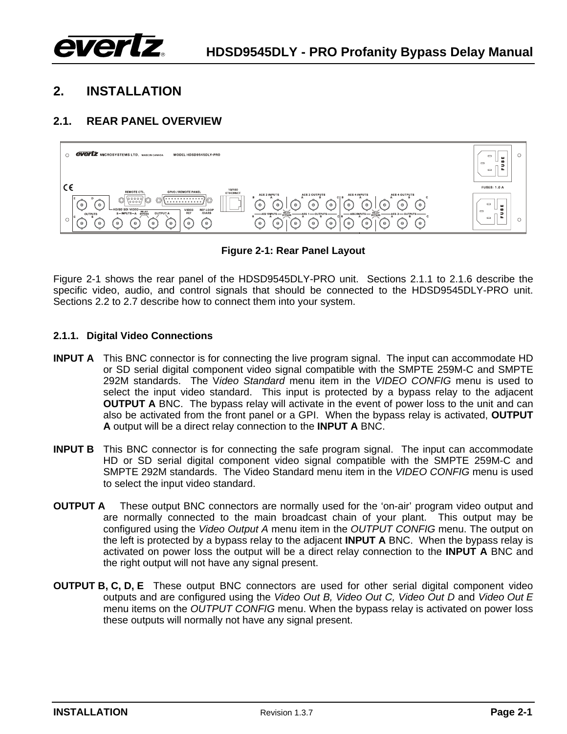# 2. INSTALLATION

## 2.1. REAR PANEL OVERVIEW

Figure 2-1: Rear Panel Layout

Figure 2-1 shows the rear panel of the HDSD9545DLY-PRO unit. Sections 2.1.1 to 2.1.6 describe the specific video, audio, and control signals that should be connected to the HDSD9545DLY-PRO unit. Sections 2.2 to 2.7 describe how to connect them into your system.

### 2.1.1. Digital Video Connections

**INPUT A** This BNC connector is for connecting the live program signal. The input can accommodate HD or SD serial digital component video signal compatible with the SMPTE 259M-C and SMPTE 292M standards. The *Video Standard* menu item in the *VIDEO CONFIG* menu is used to select the input video standard. This input is protected by a bypass relay to the adjacent **OUTPUT A** BNC. The bypass relay will activate in the event of power loss to the unit and can also be activated from the front panel or a GPI. When the bypass relay is activated, **OUTPUT A** output will be a direct relay connection to the **INPUT A** BNC.

**INPUT B** This BNC connector is for connecting the safe program signal. The input can accommodate HD or SD serial digital component video signal compatible with the SMPTE 259M-C and SMPTE 292M standards. The Video Standard menu item in the *VIDEO CONFIG* menu is used to select the input video standard.

**OUTPUT A** These output BNC connectors are normally used for the 'on-air' program video output and are normally connected to the main broadcast chain of your plant. This output may be configured using the *Video Output A* menu item in the *OUTPUT CONFIG* menu. The output on the left is protected by a bypass relay to the adjacent **INPUT A** BNC. When the bypass relay is activated on power loss the output will be a direct relay connection to the **INPUT A** BNC and the right output will not have any signal present.

**OUTPUT B, C, D, E** These output BNC connectors are used for other serial digital component video outputs and are configured using the *Video Out B, Video Out C, Video Out D* and *Video Out E* menu items on the *OUTPUT CONFIG* menu. When the bypass relay is activated on power loss these outputs will normally not have any signal present.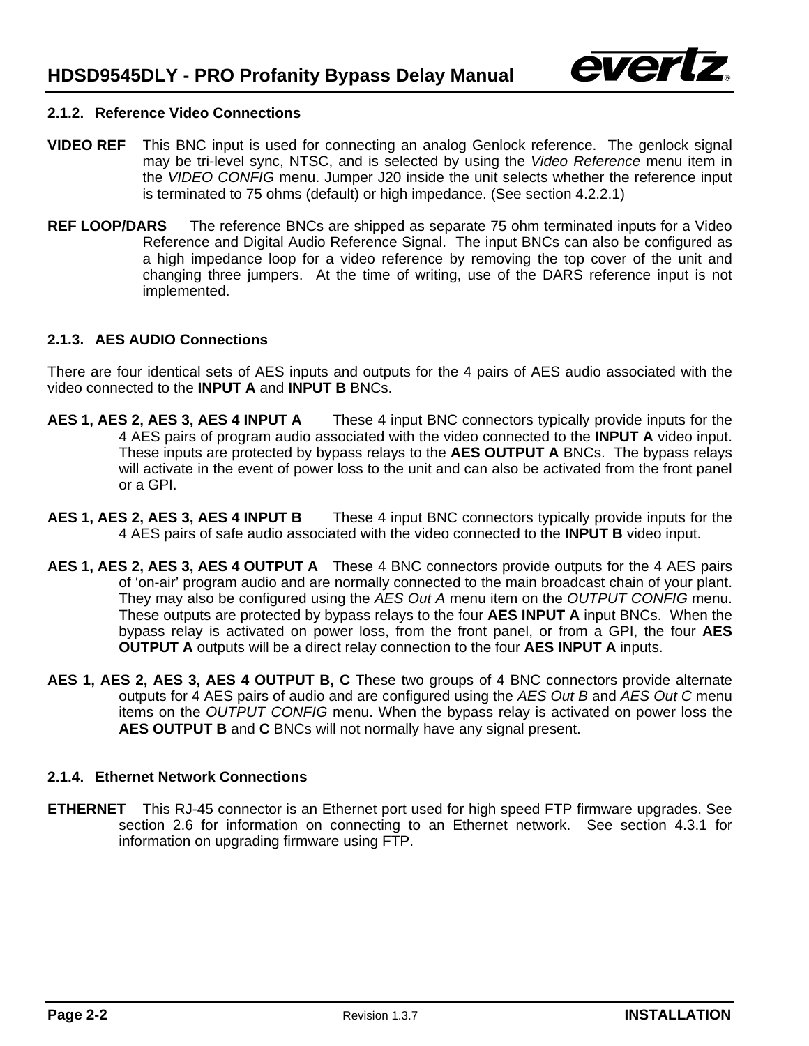### 2.1.2. Reference Video Connections

**VIDEO REF** This BNC input is used for connecting an analog Genlock reference. The genlock signal may be tri-level sync, NTSC, and is selected by using the *Video Reference* menu item in the *VIDEO CONFIG* menu. Jumper J20 inside the unit selects whether the reference input is terminated to 75 ohms (default) or high impedance. (See section 4.2.2.1)

**REF LOOP/DARS** The reference BNCs are shipped as separate 75 ohm terminated inputs for a Video Reference and Digital Audio Reference Signal. The input BNCs can also be configured as a high impedance loop for a video reference by removing the top cover of the unit and changing three jumpers. At the time of writing, use of the DARS reference input is not implemented.

### 2.1.3. AES AUDIO Connections

There are four identical sets of AES inputs and outputs for the 4 pairs of AES audio associated with the video connected to the **INPUT A** and **INPUT B** BNCs.

**AES 1, AES 2, AES 3, AES 4 INPUT A** These 4 input BNC connectors typically provide inputs for the 4 AES pairs of program audio associated with the video connected to the **INPUT A** video input. These inputs are protected by bypass relays to the **AES OUTPUT A** BNCs. The bypass relays will activate in the event of power loss to the unit and can also be activated from the front panel or a GPI.

**AES 1, AES 2, AES 3, AES 4 INPUT B** These 4 input BNC connectors typically provide inputs for the 4 AES pairs of safe audio associated with the video connected to the **INPUT B** video input.

**AES 1, AES 2, AES 3, AES 4 OUTPUT A** These 4 BNC connectors provide outputs for the 4 AES pairs of 'on-air' program audio and are normally connected to the main broadcast chain of your plant. They may also be configured using the *AES Out A* menu item on the *OUTPUT CONFIG* menu. These outputs are protected by bypass relays to the four **AES INPUT A** input BNCs. When the bypass relay is activated on power loss, from the front panel, or from a GPI, the four **AES OUTPUT A** outputs will be a direct relay connection to the four **AES INPUT A** inputs.

**AES 1, AES 2, AES 3, AES 4 OUTPUT B, C** These two groups of 4 BNC connectors provide alternate outputs for 4 AES pairs of audio and are configured using the *AES Out B* and *AES Out C* menu items on the *OUTPUT CONFIG* menu. When the bypass relay is activated on power loss the **AES OUTPUT B** and **C** BNCs will not normally have any signal present.

### 2.1.4. Ethernet Network Connections

**ETHERNET** This RJ-45 connector is an Ethernet port used for high speed FTP firmware upgrades. See section 2.6 for information on connecting to an Ethernet network. See section 4.3.1 for information on upgrading firmware using FTP.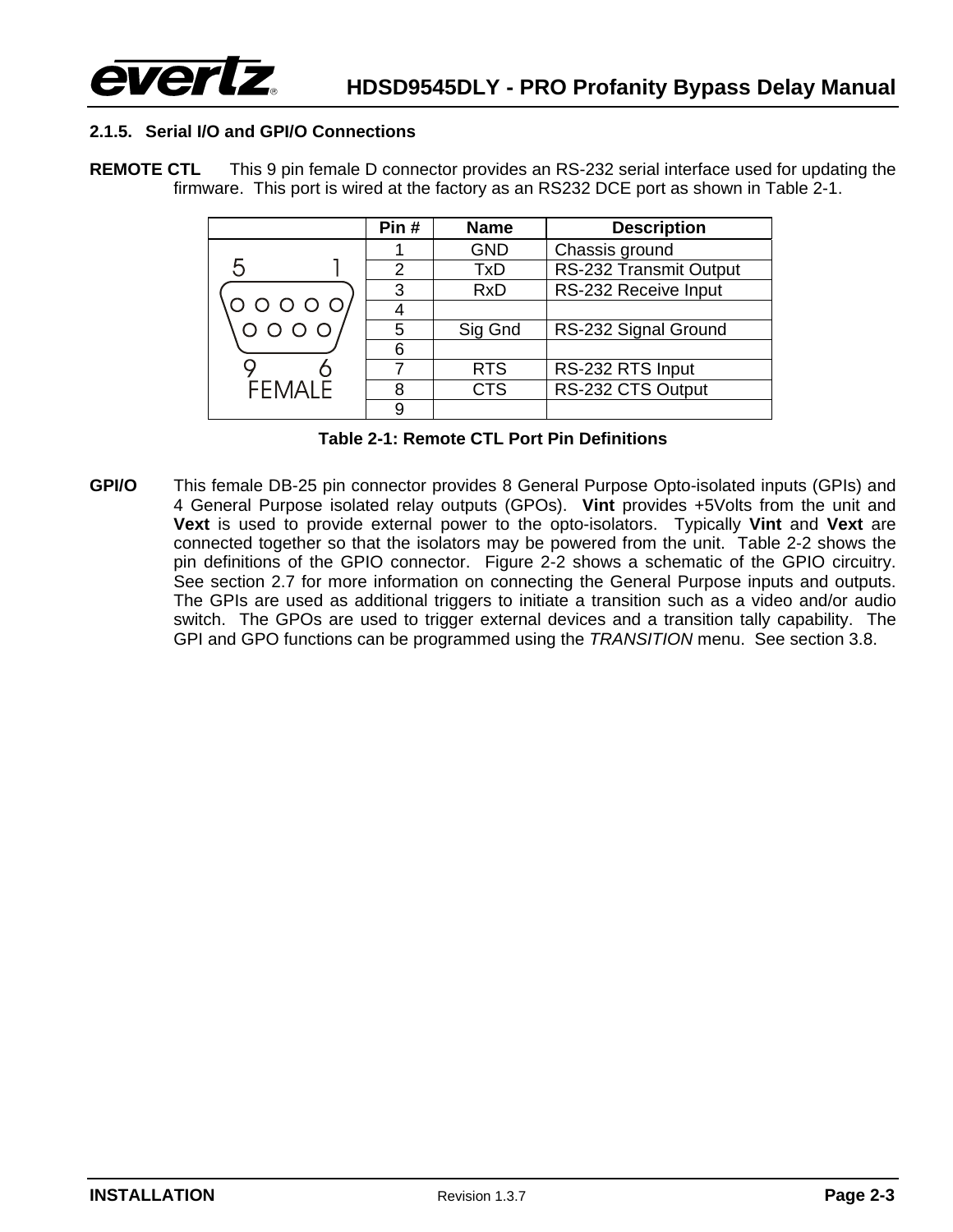### 2.1.5. Serial I/O and GPI/O Connections

**REMOTE CTL** This 9 pin female D connector provides an RS-232 serial interface used for updating the firmware. This port is wired at the factory as an RS232 DCE port as shown in Table 2-1.

| | Pin # | Name | Description |
|---|---|---|---|
| 5 1 / 9 6 FEMALE | 1 | GND | Chassis ground |
| | 2 | TxD | RS-232 Transmit Output |
| | 3 | RxD | RS-232 Receive Input |
| | 4 | | |
| | 5 | Sig Gnd | RS-232 Signal Ground |
| | 6 | | |
| | 7 | RTS | RS-232 RTS Input |
| | 8 | CTS | RS-232 CTS Output |
| | 9 | | |

**Table 2-1: Remote CTL Port Pin Definitions**

**GPI/O** This female DB-25 pin connector provides 8 General Purpose Opto-isolated inputs (GPIs) and 4 General Purpose isolated relay outputs (GPOs). **Vint** provides +5Volts from the unit and **Vext** is used to provide external power to the opto-isolators. Typically **Vint** and **Vext** are connected together so that the isolators may be powered from the unit. Table 2-2 shows the pin definitions of the GPIO connector. Figure 2-2 shows a schematic of the GPIO circuitry. See section 2.7 for more information on connecting the General Purpose inputs and outputs. The GPIs are used as additional triggers to initiate a transition such as a video and/or audio switch. The GPOs are used to trigger external devices and a transition tally capability. The GPI and GPO functions can be programmed using the *TRANSITION* menu. See section 3.8.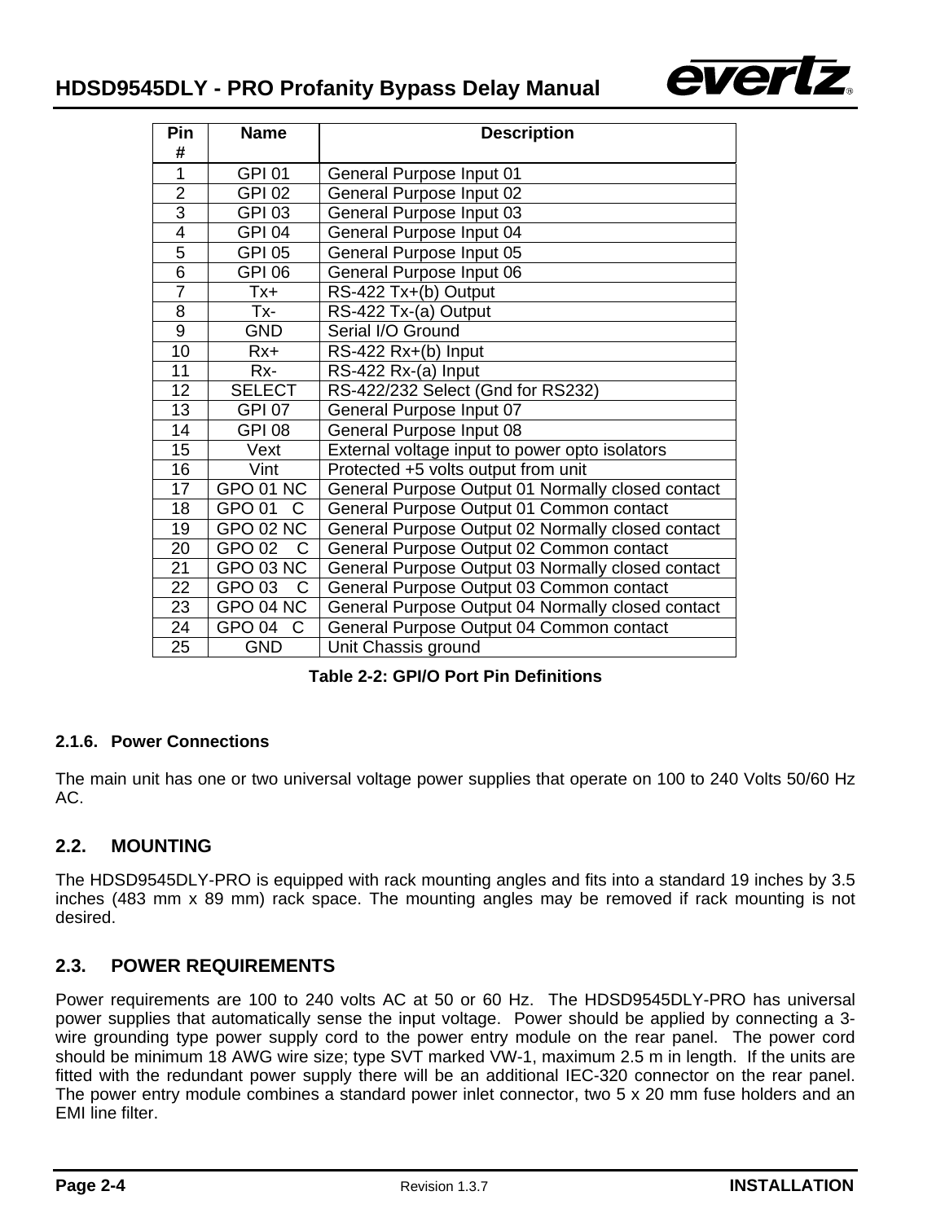| Pin # | Name | Description |
|---|---|---|
| 1 | GPI 01 | General Purpose Input 01 |
| 2 | GPI 02 | General Purpose Input 02 |
| 3 | GPI 03 | General Purpose Input 03 |
| 4 | GPI 04 | General Purpose Input 04 |
| 5 | GPI 05 | General Purpose Input 05 |
| 6 | GPI 06 | General Purpose Input 06 |
| 7 | Tx+ | RS-422 Tx+(b) Output |
| 8 | Tx- | RS-422 Tx-(a) Output |
| 9 | GND | Serial I/O Ground |
| 10 | Rx+ | RS-422 Rx+(b) Input |
| 11 | Rx- | RS-422 Rx-(a) Input |
| 12 | SELECT | RS-422/232 Select (Gnd for RS232) |
| 13 | GPI 07 | General Purpose Input 07 |
| 14 | GPI 08 | General Purpose Input 08 |
| 15 | Vext | External voltage input to power opto isolators |
| 16 | Vint | Protected +5 volts output from unit |
| 17 | GPO 01 NC | General Purpose Output 01 Normally closed contact |
| 18 | GPO 01 C | General Purpose Output 01 Common contact |
| 19 | GPO 02 NC | General Purpose Output 02 Normally closed contact |
| 20 | GPO 02 C | General Purpose Output 02 Common contact |
| 21 | GPO 03 NC | General Purpose Output 03 Normally closed contact |
| 22 | GPO 03 C | General Purpose Output 03 Common contact |
| 23 | GPO 04 NC | General Purpose Output 04 Normally closed contact |
| 24 | GPO 04 C | General Purpose Output 04 Common contact |
| 25 | GND | Unit Chassis ground |

**Table 2-2: GPI/O Port Pin Definitions**

#### 2.1.6. Power Connections

The main unit has one or two universal voltage power supplies that operate on 100 to 240 Volts 50/60 Hz AC.

## 2.2. MOUNTING

The HDSD9545DLY-PRO is equipped with rack mounting angles and fits into a standard 19 inches by 3.5 inches (483 mm x 89 mm) rack space. The mounting angles may be removed if rack mounting is not desired.

## 2.3. POWER REQUIREMENTS

Power requirements are 100 to 240 volts AC at 50 or 60 Hz. The HDSD9545DLY-PRO has universal power supplies that automatically sense the input voltage. Power should be applied by connecting a 3-wire grounding type power supply cord to the power entry module on the rear panel. The power cord should be minimum 18 AWG wire size; type SVT marked VW-1, maximum 2.5 m in length. If the units are fitted with the redundant power supply there will be an additional IEC-320 connector on the rear panel. The power entry module combines a standard power inlet connector, two 5 x 20 mm fuse holders and an EMI line filter.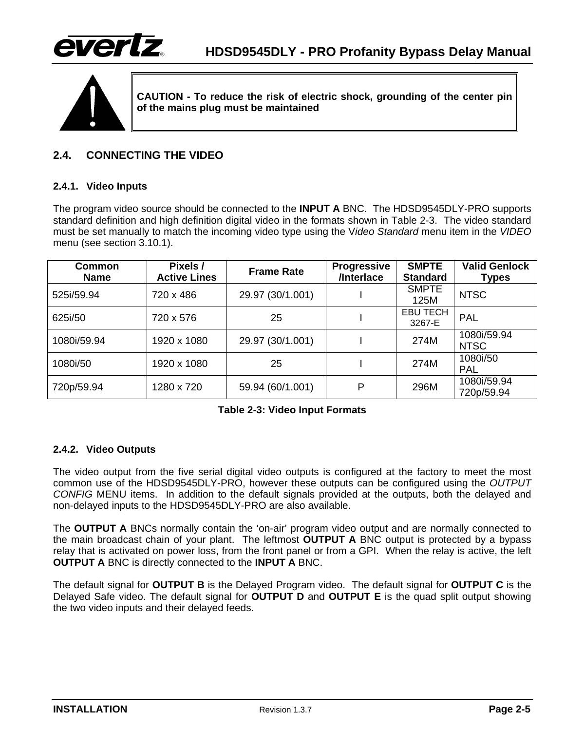**CAUTION - To reduce the risk of electric shock, grounding of the center pin of the mains plug must be maintained**

## 2.4. CONNECTING THE VIDEO

### 2.4.1. Video Inputs

The program video source should be connected to the **INPUT A** BNC. The HDSD9545DLY-PRO supports standard definition and high definition digital video in the formats shown in Table 2-3. The video standard must be set manually to match the incoming video type using the V*ideo Standard* menu item in the *VIDEO* menu (see section 3.10.1).

| Common Name | Pixels / Active Lines | Frame Rate | Progressive /Interlace | SMPTE Standard | Valid Genlock Types |
|---|---|---|---|---|---|
| 525i/59.94 | 720 x 486 | 29.97 (30/1.001) | I | SMPTE 125M | NTSC |
| 625i/50 | 720 x 576 | 25 | I | EBU TECH 3267-E | PAL |
| 1080i/59.94 | 1920 x 1080 | 29.97 (30/1.001) | I | 274M | 1080i/59.94 NTSC |
| 1080i/50 | 1920 x 1080 | 25 | I | 274M | 1080i/50 PAL |
| 720p/59.94 | 1280 x 720 | 59.94 (60/1.001) | P | 296M | 1080i/59.94 720p/59.94 |

**Table 2-3: Video Input Formats**

### 2.4.2. Video Outputs

The video output from the five serial digital video outputs is configured at the factory to meet the most common use of the HDSD9545DLY-PRO, however these outputs can be configured using the *OUTPUT CONFIG* MENU items. In addition to the default signals provided at the outputs, both the delayed and non-delayed inputs to the HDSD9545DLY-PRO are also available.

The **OUTPUT A** BNCs normally contain the 'on-air' program video output and are normally connected to the main broadcast chain of your plant. The leftmost **OUTPUT A** BNC output is protected by a bypass relay that is activated on power loss, from the front panel or from a GPI. When the relay is active, the left **OUTPUT A** BNC is directly connected to the **INPUT A** BNC.

The default signal for **OUTPUT B** is the Delayed Program video. The default signal for **OUTPUT C** is the Delayed Safe video. The default signal for **OUTPUT D** and **OUTPUT E** is the quad split output showing the two video inputs and their delayed feeds.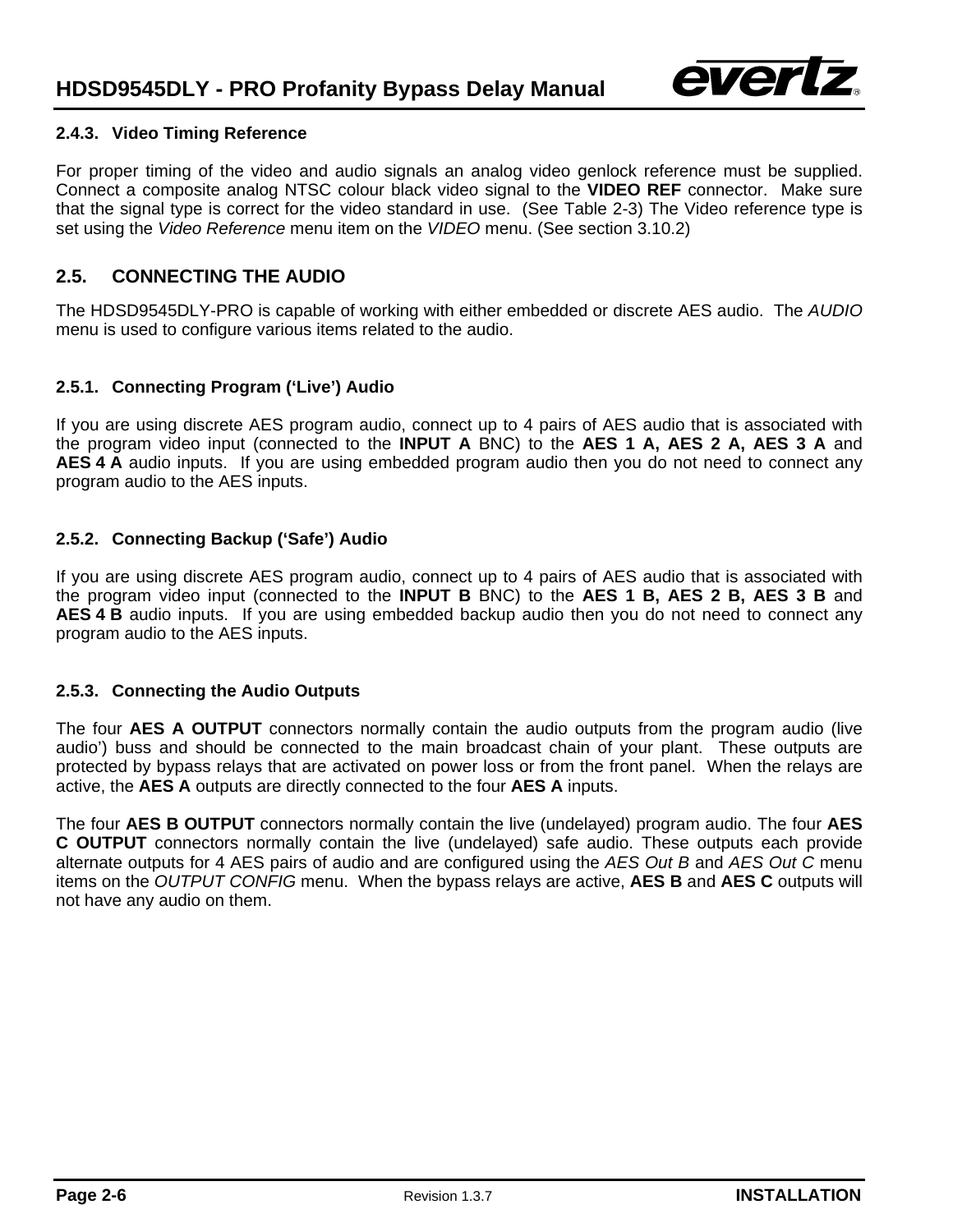#### 2.4.3. Video Timing Reference

For proper timing of the video and audio signals an analog video genlock reference must be supplied. Connect a composite analog NTSC colour black video signal to the **VIDEO REF** connector. Make sure that the signal type is correct for the video standard in use. (See Table 2-3) The Video reference type is set using the *Video Reference* menu item on the *VIDEO* menu. (See section 3.10.2)

## 2.5. CONNECTING THE AUDIO

The HDSD9545DLY-PRO is capable of working with either embedded or discrete AES audio. The *AUDIO* menu is used to configure various items related to the audio.

### 2.5.1. Connecting Program ('Live') Audio

If you are using discrete AES program audio, connect up to 4 pairs of AES audio that is associated with the program video input (connected to the **INPUT A** BNC) to the **AES 1 A, AES 2 A, AES 3 A** and **AES 4 A** audio inputs. If you are using embedded program audio then you do not need to connect any program audio to the AES inputs.

### 2.5.2. Connecting Backup ('Safe') Audio

If you are using discrete AES program audio, connect up to 4 pairs of AES audio that is associated with the program video input (connected to the **INPUT B** BNC) to the **AES 1 B, AES 2 B, AES 3 B** and **AES 4 B** audio inputs. If you are using embedded backup audio then you do not need to connect any program audio to the AES inputs.

### 2.5.3. Connecting the Audio Outputs

The four **AES A OUTPUT** connectors normally contain the audio outputs from the program audio (live audio') buss and should be connected to the main broadcast chain of your plant. These outputs are protected by bypass relays that are activated on power loss or from the front panel. When the relays are active, the **AES A** outputs are directly connected to the four **AES A** inputs.

The four **AES B OUTPUT** connectors normally contain the live (undelayed) program audio. The four **AES C OUTPUT** connectors normally contain the live (undelayed) safe audio. These outputs each provide alternate outputs for 4 AES pairs of audio and are configured using the *AES Out B* and *AES Out C* menu items on the *OUTPUT CONFIG* menu. When the bypass relays are active, **AES B** and **AES C** outputs will not have any audio on them.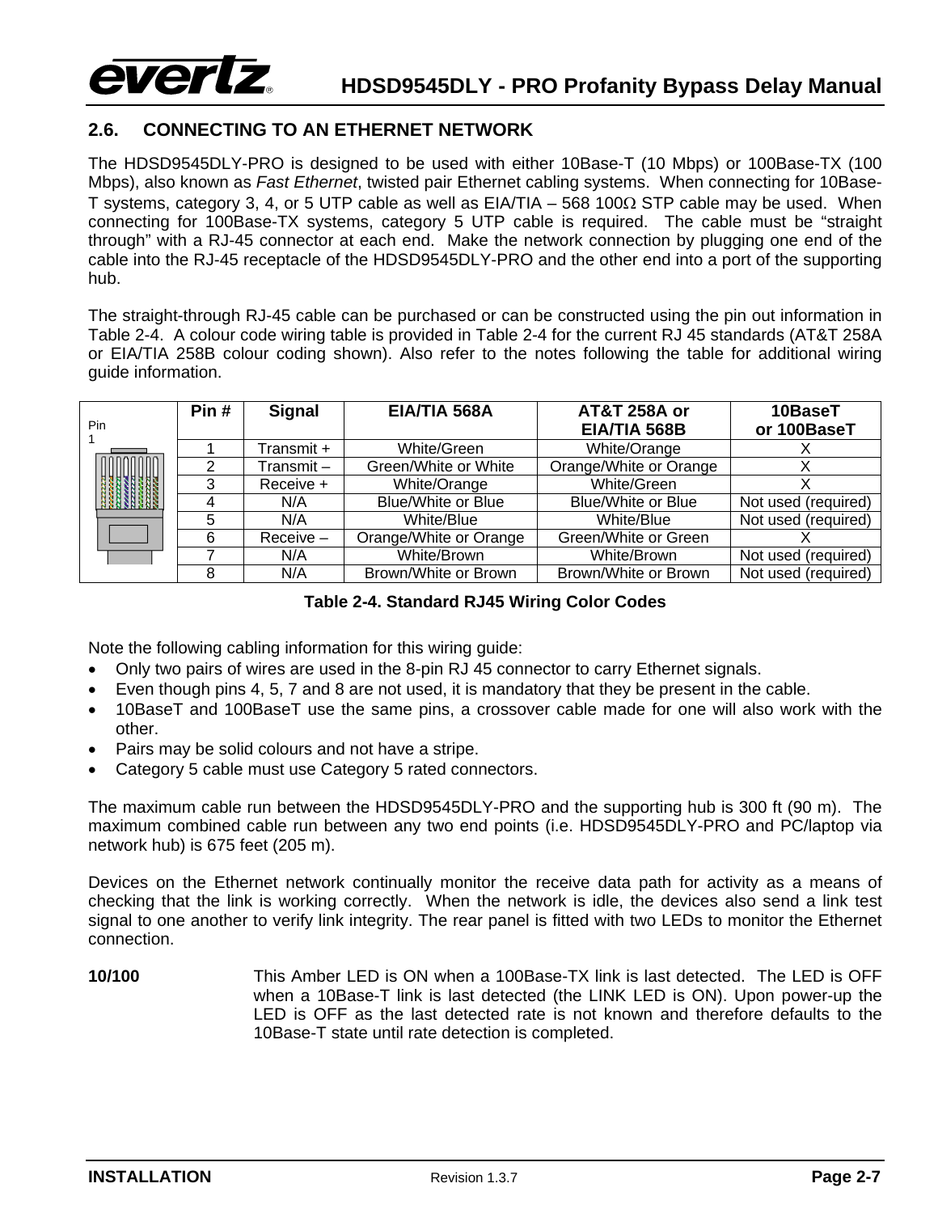## 2.6. CONNECTING TO AN ETHERNET NETWORK

The HDSD9545DLY-PRO is designed to be used with either 10Base-T (10 Mbps) or 100Base-TX (100 Mbps), also known as *Fast Ethernet*, twisted pair Ethernet cabling systems. When connecting for 10Base-T systems, category 3, 4, or 5 UTP cable as well as EIA/TIA – 568 100Ω STP cable may be used. When connecting for 100Base-TX systems, category 5 UTP cable is required. The cable must be "straight through" with a RJ-45 connector at each end. Make the network connection by plugging one end of the cable into the RJ-45 receptacle of the HDSD9545DLY-PRO and the other end into a port of the supporting hub.

The straight-through RJ-45 cable can be purchased or can be constructed using the pin out information in Table 2-4. A colour code wiring table is provided in Table 2-4 for the current RJ 45 standards (AT&T 258A or EIA/TIA 258B colour coding shown). Also refer to the notes following the table for additional wiring guide information.

| Pin # | Signal | EIA/TIA 568A | AT&T 258A or EIA/TIA 568B | 10BaseT or 100BaseT |
|---|---|---|---|---|
| 1 | Transmit + | White/Green | White/Orange | X |
| 2 | Transmit – | Green/White or White | Orange/White or Orange | X |
| 3 | Receive + | White/Orange | White/Green | X |
| 4 | N/A | Blue/White or Blue | Blue/White or Blue | Not used (required) |
| 5 | N/A | White/Blue | White/Blue | Not used (required) |
| 6 | Receive – | Orange/White or Orange | Green/White or Green | X |
| 7 | N/A | White/Brown | White/Brown | Not used (required) |
| 8 | N/A | Brown/White or Brown | Brown/White or Brown | Not used (required) |

**Table 2-4. Standard RJ45 Wiring Color Codes**

Note the following cabling information for this wiring guide:

- Only two pairs of wires are used in the 8-pin RJ 45 connector to carry Ethernet signals.
- Even though pins 4, 5, 7 and 8 are not used, it is mandatory that they be present in the cable.
- 10BaseT and 100BaseT use the same pins, a crossover cable made for one will also work with the other.
- Pairs may be solid colours and not have a stripe.
- Category 5 cable must use Category 5 rated connectors.

The maximum cable run between the HDSD9545DLY-PRO and the supporting hub is 300 ft (90 m). The maximum combined cable run between any two end points (i.e. HDSD9545DLY-PRO and PC/laptop via network hub) is 675 feet (205 m).

Devices on the Ethernet network continually monitor the receive data path for activity as a means of checking that the link is working correctly. When the network is idle, the devices also send a link test signal to one another to verify link integrity. The rear panel is fitted with two LEDs to monitor the Ethernet connection.

**10/100** This Amber LED is ON when a 100Base-TX link is last detected. The LED is OFF when a 10Base-T link is last detected (the LINK LED is ON). Upon power-up the LED is OFF as the last detected rate is not known and therefore defaults to the 10Base-T state until rate detection is completed.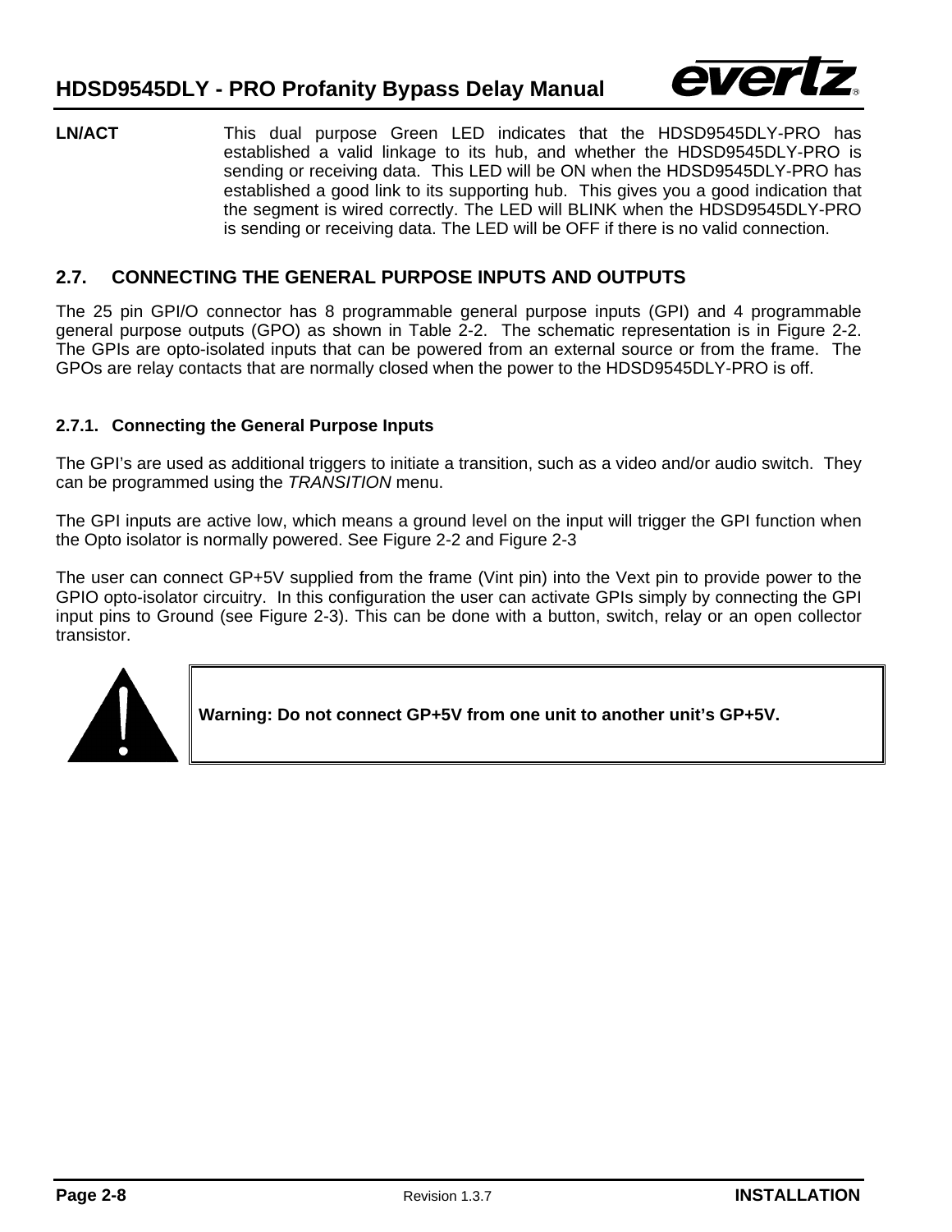**LN/ACT** This dual purpose Green LED indicates that the HDSD9545DLY-PRO has established a valid linkage to its hub, and whether the HDSD9545DLY-PRO is sending or receiving data. This LED will be ON when the HDSD9545DLY-PRO has established a good link to its supporting hub. This gives you a good indication that the segment is wired correctly. The LED will BLINK when the HDSD9545DLY-PRO is sending or receiving data. The LED will be OFF if there is no valid connection.

## 2.7. CONNECTING THE GENERAL PURPOSE INPUTS AND OUTPUTS

The 25 pin GPI/O connector has 8 programmable general purpose inputs (GPI) and 4 programmable general purpose outputs (GPO) as shown in Table 2-2. The schematic representation is in Figure 2-2. The GPIs are opto-isolated inputs that can be powered from an external source or from the frame. The GPOs are relay contacts that are normally closed when the power to the HDSD9545DLY-PRO is off.

### 2.7.1. Connecting the General Purpose Inputs

The GPI's are used as additional triggers to initiate a transition, such as a video and/or audio switch. They can be programmed using the *TRANSITION* menu.

The GPI inputs are active low, which means a ground level on the input will trigger the GPI function when the Opto isolator is normally powered. See Figure 2-2 and Figure 2-3

The user can connect GP+5V supplied from the frame (Vint pin) into the Vext pin to provide power to the GPIO opto-isolator circuitry. In this configuration the user can activate GPIs simply by connecting the GPI input pins to Ground (see Figure 2-3). This can be done with a button, switch, relay or an open collector transistor.

**Warning: Do not connect GP+5V from one unit to another unit's GP+5V.**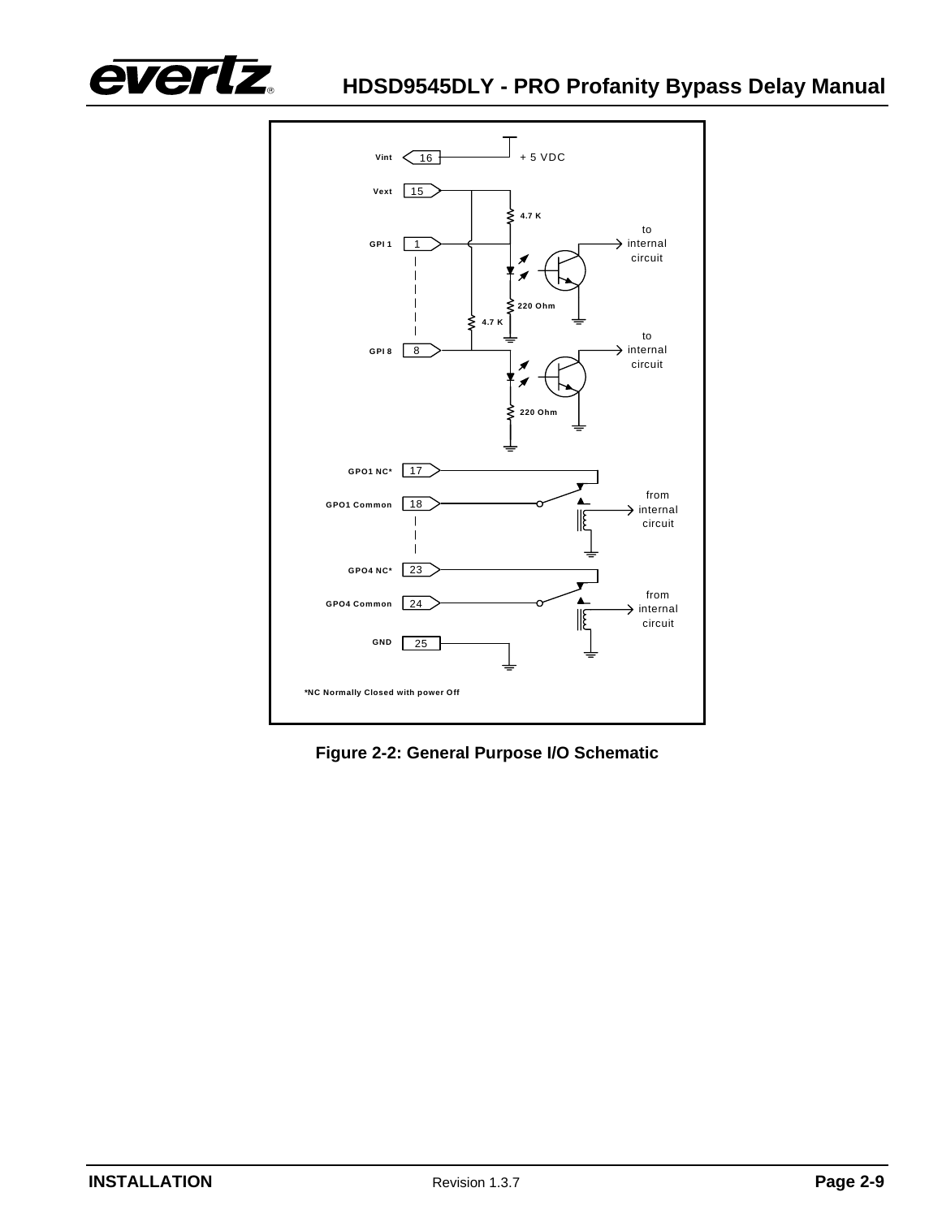Vint 16 + 5 VDC

Vext 15

4.7 K

GPI 1 1

to internal circuit

220 Ohm

4.7 K

GPI 8 8

to internal circuit

220 Ohm

GPO1 NC* 17

GPO1 Common 18

from internal circuit

GPO4 NC* 23

GPO4 Common 24

from internal circuit

GND 25

*NC Normally Closed with power Off

**Figure 2-2: General Purpose I/O Schematic**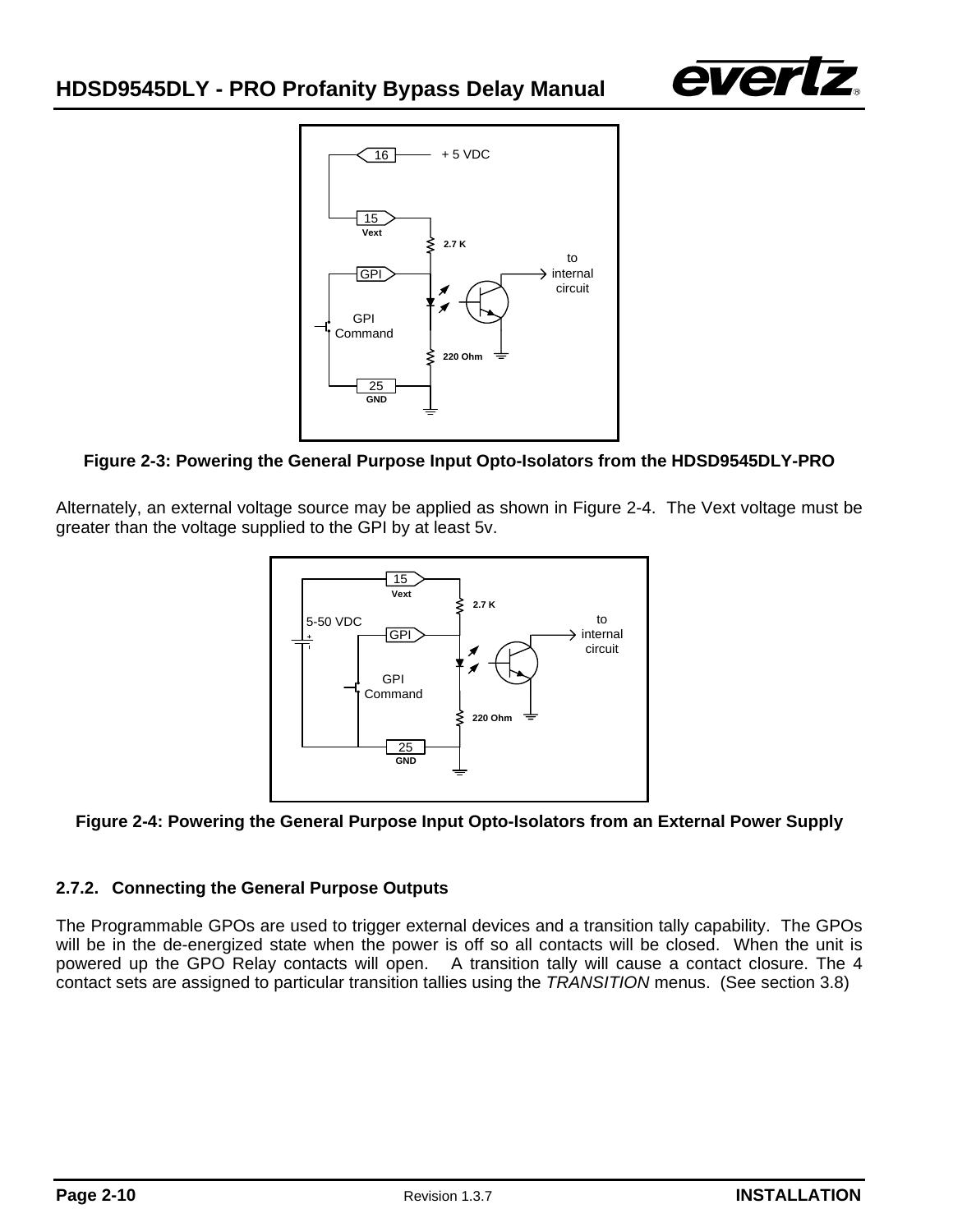**Figure 2-3: Powering the General Purpose Input Opto-Isolators from the HDSD9545DLY-PRO**

Alternately, an external voltage source may be applied as shown in Figure 2-4. The Vext voltage must be greater than the voltage supplied to the GPI by at least 5v.

**Figure 2-4: Powering the General Purpose Input Opto-Isolators from an External Power Supply**

### 2.7.2. Connecting the General Purpose Outputs

The Programmable GPOs are used to trigger external devices and a transition tally capability. The GPOs will be in the de-energized state when the power is off so all contacts will be closed. When the unit is powered up the GPO Relay contacts will open. A transition tally will cause a contact closure. The 4 contact sets are assigned to particular transition tallies using the *TRANSITION* menus. (See section 3.8)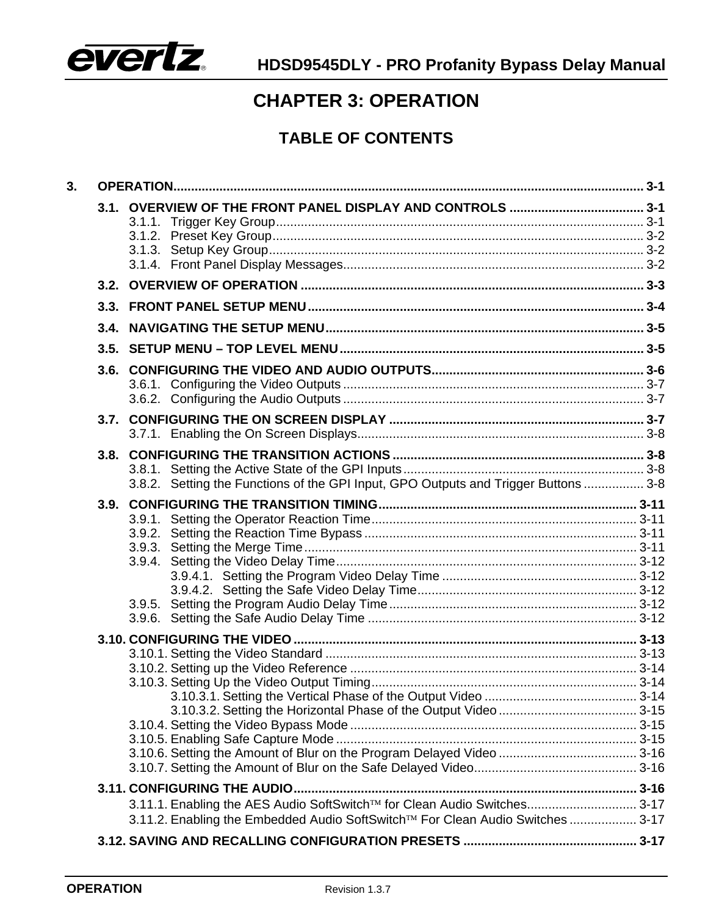# CHAPTER 3: OPERATION

## TABLE OF CONTENTS

**3. OPERATION** ..... 3-1

- **3.1. OVERVIEW OF THE FRONT PANEL DISPLAY AND CONTROLS** ..... 3-1
  - 3.1.1. Trigger Key Group ..... 3-1
  - 3.1.2. Preset Key Group ..... 3-2
  - 3.1.3. Setup Key Group ..... 3-2
  - 3.1.4. Front Panel Display Messages ..... 3-2
- **3.2. OVERVIEW OF OPERATION** ..... 3-3
- **3.3. FRONT PANEL SETUP MENU** ..... 3-4
- **3.4. NAVIGATING THE SETUP MENU** ..... 3-5
- **3.5. SETUP MENU – TOP LEVEL MENU** ..... 3-5
- **3.6. CONFIGURING THE VIDEO AND AUDIO OUTPUTS** ..... 3-6
  - 3.6.1. Configuring the Video Outputs ..... 3-7
  - 3.6.2. Configuring the Audio Outputs ..... 3-7
- **3.7. CONFIGURING THE ON SCREEN DISPLAY** ..... 3-7
  - 3.7.1. Enabling the On Screen Displays ..... 3-8
- **3.8. CONFIGURING THE TRANSITION ACTIONS** ..... 3-8
  - 3.8.1. Setting the Active State of the GPI Inputs ..... 3-8
  - 3.8.2. Setting the Functions of the GPI Input, GPO Outputs and Trigger Buttons ..... 3-8
- **3.9. CONFIGURING THE TRANSITION TIMING** ..... 3-11
  - 3.9.1. Setting the Operator Reaction Time ..... 3-11
  - 3.9.2. Setting the Reaction Time Bypass ..... 3-11
  - 3.9.3. Setting the Merge Time ..... 3-11
  - 3.9.4. Setting the Video Delay Time ..... 3-12
    - 3.9.4.1. Setting the Program Video Delay Time ..... 3-12
    - 3.9.4.2. Setting the Safe Video Delay Time ..... 3-12
  - 3.9.5. Setting the Program Audio Delay Time ..... 3-12
  - 3.9.6. Setting the Safe Audio Delay Time ..... 3-12
- **3.10. CONFIGURING THE VIDEO** ..... 3-13
  - 3.10.1. Setting the Video Standard ..... 3-13
  - 3.10.2. Setting up the Video Reference ..... 3-14
  - 3.10.3. Setting Up the Video Output Timing ..... 3-14
    - 3.10.3.1. Setting the Vertical Phase of the Output Video ..... 3-14
    - 3.10.3.2. Setting the Horizontal Phase of the Output Video ..... 3-15
  - 3.10.4. Setting the Video Bypass Mode ..... 3-15
  - 3.10.5. Enabling Safe Capture Mode ..... 3-15
  - 3.10.6. Setting the Amount of Blur on the Program Delayed Video ..... 3-16
  - 3.10.7. Setting the Amount of Blur on the Safe Delayed Video ..... 3-16
- **3.11. CONFIGURING THE AUDIO** ..... 3-16
  - 3.11.1. Enabling the AES Audio SoftSwitch™ for Clean Audio Switches ..... 3-17
  - 3.11.2. Enabling the Embedded Audio SoftSwitch™ For Clean Audio Switches ..... 3-17
- **3.12. SAVING AND RECALLING CONFIGURATION PRESETS** ..... 3-17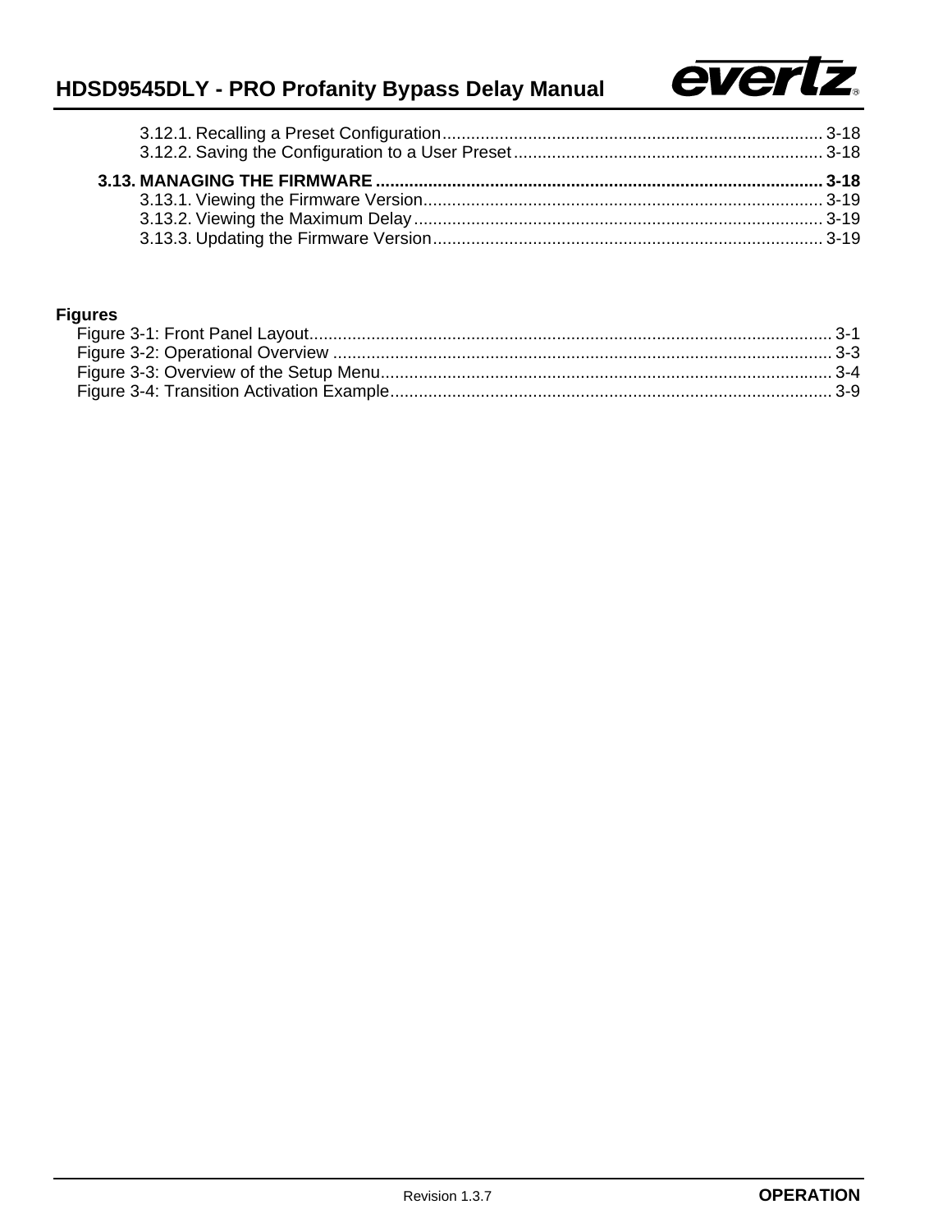3.12.1. Recalling a Preset Configuration ................................................................................ 3-18
3.12.2. Saving the Configuration to a User Preset ................................................................. 3-18

**3.13. MANAGING THE FIRMWARE ............................................................................................. 3-18**
3.13.1. Viewing the Firmware Version.................................................................................... 3-19
3.13.2. Viewing the Maximum Delay...................................................................................... 3-19
3.13.3. Updating the Firmware Version.................................................................................. 3-19

**Figures**

Figure 3-1: Front Panel Layout............................................................................................................. 3-1
Figure 3-2: Operational Overview ......................................................................................................... 3-3
Figure 3-3: Overview of the Setup Menu............................................................................................... 3-4
Figure 3-4: Transition Activation Example............................................................................................. 3-9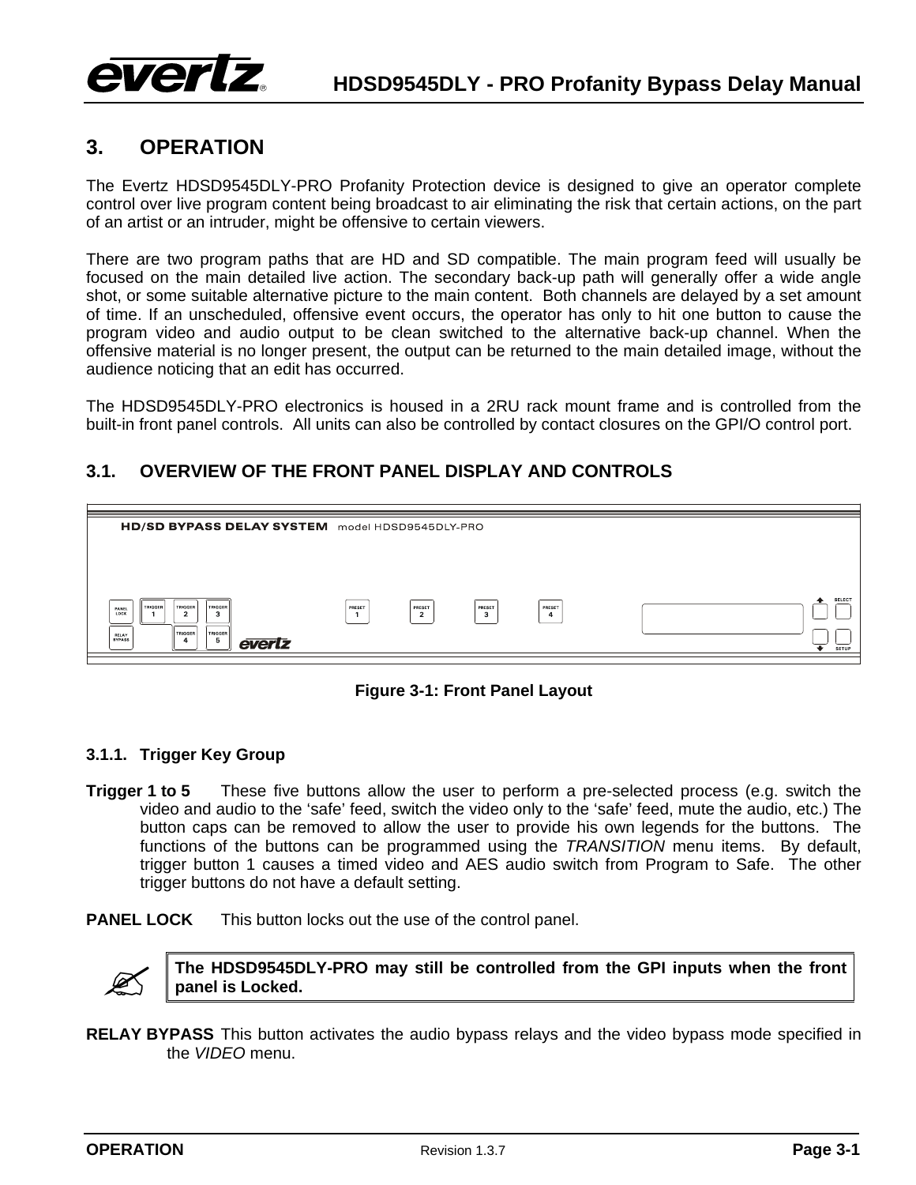# 3. OPERATION

The Evertz HDSD9545DLY-PRO Profanity Protection device is designed to give an operator complete control over live program content being broadcast to air eliminating the risk that certain actions, on the part of an artist or an intruder, might be offensive to certain viewers.

There are two program paths that are HD and SD compatible. The main program feed will usually be focused on the main detailed live action. The secondary back-up path will generally offer a wide angle shot, or some suitable alternative picture to the main content. Both channels are delayed by a set amount of time. If an unscheduled, offensive event occurs, the operator has only to hit one button to cause the program video and audio output to be clean switched to the alternative back-up channel. When the offensive material is no longer present, the output can be returned to the main detailed image, without the audience noticing that an edit has occurred.

The HDSD9545DLY-PRO electronics is housed in a 2RU rack mount frame and is controlled from the built-in front panel controls. All units can also be controlled by contact closures on the GPI/O control port.

## 3.1. OVERVIEW OF THE FRONT PANEL DISPLAY AND CONTROLS

**Figure 3-1: Front Panel Layout**

### 3.1.1. Trigger Key Group

**Trigger 1 to 5** These five buttons allow the user to perform a pre-selected process (e.g. switch the video and audio to the 'safe' feed, switch the video only to the 'safe' feed, mute the audio, etc.) The button caps can be removed to allow the user to provide his own legends for the buttons. The functions of the buttons can be programmed using the *TRANSITION* menu items. By default, trigger button 1 causes a timed video and AES audio switch from Program to Safe. The other trigger buttons do not have a default setting.

**PANEL LOCK** This button locks out the use of the control panel.

> **The HDSD9545DLY-PRO may still be controlled from the GPI inputs when the front panel is Locked.**

**RELAY BYPASS** This button activates the audio bypass relays and the video bypass mode specified in the *VIDEO* menu.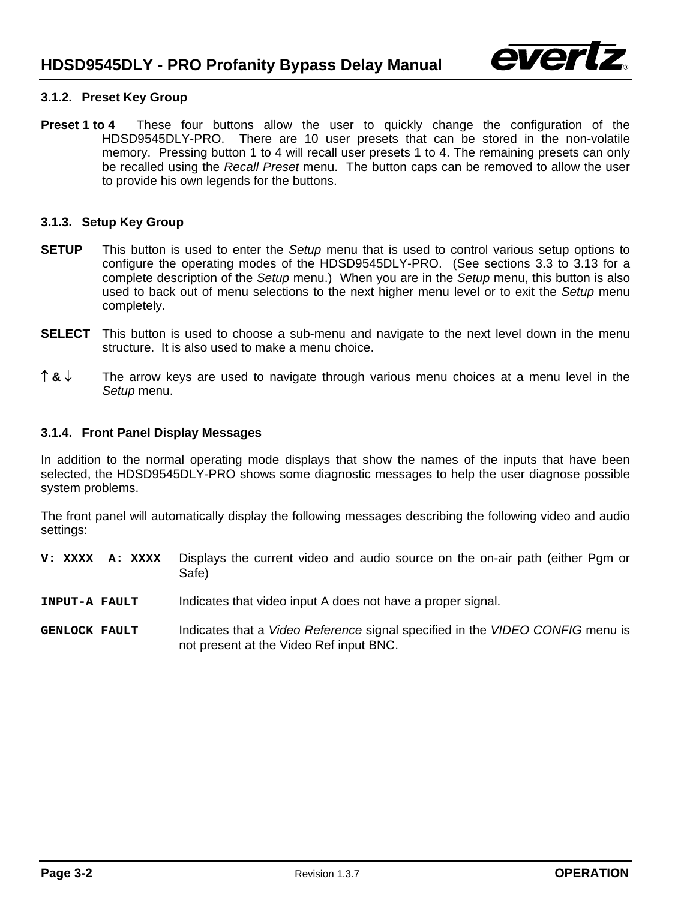### 3.1.2. Preset Key Group

**Preset 1 to 4** These four buttons allow the user to quickly change the configuration of the HDSD9545DLY-PRO. There are 10 user presets that can be stored in the non-volatile memory. Pressing button 1 to 4 will recall user presets 1 to 4. The remaining presets can only be recalled using the *Recall Preset* menu. The button caps can be removed to allow the user to provide his own legends for the buttons.

### 3.1.3. Setup Key Group

**SETUP** This button is used to enter the *Setup* menu that is used to control various setup options to configure the operating modes of the HDSD9545DLY-PRO. (See sections 3.3 to 3.13 for a complete description of the *Setup* menu.) When you are in the *Setup* menu, this button is also used to back out of menu selections to the next higher menu level or to exit the *Setup* menu completely.

**SELECT** This button is used to choose a sub-menu and navigate to the next level down in the menu structure. It is also used to make a menu choice.

**↑ & ↓** The arrow keys are used to navigate through various menu choices at a menu level in the *Setup* menu.

### 3.1.4. Front Panel Display Messages

In addition to the normal operating mode displays that show the names of the inputs that have been selected, the HDSD9545DLY-PRO shows some diagnostic messages to help the user diagnose possible system problems.

The front panel will automatically display the following messages describing the following video and audio settings:

**`V: XXXX  A: XXXX`** Displays the current video and audio source on the on-air path (either Pgm or Safe)

**`INPUT-A FAULT`** Indicates that video input A does not have a proper signal.

**`GENLOCK FAULT`** Indicates that a *Video Reference* signal specified in the *VIDEO CONFIG* menu is not present at the Video Ref input BNC.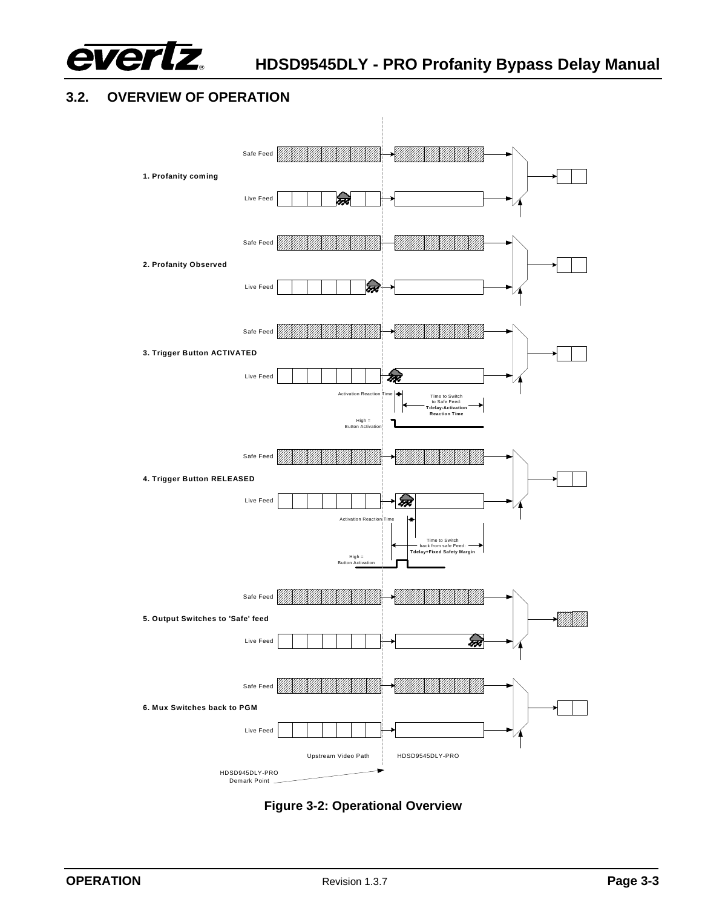## 3.2. OVERVIEW OF OPERATION

Safe Feed

1. Profanity coming

Live Feed

Safe Feed

2. Profanity Observed

Live Feed

Safe Feed

3. Trigger Button ACTIVATED

Live Feed

Activation Reaction Time

Time to Switch to Safe Feed: **Tdelay-Activation Reaction Time**

High = Button Activation

Safe Feed

4. Trigger Button RELEASED

Live Feed

Activation Reaction Time

Time to Switch back from safe Feed: **Tdelay+Fixed Safety Margin**

High = Button Activation

Safe Feed

5. Output Switches to 'Safe' feed

Live Feed

Safe Feed

6. Mux Switches back to PGM

Live Feed

Upstream Video Path

HDSD9545DLY-PRO

HDSD945DLY-PRO Demark Point

**Figure 3-2: Operational Overview**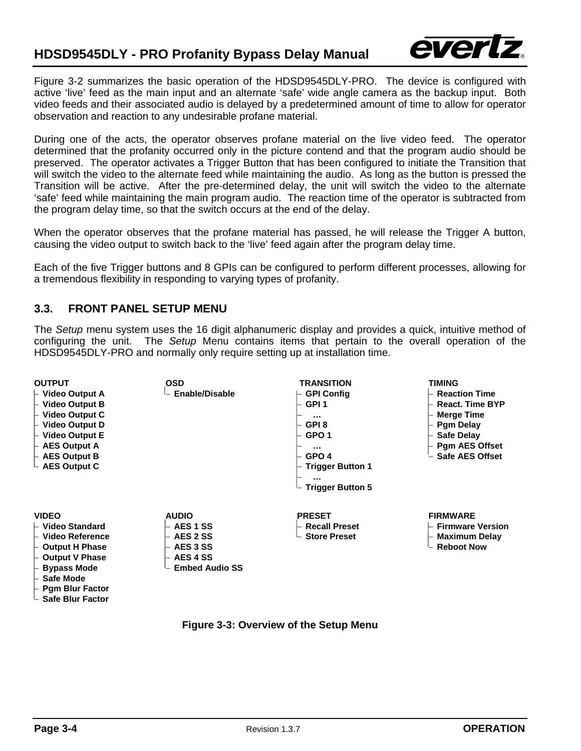Figure 3-2 summarizes the basic operation of the HDSD9545DLY-PRO. The device is configured with active 'live' feed as the main input and an alternate 'safe' wide angle camera as the backup input. Both video feeds and their associated audio is delayed by a predetermined amount of time to allow for operator observation and reaction to any undesirable profane material.

During one of the acts, the operator observes profane material on the live video feed. The operator determined that the profanity occurred only in the picture contend and that the program audio should be preserved. The operator activates a Trigger Button that has been configured to initiate the Transition that will switch the video to the alternate feed while maintaining the audio. As long as the button is pressed the Transition will be active. After the pre-determined delay, the unit will switch the video to the alternate 'safe' feed while maintaining the main program audio. The reaction time of the operator is subtracted from the program delay time, so that the switch occurs at the end of the delay.

When the operator observes that the profane material has passed, he will release the Trigger A button, causing the video output to switch back to the 'live' feed again after the program delay time.

Each of the five Trigger buttons and 8 GPIs can be configured to perform different processes, allowing for a tremendous flexibility in responding to varying types of profanity.

## 3.3. FRONT PANEL SETUP MENU

The *Setup* menu system uses the 16 digit alphanumeric display and provides a quick, intuitive method of configuring the unit. The *Setup* Menu contains items that pertain to the overall operation of the HDSD9545DLY-PRO and normally only require setting up at installation time.

**OUTPUT**
- Video Output A
- Video Output B
- Video Output C
- Video Output D
- Video Output E
- AES Output A
- AES Output B
- AES Output C

**OSD**
- Enable/Disable

**TRANSITION**
- GPI Config
- GPI 1
- …
- GPI 8
- GPO 1
- …
- GPO 4
- Trigger Button 1
- …
- Trigger Button 5

**TIMING**
- Reaction Time
- React. Time BYP
- Merge Time
- Pgm Delay
- Safe Delay
- Pgm AES Offset
- Safe AES Offset

**VIDEO**
- Video Standard
- Video Reference
- Output H Phase
- Output V Phase
- Bypass Mode
- Safe Mode
- Pgm Blur Factor
- Safe Blur Factor

**AUDIO**
- AES 1 SS
- AES 2 SS
- AES 3 SS
- AES 4 SS
- Embed Audio SS

**PRESET**
- Recall Preset
- Store Preset

**FIRMWARE**
- Firmware Version
- Maximum Delay
- Reboot Now

**Figure 3-3: Overview of the Setup Menu**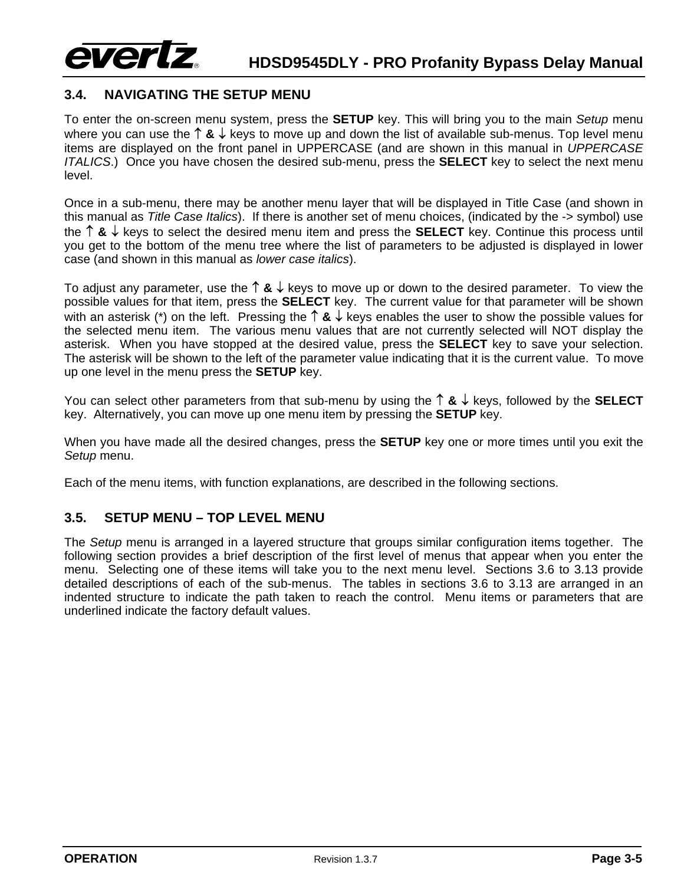## 3.4. NAVIGATING THE SETUP MENU

To enter the on-screen menu system, press the **SETUP** key. This will bring you to the main *Setup* menu where you can use the **↑ & ↓** keys to move up and down the list of available sub-menus. Top level menu items are displayed on the front panel in UPPERCASE (and are shown in this manual in *UPPERCASE ITALICS*.) Once you have chosen the desired sub-menu, press the **SELECT** key to select the next menu level.

Once in a sub-menu, there may be another menu layer that will be displayed in Title Case (and shown in this manual as *Title Case Italics*). If there is another set of menu choices, (indicated by the -> symbol) use the **↑ & ↓** keys to select the desired menu item and press the **SELECT** key. Continue this process until you get to the bottom of the menu tree where the list of parameters to be adjusted is displayed in lower case (and shown in this manual as *lower case italics*).

To adjust any parameter, use the **↑ & ↓** keys to move up or down to the desired parameter. To view the possible values for that item, press the **SELECT** key. The current value for that parameter will be shown with an asterisk (*) on the left. Pressing the **↑ & ↓** keys enables the user to show the possible values for the selected menu item. The various menu values that are not currently selected will NOT display the asterisk. When you have stopped at the desired value, press the **SELECT** key to save your selection. The asterisk will be shown to the left of the parameter value indicating that it is the current value. To move up one level in the menu press the **SETUP** key.

You can select other parameters from that sub-menu by using the **↑ & ↓** keys, followed by the **SELECT** key. Alternatively, you can move up one menu item by pressing the **SETUP** key.

When you have made all the desired changes, press the **SETUP** key one or more times until you exit the *Setup* menu.

Each of the menu items, with function explanations, are described in the following sections.

## 3.5. SETUP MENU – TOP LEVEL MENU

The *Setup* menu is arranged in a layered structure that groups similar configuration items together. The following section provides a brief description of the first level of menus that appear when you enter the menu. Selecting one of these items will take you to the next menu level. Sections 3.6 to 3.13 provide detailed descriptions of each of the sub-menus. The tables in sections 3.6 to 3.13 are arranged in an indented structure to indicate the path taken to reach the control. Menu items or parameters that are underlined indicate the factory default values.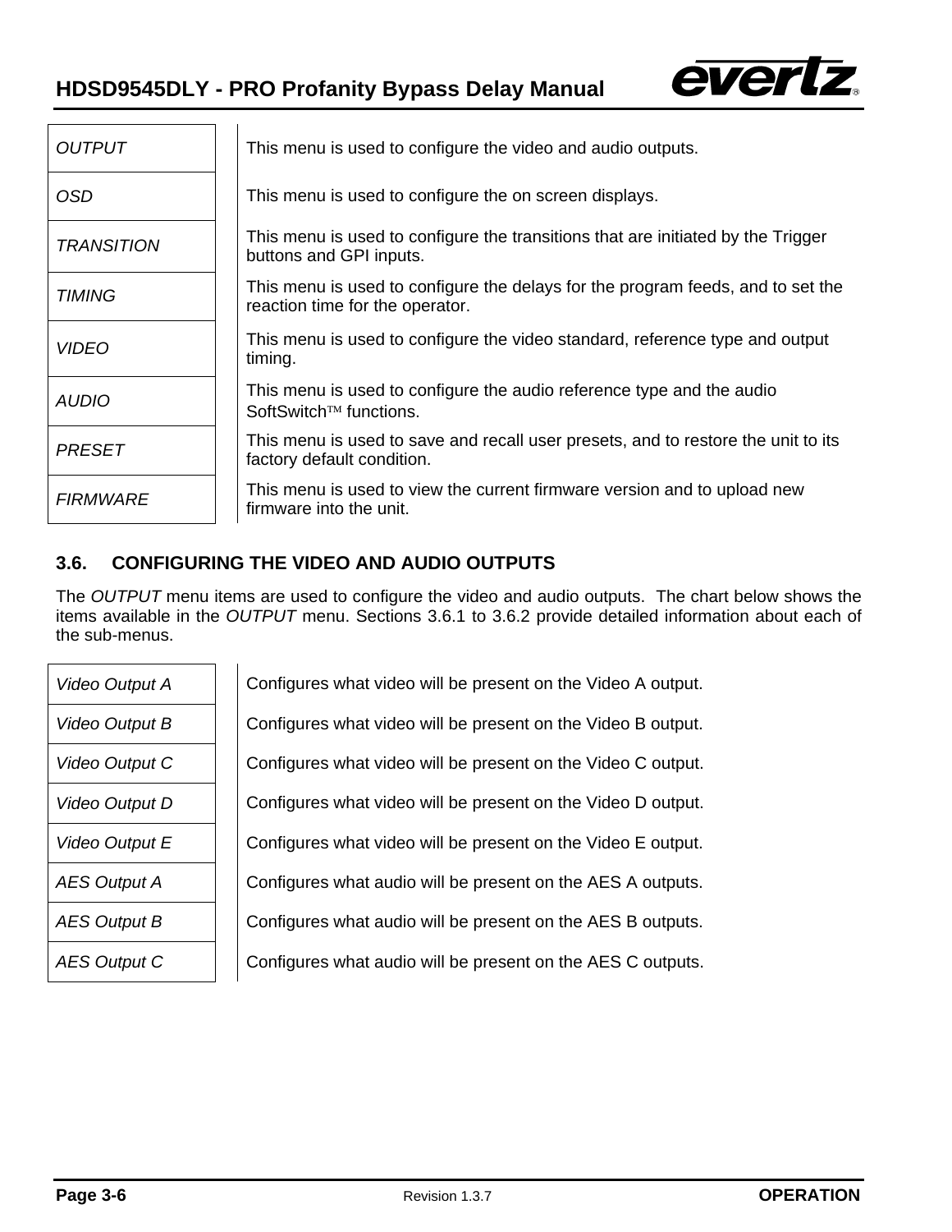| | |
|---|---|
| *OUTPUT* | This menu is used to configure the video and audio outputs. |
| *OSD* | This menu is used to configure the on screen displays. |
| *TRANSITION* | This menu is used to configure the transitions that are initiated by the Trigger buttons and GPI inputs. |
| *TIMING* | This menu is used to configure the delays for the program feeds, and to set the reaction time for the operator. |
| *VIDEO* | This menu is used to configure the video standard, reference type and output timing. |
| *AUDIO* | This menu is used to configure the audio reference type and the audio SoftSwitch™ functions. |
| *PRESET* | This menu is used to save and recall user presets, and to restore the unit to its factory default condition. |
| *FIRMWARE* | This menu is used to view the current firmware version and to upload new firmware into the unit. |

## 3.6. CONFIGURING THE VIDEO AND AUDIO OUTPUTS

The *OUTPUT* menu items are used to configure the video and audio outputs. The chart below shows the items available in the *OUTPUT* menu. Sections 3.6.1 to 3.6.2 provide detailed information about each of the sub-menus.

| | |
|---|---|
| *Video Output A* | Configures what video will be present on the Video A output. |
| *Video Output B* | Configures what video will be present on the Video B output. |
| *Video Output C* | Configures what video will be present on the Video C output. |
| *Video Output D* | Configures what video will be present on the Video D output. |
| *Video Output E* | Configures what video will be present on the Video E output. |
| *AES Output A* | Configures what audio will be present on the AES A outputs. |
| *AES Output B* | Configures what audio will be present on the AES B outputs. |
| *AES Output C* | Configures what audio will be present on the AES C outputs. |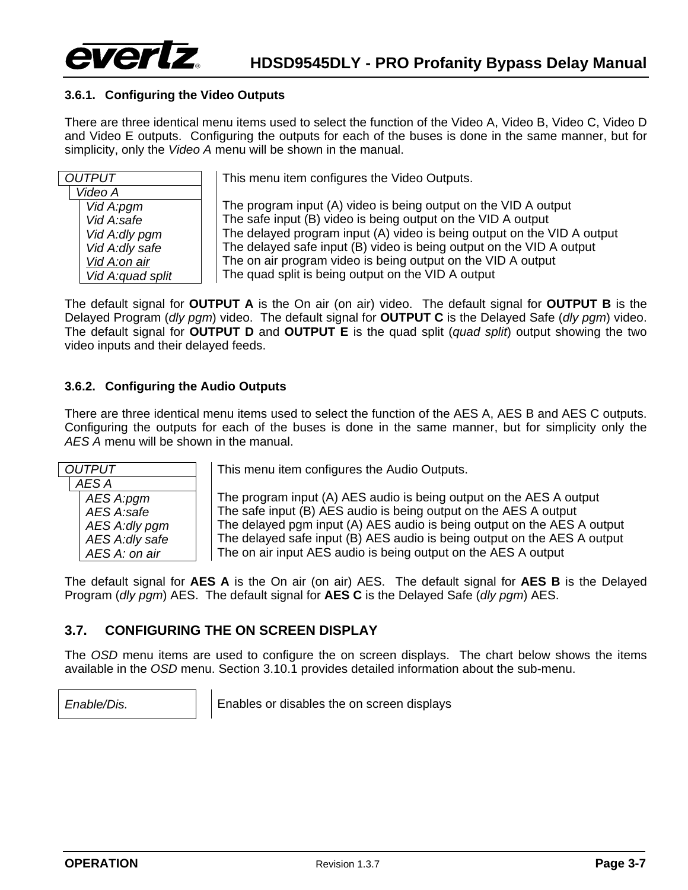### 3.6.1. Configuring the Video Outputs

There are three identical menu items used to select the function of the Video A, Video B, Video C, Video D and Video E outputs. Configuring the outputs for each of the buses is done in the same manner, but for simplicity, only the *Video A* menu will be shown in the manual.

| *OUTPUT* / *Video A* | This menu item configures the Video Outputs. |
|---|---|
| *Vid A:pgm* | The program input (A) video is being output on the VID A output |
| *Vid A:safe* | The safe input (B) video is being output on the VID A output |
| *Vid A:dly pgm* | The delayed program input (A) video is being output on the VID A output |
| *Vid A:dly safe* | The delayed safe input (B) video is being output on the VID A output |
| *Vid A:on air* | The on air program video is being output on the VID A output |
| *Vid A:quad split* | The quad split is being output on the VID A output |

The default signal for **OUTPUT A** is the On air (on air) video. The default signal for **OUTPUT B** is the Delayed Program (*dly pgm*) video. The default signal for **OUTPUT C** is the Delayed Safe (*dly pgm*) video. The default signal for **OUTPUT D** and **OUTPUT E** is the quad split (*quad split*) output showing the two video inputs and their delayed feeds.

### 3.6.2. Configuring the Audio Outputs

There are three identical menu items used to select the function of the AES A, AES B and AES C outputs. Configuring the outputs for each of the buses is done in the same manner, but for simplicity only the *AES A* menu will be shown in the manual.

| *OUTPUT* / *AES A* | This menu item configures the Audio Outputs. |
|---|---|
| *AES A:pgm* | The program input (A) AES audio is being output on the AES A output |
| *AES A:safe* | The safe input (B) AES audio is being output on the AES A output |
| *AES A:dly pgm* | The delayed pgm input (A) AES audio is being output on the AES A output |
| *AES A:dly safe* | The delayed safe input (B) AES audio is being output on the AES A output |
| *AES A: on air* | The on air input AES audio is being output on the AES A output |

The default signal for **AES A** is the On air (on air) AES. The default signal for **AES B** is the Delayed Program (*dly pgm*) AES. The default signal for **AES C** is the Delayed Safe (*dly pgm*) AES.

## 3.7. CONFIGURING THE ON SCREEN DISPLAY

The *OSD* menu items are used to configure the on screen displays. The chart below shows the items available in the *OSD* menu. Section 3.10.1 provides detailed information about the sub-menu.

| | |
|---|---|
| *Enable/Dis.* | Enables or disables the on screen displays |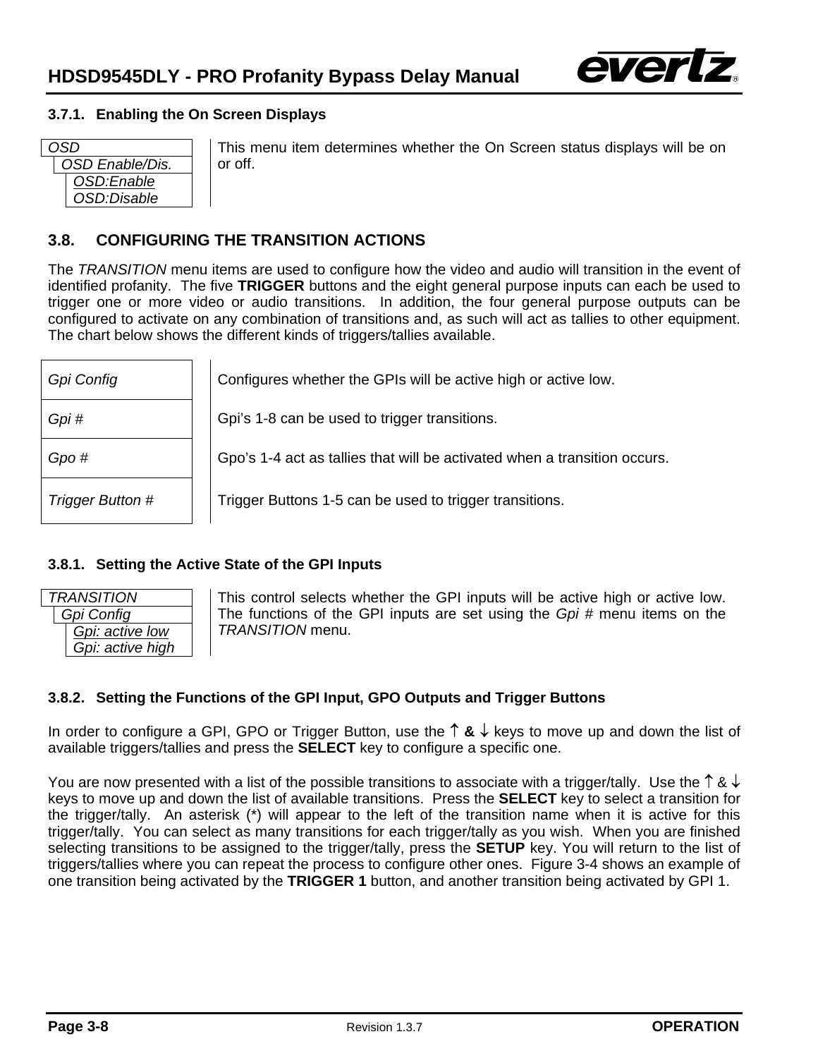### 3.7.1. Enabling the On Screen Displays

| Menu | Description |
|---|---|
| *OSD*<br>*OSD Enable/Dis.*<br>*OSD:Enable*<br>*OSD:Disable* | This menu item determines whether the On Screen status displays will be on or off. |

## 3.8. CONFIGURING THE TRANSITION ACTIONS

The *TRANSITION* menu items are used to configure how the video and audio will transition in the event of identified profanity. The five **TRIGGER** buttons and the eight general purpose inputs can each be used to trigger one or more video or audio transitions. In addition, the four general purpose outputs can be configured to activate on any combination of transitions and, as such will act as tallies to other equipment. The chart below shows the different kinds of triggers/tallies available.

| Item | Description |
|---|---|
| *Gpi Config* | Configures whether the GPIs will be active high or active low. |
| *Gpi #* | Gpi's 1-8 can be used to trigger transitions. |
| *Gpo #* | Gpo's 1-4 act as tallies that will be activated when a transition occurs. |
| *Trigger Button #* | Trigger Buttons 1-5 can be used to trigger transitions. |

### 3.8.1. Setting the Active State of the GPI Inputs

| Menu | Description |
|---|---|
| *TRANSITION*<br>*Gpi Config*<br>*Gpi: active low*<br>*Gpi: active high* | This control selects whether the GPI inputs will be active high or active low. The functions of the GPI inputs are set using the *Gpi #* menu items on the *TRANSITION* menu. |

### 3.8.2. Setting the Functions of the GPI Input, GPO Outputs and Trigger Buttons

In order to configure a GPI, GPO or Trigger Button, use the ↑ **&** ↓ keys to move up and down the list of available triggers/tallies and press the **SELECT** key to configure a specific one.

You are now presented with a list of the possible transitions to associate with a trigger/tally. Use the ↑ & ↓ keys to move up and down the list of available transitions. Press the **SELECT** key to select a transition for the trigger/tally. An asterisk (*) will appear to the left of the transition name when it is active for this trigger/tally. You can select as many transitions for each trigger/tally as you wish. When you are finished selecting transitions to be assigned to the trigger/tally, press the **SETUP** key. You will return to the list of triggers/tallies where you can repeat the process to configure other ones. Figure 3-4 shows an example of one transition being activated by the **TRIGGER 1** button, and another transition being activated by GPI 1.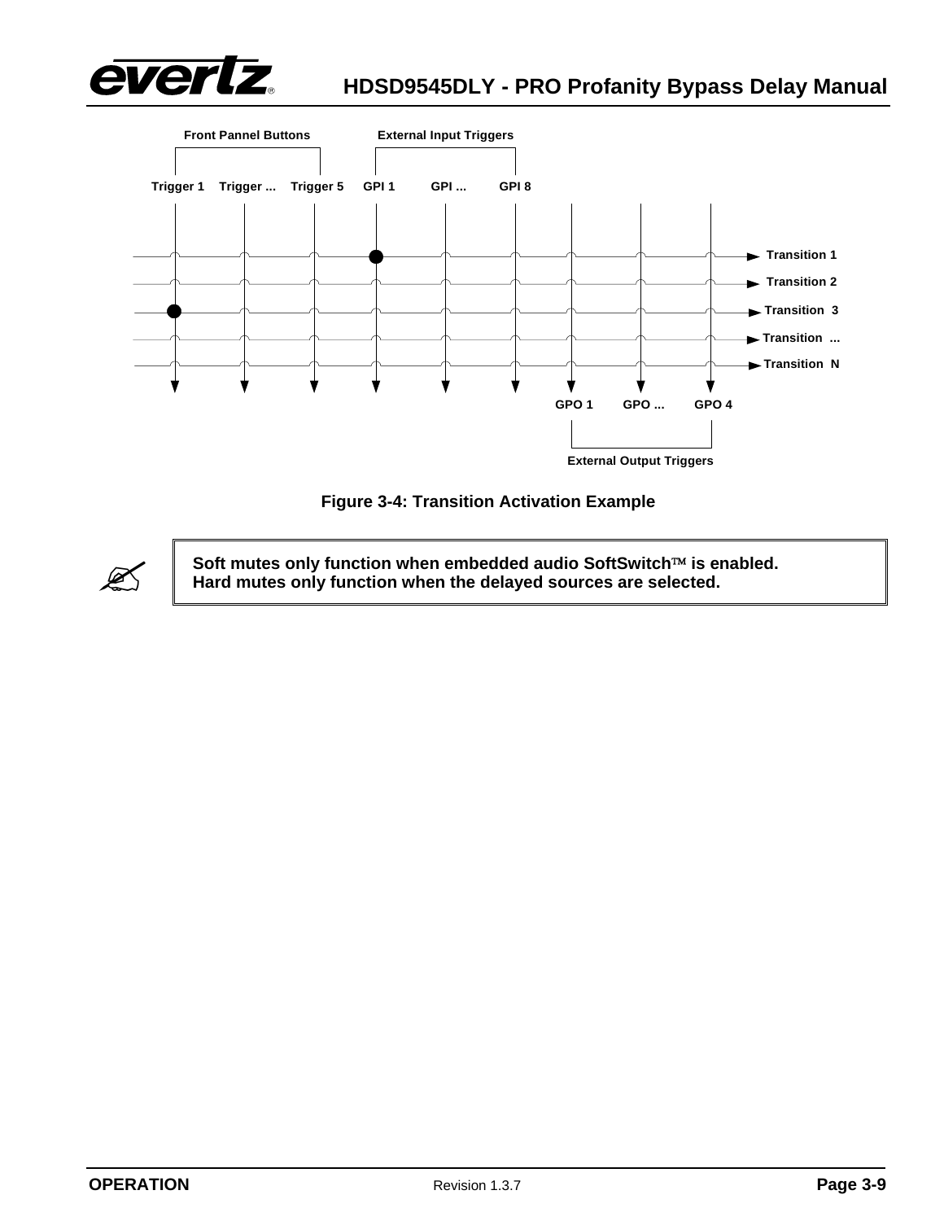Front Pannel Buttons

External Input Triggers

Trigger 1 Trigger ... Trigger 5 GPI 1 GPI ... GPI 8

Transition 1
Transition 2
Transition 3
Transition ...
Transition N

GPO 1 GPO ... GPO 4

External Output Triggers

**Figure 3-4: Transition Activation Example**

> **Soft mutes only function when embedded audio SoftSwitch™ is enabled.**
> **Hard mutes only function when the delayed sources are selected.**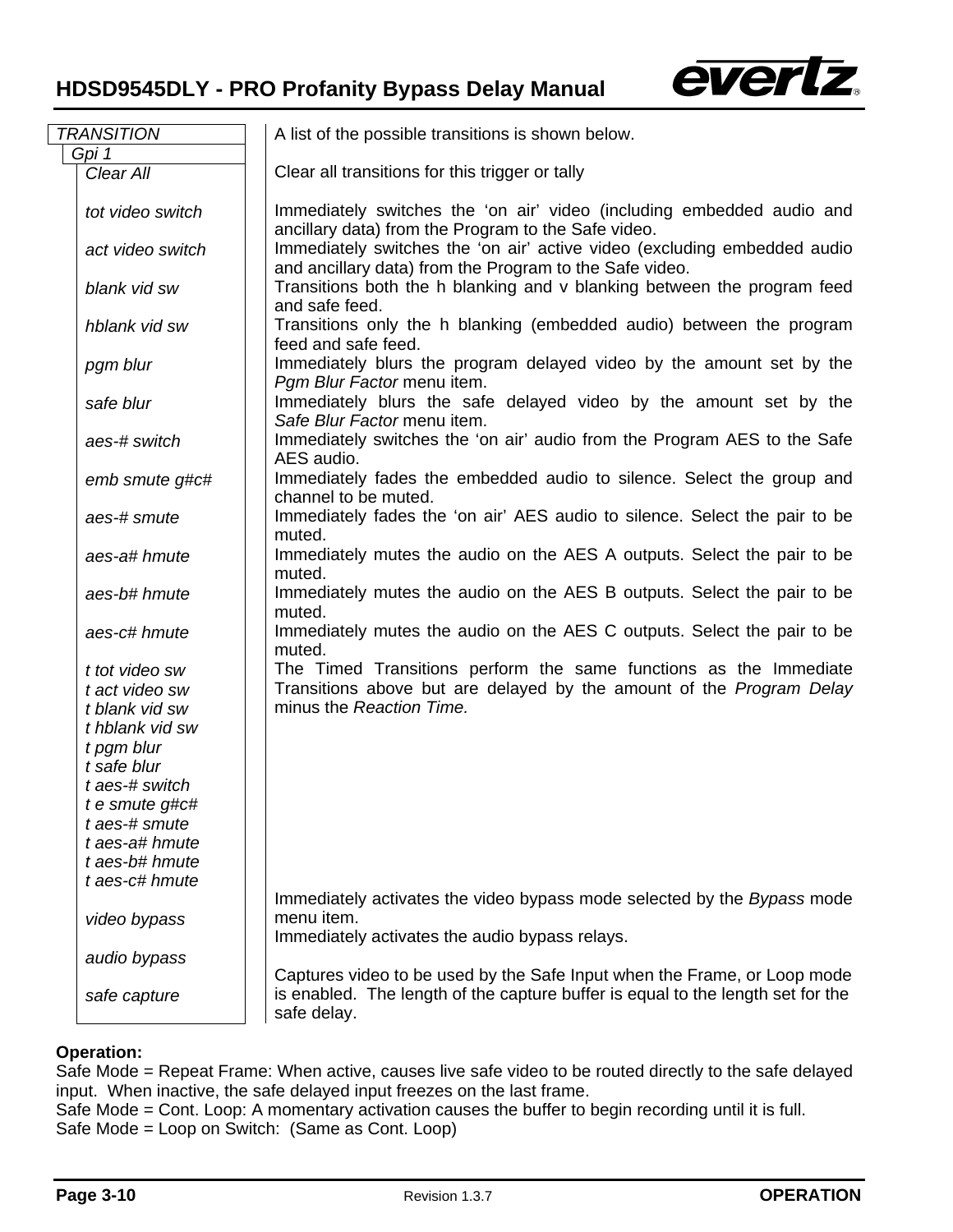| TRANSITION | A list of the possible transitions is shown below. |
|---|---|
| Gpi 1 | |
| *Clear All* | Clear all transitions for this trigger or tally |
| *tot video switch* | Immediately switches the 'on air' video (including embedded audio and ancillary data) from the Program to the Safe video. |
| *act video switch* | Immediately switches the 'on air' active video (excluding embedded audio and ancillary data) from the Program to the Safe video. |
| *blank vid sw* | Transitions both the h blanking and v blanking between the program feed and safe feed. |
| *hblank vid sw* | Transitions only the h blanking (embedded audio) between the program feed and safe feed. |
| *pgm blur* | Immediately blurs the program delayed video by the amount set by the *Pgm Blur Factor* menu item. |
| *safe blur* | Immediately blurs the safe delayed video by the amount set by the *Safe Blur Factor* menu item. |
| *aes-# switch* | Immediately switches the 'on air' audio from the Program AES to the Safe AES audio. |
| *emb smute g#c#* | Immediately fades the embedded audio to silence. Select the group and channel to be muted. |
| *aes-# smute* | Immediately fades the 'on air' AES audio to silence. Select the pair to be muted. |
| *aes-a# hmute* | Immediately mutes the audio on the AES A outputs. Select the pair to be muted. |
| *aes-b# hmute* | Immediately mutes the audio on the AES B outputs. Select the pair to be muted. |
| *aes-c# hmute* | Immediately mutes the audio on the AES C outputs. Select the pair to be muted. |
| *t tot video sw*<br>*t act video sw*<br>*t blank vid sw*<br>*t hblank vid sw*<br>*t pgm blur*<br>*t safe blur*<br>*t aes-# switch*<br>*t e smute g#c#*<br>*t aes-# smute*<br>*t aes-a# hmute*<br>*t aes-b# hmute*<br>*t aes-c# hmute* | The Timed Transitions perform the same functions as the Immediate Transitions above but are delayed by the amount of the *Program Delay* minus the *Reaction Time.* |
| *video bypass* | Immediately activates the video bypass mode selected by the *Bypass* mode menu item. |
| *audio bypass* | Immediately activates the audio bypass relays. |
| *safe capture* | Captures video to be used by the Safe Input when the Frame, or Loop mode is enabled. The length of the capture buffer is equal to the length set for the safe delay. |

**Operation:**
Safe Mode = Repeat Frame: When active, causes live safe video to be routed directly to the safe delayed input. When inactive, the safe delayed input freezes on the last frame.
Safe Mode = Cont. Loop: A momentary activation causes the buffer to begin recording until it is full.
Safe Mode = Loop on Switch: (Same as Cont. Loop)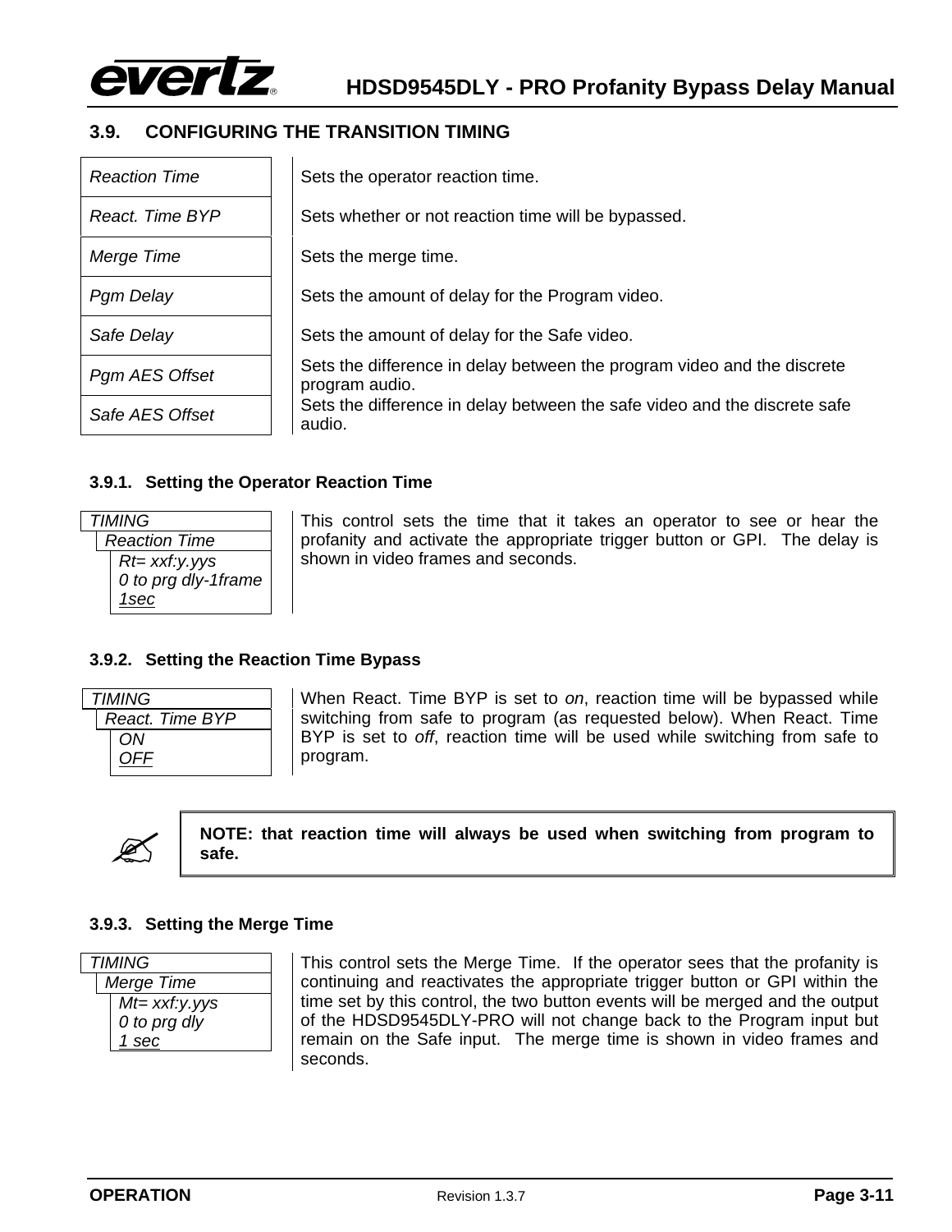## 3.9. CONFIGURING THE TRANSITION TIMING

| | |
|---|---|
| *Reaction Time* | Sets the operator reaction time. |
| *React. Time BYP* | Sets whether or not reaction time will be bypassed. |
| *Merge Time* | Sets the merge time. |
| *Pgm Delay* | Sets the amount of delay for the Program video. |
| *Safe Delay* | Sets the amount of delay for the Safe video. |
| *Pgm AES Offset* | Sets the difference in delay between the program video and the discrete program audio. |
| *Safe AES Offset* | Sets the difference in delay between the safe video and the discrete safe audio. |

### 3.9.1. Setting the Operator Reaction Time

| | |
|---|---|
| *TIMING*<br>*Reaction Time*<br>*Rt= xxf:y.yys*<br>*0 to prg dly-1frame*<br>*<u>1sec</u>* | This control sets the time that it takes an operator to see or hear the profanity and activate the appropriate trigger button or GPI. The delay is shown in video frames and seconds. |

### 3.9.2. Setting the Reaction Time Bypass

| | |
|---|---|
| *TIMING*<br>*React. Time BYP*<br>*ON*<br>*<u>OFF</u>* | When React. Time BYP is set to *on*, reaction time will be bypassed while switching from safe to program (as requested below). When React. Time BYP is set to *off*, reaction time will be used while switching from safe to program. |

> **NOTE: that reaction time will always be used when switching from program to safe.**

### 3.9.3. Setting the Merge Time

| | |
|---|---|
| *TIMING*<br>*Merge Time*<br>*Mt= xxf:y.yys*<br>*0 to prg dly*<br>*<u>1 sec</u>* | This control sets the Merge Time. If the operator sees that the profanity is continuing and reactivates the appropriate trigger button or GPI within the time set by this control, the two button events will be merged and the output of the HDSD9545DLY-PRO will not change back to the Program input but remain on the Safe input. The merge time is shown in video frames and seconds. |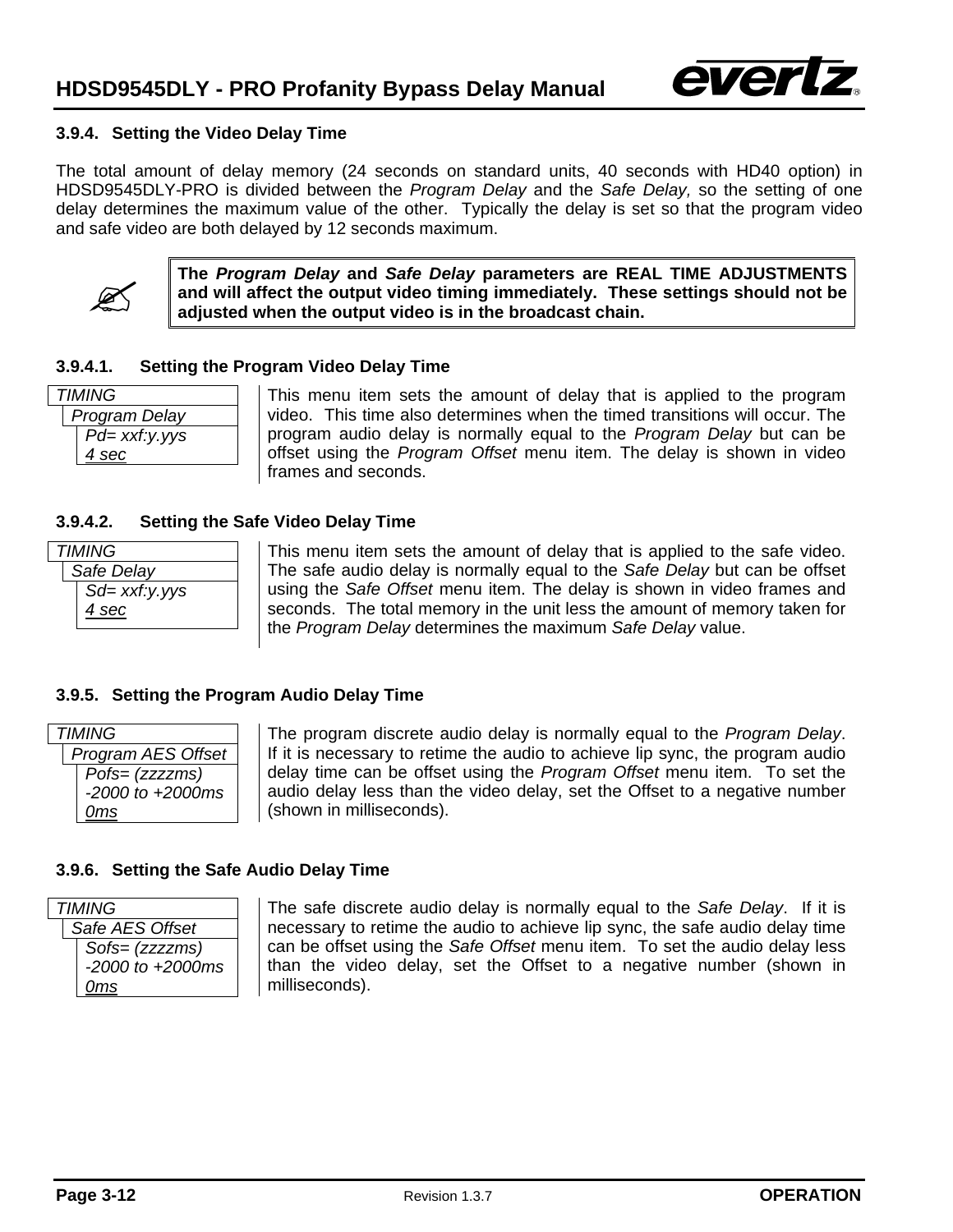### 3.9.4. Setting the Video Delay Time

The total amount of delay memory (24 seconds on standard units, 40 seconds with HD40 option) in HDSD9545DLY-PRO is divided between the *Program Delay* and the *Safe Delay,* so the setting of one delay determines the maximum value of the other. Typically the delay is set so that the program video and safe video are both delayed by 12 seconds maximum.

> **The *Program Delay* and *Safe Delay* parameters are REAL TIME ADJUSTMENTS and will affect the output video timing immediately. These settings should not be adjusted when the output video is in the broadcast chain.**

#### 3.9.4.1. Setting the Program Video Delay Time

| *TIMING* |
|---|
| *Program Delay* |
| *Pd= xxf:y.yys* |
| *4 sec* |

This menu item sets the amount of delay that is applied to the program video. This time also determines when the timed transitions will occur. The program audio delay is normally equal to the *Program Delay* but can be offset using the *Program Offset* menu item. The delay is shown in video frames and seconds.

#### 3.9.4.2. Setting the Safe Video Delay Time

| *TIMING* |
|---|
| *Safe Delay* |
| *Sd= xxf:y.yys* |
| *4 sec* |

This menu item sets the amount of delay that is applied to the safe video. The safe audio delay is normally equal to the *Safe Delay* but can be offset using the *Safe Offset* menu item. The delay is shown in video frames and seconds. The total memory in the unit less the amount of memory taken for the *Program Delay* determines the maximum *Safe Delay* value.

### 3.9.5. Setting the Program Audio Delay Time

| *TIMING* |
|---|
| *Program AES Offset* |
| *Pofs= (zzzzms)* |
| *-2000 to +2000ms* |
| *0ms* |

The program discrete audio delay is normally equal to the *Program Delay*. If it is necessary to retime the audio to achieve lip sync, the program audio delay time can be offset using the *Program Offset* menu item. To set the audio delay less than the video delay, set the Offset to a negative number (shown in milliseconds).

### 3.9.6. Setting the Safe Audio Delay Time

| *TIMING* |
|---|
| *Safe AES Offset* |
| *Sofs= (zzzzms)* |
| *-2000 to +2000ms* |
| *0ms* |

The safe discrete audio delay is normally equal to the *Safe Delay*. If it is necessary to retime the audio to achieve lip sync, the safe audio delay time can be offset using the *Safe Offset* menu item. To set the audio delay less than the video delay, set the Offset to a negative number (shown in milliseconds).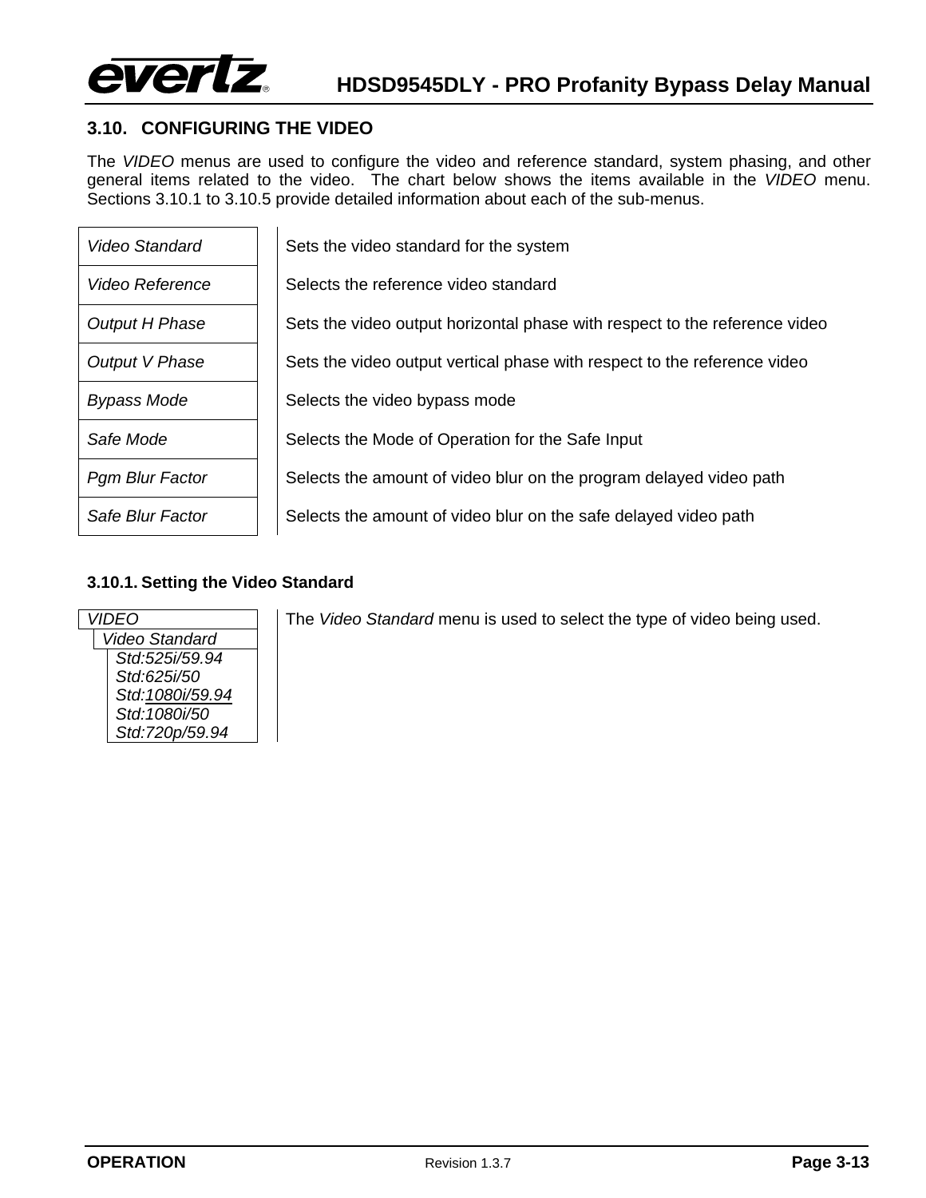## 3.10. CONFIGURING THE VIDEO

The *VIDEO* menus are used to configure the video and reference standard, system phasing, and other general items related to the video. The chart below shows the items available in the *VIDEO* menu. Sections 3.10.1 to 3.10.5 provide detailed information about each of the sub-menus.

| | |
|---|---|
| *Video Standard* | Sets the video standard for the system |
| *Video Reference* | Selects the reference video standard |
| *Output H Phase* | Sets the video output horizontal phase with respect to the reference video |
| *Output V Phase* | Sets the video output vertical phase with respect to the reference video |
| *Bypass Mode* | Selects the video bypass mode |
| *Safe Mode* | Selects the Mode of Operation for the Safe Input |
| *Pgm Blur Factor* | Selects the amount of video blur on the program delayed video path |
| *Safe Blur Factor* | Selects the amount of video blur on the safe delayed video path |

### 3.10.1. Setting the Video Standard

*VIDEO*
  *Video Standard*
    *Std:525i/59.94*
    *Std:625i/50*
    *Std:1080i/59.94*
    *Std:1080i/50*
    *Std:720p/59.94*

The *Video Standard* menu is used to select the type of video being used.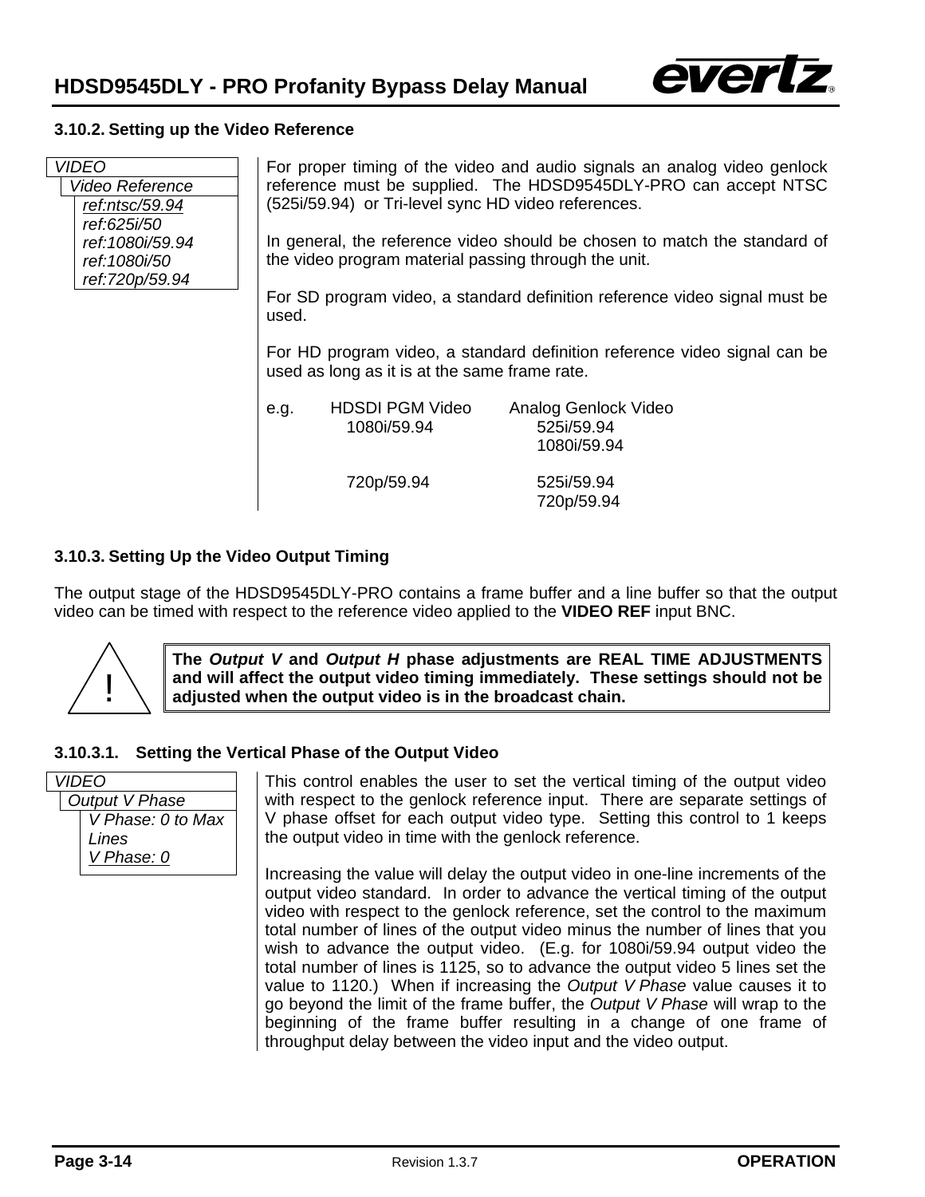### 3.10.2. Setting up the Video Reference

| VIDEO |
|---|
| Video Reference |
| *ref:ntsc/59.94* |
| *ref:625i/50* |
| *ref:1080i/59.94* |
| *ref:1080i/50* |
| *ref:720p/59.94* |

For proper timing of the video and audio signals an analog video genlock reference must be supplied. The HDSD9545DLY-PRO can accept NTSC (525i/59.94) or Tri-level sync HD video references.

In general, the reference video should be chosen to match the standard of the video program material passing through the unit.

For SD program video, a standard definition reference video signal must be used.

For HD program video, a standard definition reference video signal can be used as long as it is at the same frame rate.

| e.g. | HDSDI PGM Video | Analog Genlock Video |
|---|---|---|
| | 1080i/59.94 | 525i/59.94 |
| | | 1080i/59.94 |
| | 720p/59.94 | 525i/59.94 |
| | | 720p/59.94 |

### 3.10.3. Setting Up the Video Output Timing

The output stage of the HDSD9545DLY-PRO contains a frame buffer and a line buffer so that the output video can be timed with respect to the reference video applied to the **VIDEO REF** input BNC.

> **!** **The *Output V* and *Output H* phase adjustments are REAL TIME ADJUSTMENTS and will affect the output video timing immediately. These settings should not be adjusted when the output video is in the broadcast chain.**

#### 3.10.3.1. Setting the Vertical Phase of the Output Video

| VIDEO |
|---|
| Output V Phase |
| *V Phase: 0 to Max Lines* |
| *V Phase: 0* |

This control enables the user to set the vertical timing of the output video with respect to the genlock reference input. There are separate settings of V phase offset for each output video type. Setting this control to 1 keeps the output video in time with the genlock reference.

Increasing the value will delay the output video in one-line increments of the output video standard. In order to advance the vertical timing of the output video with respect to the genlock reference, set the control to the maximum total number of lines of the output video minus the number of lines that you wish to advance the output video. (E.g. for 1080i/59.94 output video the total number of lines is 1125, so to advance the output video 5 lines set the value to 1120.) When if increasing the *Output V Phase* value causes it to go beyond the limit of the frame buffer, the *Output V Phase* will wrap to the beginning of the frame buffer resulting in a change of one frame of throughput delay between the video input and the video output.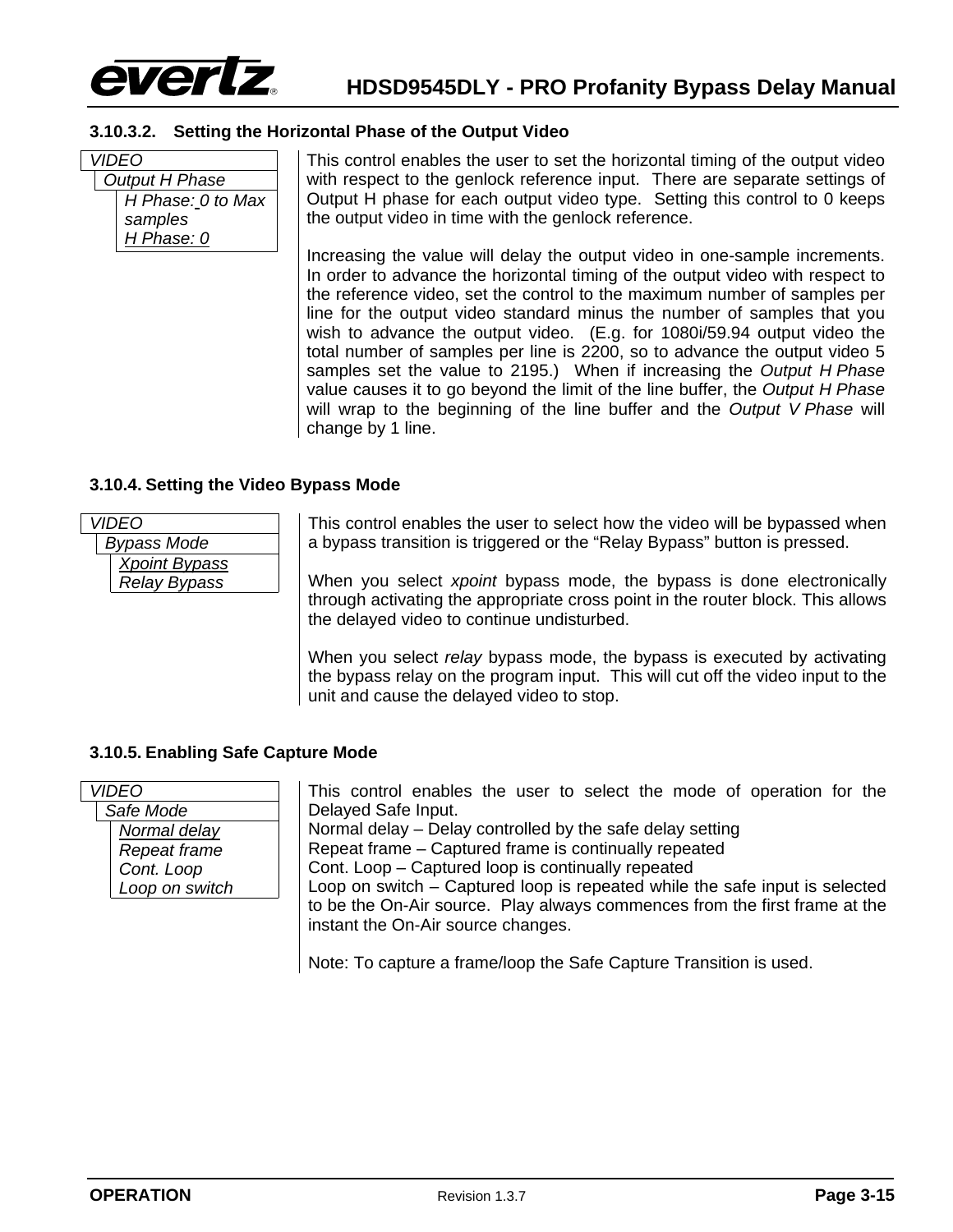### 3.10.3.2. Setting the Horizontal Phase of the Output Video

| VIDEO |
|---|
| Output H Phase |
| *H Phase: 0 to Max samples* |
| *H Phase: 0* |

This control enables the user to set the horizontal timing of the output video with respect to the genlock reference input. There are separate settings of Output H phase for each output video type. Setting this control to 0 keeps the output video in time with the genlock reference.

Increasing the value will delay the output video in one-sample increments. In order to advance the horizontal timing of the output video with respect to the reference video, set the control to the maximum number of samples per line for the output video standard minus the number of samples that you wish to advance the output video. (E.g. for 1080i/59.94 output video the total number of samples per line is 2200, so to advance the output video 5 samples set the value to 2195.) When if increasing the *Output H Phase* value causes it to go beyond the limit of the line buffer, the *Output H Phase* will wrap to the beginning of the line buffer and the *Output V Phase* will change by 1 line.

## 3.10.4. Setting the Video Bypass Mode

| VIDEO |
|---|
| Bypass Mode |
| *Xpoint Bypass* |
| *Relay Bypass* |

This control enables the user to select how the video will be bypassed when a bypass transition is triggered or the “Relay Bypass” button is pressed.

When you select *xpoint* bypass mode, the bypass is done electronically through activating the appropriate cross point in the router block. This allows the delayed video to continue undisturbed.

When you select *relay* bypass mode, the bypass is executed by activating the bypass relay on the program input. This will cut off the video input to the unit and cause the delayed video to stop.

## 3.10.5. Enabling Safe Capture Mode

| VIDEO |
|---|
| Safe Mode |
| *Normal delay* |
| *Repeat frame* |
| *Cont. Loop* |
| *Loop on switch* |

This control enables the user to select the mode of operation for the Delayed Safe Input.
Normal delay – Delay controlled by the safe delay setting
Repeat frame – Captured frame is continually repeated
Cont. Loop – Captured loop is continually repeated
Loop on switch – Captured loop is repeated while the safe input is selected to be the On-Air source. Play always commences from the first frame at the instant the On-Air source changes.

Note: To capture a frame/loop the Safe Capture Transition is used.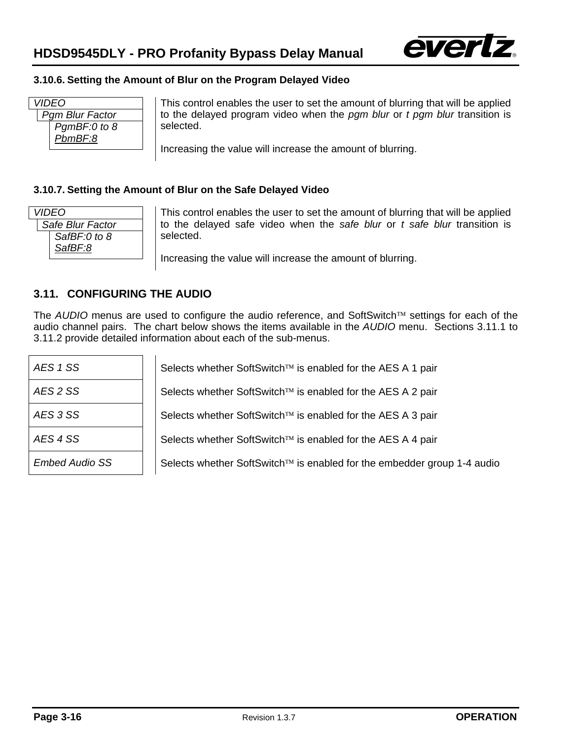### 3.10.6. Setting the Amount of Blur on the Program Delayed Video

| VIDEO |  |
|---|---|
| Pgm Blur Factor<br>*PgmBF:0 to 8*<br>*PbmBF:8* | This control enables the user to set the amount of blurring that will be applied to the delayed program video when the *pgm blur* or *t pgm blur* transition is selected.<br><br>Increasing the value will increase the amount of blurring. |

### 3.10.7. Setting the Amount of Blur on the Safe Delayed Video

| VIDEO |  |
|---|---|
| Safe Blur Factor<br>*SafBF:0 to 8*<br>*SafBF:8* | This control enables the user to set the amount of blurring that will be applied to the delayed safe video when the *safe blur* or *t safe blur* transition is selected.<br><br>Increasing the value will increase the amount of blurring. |

## 3.11. CONFIGURING THE AUDIO

The *AUDIO* menus are used to configure the audio reference, and SoftSwitch™ settings for each of the audio channel pairs. The chart below shows the items available in the *AUDIO* menu. Sections 3.11.1 to 3.11.2 provide detailed information about each of the sub-menus.

| Menu Item | Description |
|---|---|
| *AES 1 SS* | Selects whether SoftSwitch™ is enabled for the AES A 1 pair |
| *AES 2 SS* | Selects whether SoftSwitch™ is enabled for the AES A 2 pair |
| *AES 3 SS* | Selects whether SoftSwitch™ is enabled for the AES A 3 pair |
| *AES 4 SS* | Selects whether SoftSwitch™ is enabled for the AES A 4 pair |
| *Embed Audio SS* | Selects whether SoftSwitch™ is enabled for the embedder group 1-4 audio |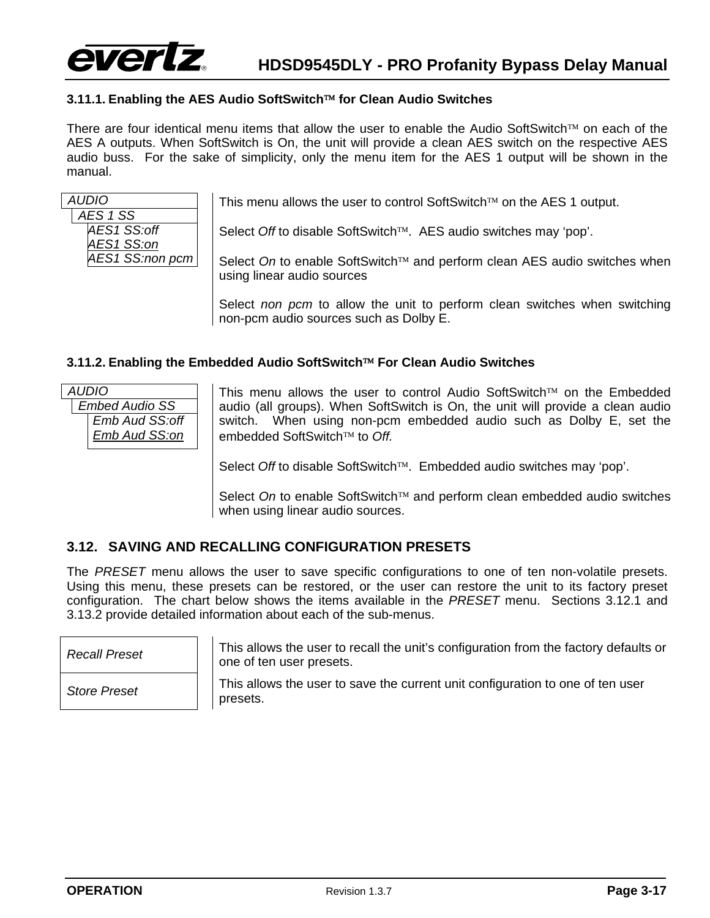### 3.11.1. Enabling the AES Audio SoftSwitch™ for Clean Audio Switches

There are four identical menu items that allow the user to enable the Audio SoftSwitch™ on each of the AES A outputs. When SoftSwitch is On, the unit will provide a clean AES switch on the respective AES audio buss. For the sake of simplicity, only the menu item for the AES 1 output will be shown in the manual.

| Menu | Description |
|---|---|
| *AUDIO* / *AES 1 SS* / *AES1 SS:off*, *AES1 SS:on*, *AES1 SS:non pcm* | This menu allows the user to control SoftSwitch™ on the AES 1 output.<br><br>Select *Off* to disable SoftSwitch™. AES audio switches may 'pop'.<br><br>Select *On* to enable SoftSwitch™ and perform clean AES audio switches when using linear audio sources<br><br>Select *non pcm* to allow the unit to perform clean switches when switching non-pcm audio sources such as Dolby E. |

### 3.11.2. Enabling the Embedded Audio SoftSwitch™ For Clean Audio Switches

| Menu | Description |
|---|---|
| *AUDIO* / *Embed Audio SS* / *Emb Aud SS:off*, *Emb Aud SS:on* | This menu allows the user to control Audio SoftSwitch™ on the Embedded audio (all groups). When SoftSwitch is On, the unit will provide a clean audio switch. When using non-pcm embedded audio such as Dolby E, set the embedded SoftSwitch™ to *Off.*<br><br>Select *Off* to disable SoftSwitch™. Embedded audio switches may 'pop'.<br><br>Select *On* to enable SoftSwitch™ and perform clean embedded audio switches when using linear audio sources. |

## 3.12. SAVING AND RECALLING CONFIGURATION PRESETS

The *PRESET* menu allows the user to save specific configurations to one of ten non-volatile presets. Using this menu, these presets can be restored, or the user can restore the unit to its factory preset configuration. The chart below shows the items available in the *PRESET* menu. Sections 3.12.1 and 3.13.2 provide detailed information about each of the sub-menus.

| Menu | Description |
|---|---|
| *Recall Preset* | This allows the user to recall the unit's configuration from the factory defaults or one of ten user presets. |
| *Store Preset* | This allows the user to save the current unit configuration to one of ten user presets. |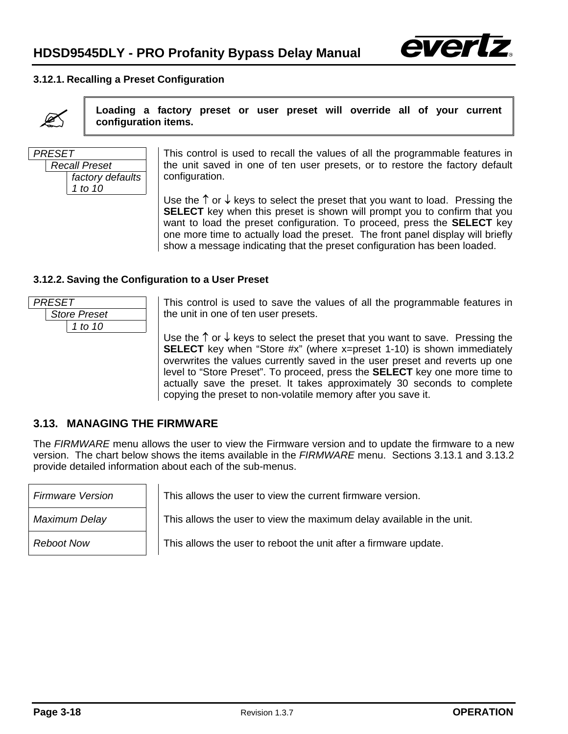### 3.12.1. Recalling a Preset Configuration

> **Loading a factory preset or user preset will override all of your current configuration items.**

| *PRESET* | |
|---|---|
| *Recall Preset* | |
| *factory defaults*<br>*1 to 10* | This control is used to recall the values of all the programmable features in the unit saved in one of ten user presets, or to restore the factory default configuration.<br><br>Use the ↑ or ↓ keys to select the preset that you want to load. Pressing the **SELECT** key when this preset is shown will prompt you to confirm that you want to load the preset configuration. To proceed, press the **SELECT** key one more time to actually load the preset. The front panel display will briefly show a message indicating that the preset configuration has been loaded. |

### 3.12.2. Saving the Configuration to a User Preset

| *PRESET* | |
|---|---|
| *Store Preset* | |
| *1 to 10* | This control is used to save the values of all the programmable features in the unit in one of ten user presets.<br><br>Use the ↑ or ↓ keys to select the preset that you want to save. Pressing the **SELECT** key when "Store #x" (where x=preset 1-10) is shown immediately overwrites the values currently saved in the user preset and reverts up one level to "Store Preset". To proceed, press the **SELECT** key one more time to actually save the preset. It takes approximately 30 seconds to complete copying the preset to non-volatile memory after you save it. |

## 3.13. MANAGING THE FIRMWARE

The *FIRMWARE* menu allows the user to view the Firmware version and to update the firmware to a new version. The chart below shows the items available in the *FIRMWARE* menu. Sections 3.13.1 and 3.13.2 provide detailed information about each of the sub-menus.

| | |
|---|---|
| *Firmware Version* | This allows the user to view the current firmware version. |
| *Maximum Delay* | This allows the user to view the maximum delay available in the unit. |
| *Reboot Now* | This allows the user to reboot the unit after a firmware update. |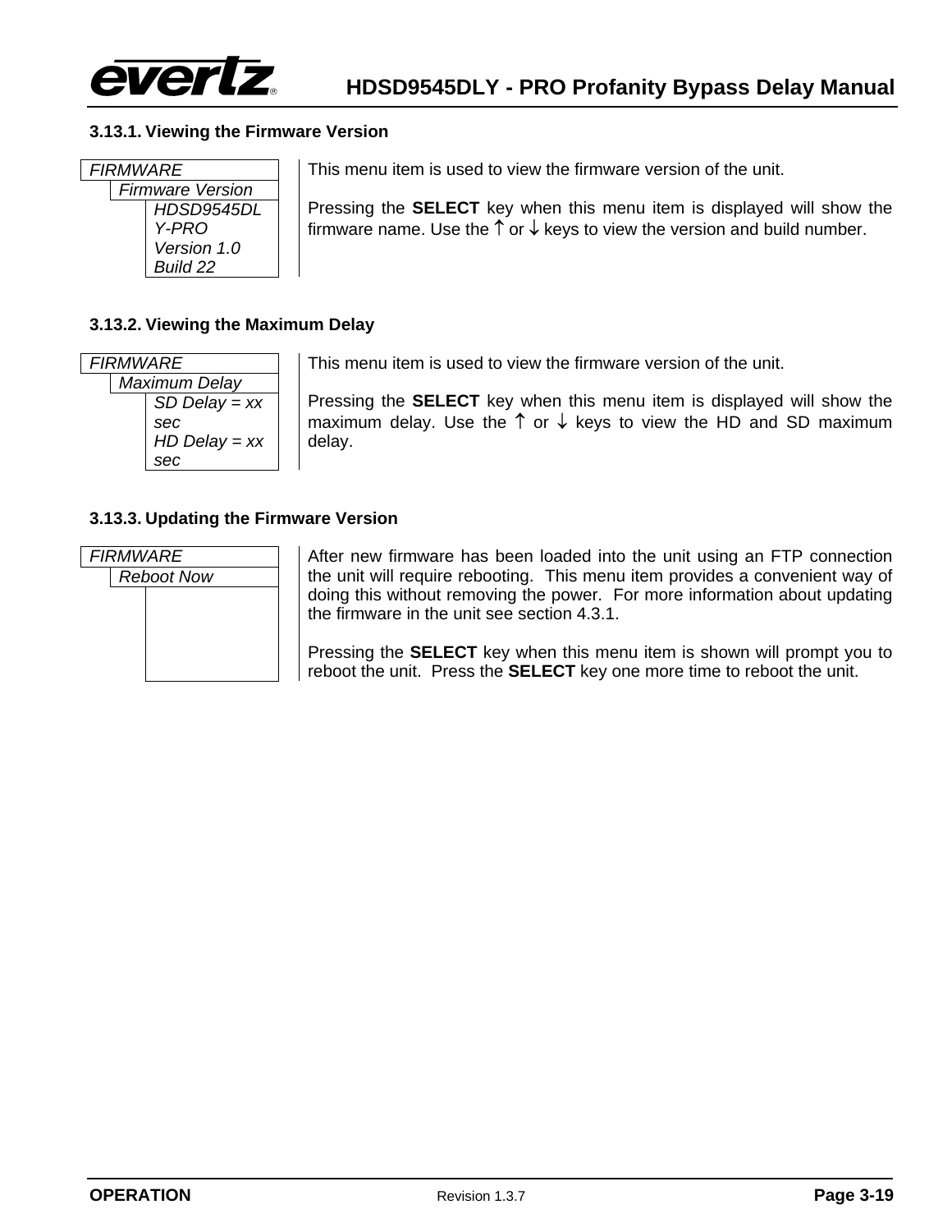### 3.13.1. Viewing the Firmware Version

| FIRMWARE | |
|---|---|
| *Firmware Version* | |
| *HDSD9545DLY-PRO Version 1.0 Build 22* | |

This menu item is used to view the firmware version of the unit.

Pressing the **SELECT** key when this menu item is displayed will show the firmware name. Use the ↑ or ↓ keys to view the version and build number.

### 3.13.2. Viewing the Maximum Delay

| FIRMWARE | |
|---|---|
| *Maximum Delay* | |
| *SD Delay = xx sec HD Delay = xx sec* | |

This menu item is used to view the firmware version of the unit.

Pressing the **SELECT** key when this menu item is displayed will show the maximum delay. Use the ↑ or ↓ keys to view the HD and SD maximum delay.

### 3.13.3. Updating the Firmware Version

| FIRMWARE | |
|---|---|
| *Reboot Now* | |
| | |

After new firmware has been loaded into the unit using an FTP connection the unit will require rebooting. This menu item provides a convenient way of doing this without removing the power. For more information about updating the firmware in the unit see section 4.3.1.

Pressing the **SELECT** key when this menu item is shown will prompt you to reboot the unit. Press the **SELECT** key one more time to reboot the unit.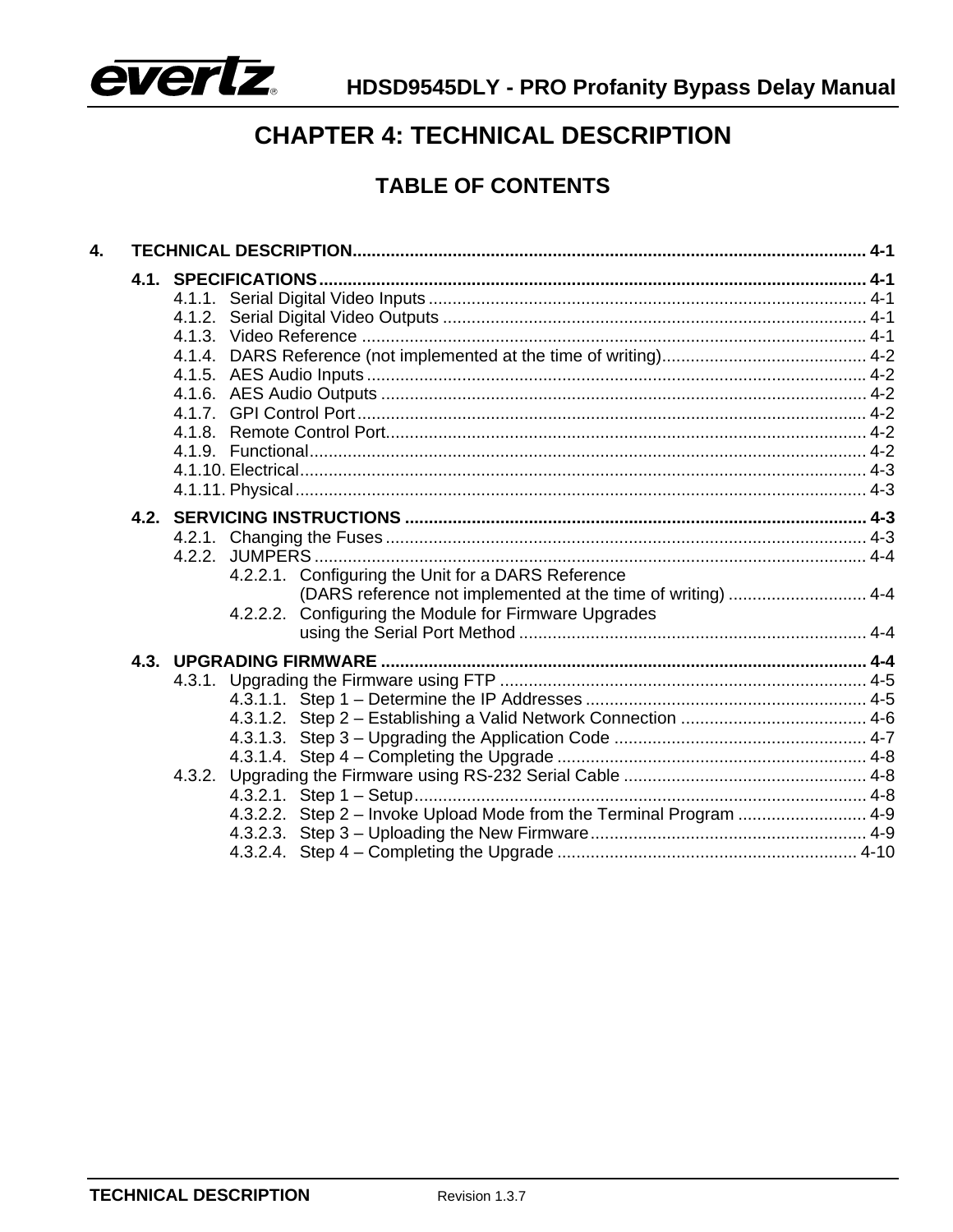# CHAPTER 4: TECHNICAL DESCRIPTION

## TABLE OF CONTENTS

**4. TECHNICAL DESCRIPTION** .......... 4-1

- **4.1. SPECIFICATIONS** .......... 4-1
  - 4.1.1. Serial Digital Video Inputs .......... 4-1
  - 4.1.2. Serial Digital Video Outputs .......... 4-1
  - 4.1.3. Video Reference .......... 4-1
  - 4.1.4. DARS Reference (not implemented at the time of writing) .......... 4-2
  - 4.1.5. AES Audio Inputs .......... 4-2
  - 4.1.6. AES Audio Outputs .......... 4-2
  - 4.1.7. GPI Control Port .......... 4-2
  - 4.1.8. Remote Control Port .......... 4-2
  - 4.1.9. Functional .......... 4-2
  - 4.1.10. Electrical .......... 4-3
  - 4.1.11. Physical .......... 4-3
- **4.2. SERVICING INSTRUCTIONS** .......... 4-3
  - 4.2.1. Changing the Fuses .......... 4-3
  - 4.2.2. JUMPERS .......... 4-4
    - 4.2.2.1. Configuring the Unit for a DARS Reference (DARS reference not implemented at the time of writing) .......... 4-4
    - 4.2.2.2. Configuring the Module for Firmware Upgrades using the Serial Port Method .......... 4-4
- **4.3. UPGRADING FIRMWARE** .......... 4-4
  - 4.3.1. Upgrading the Firmware using FTP .......... 4-5
    - 4.3.1.1. Step 1 – Determine the IP Addresses .......... 4-5
    - 4.3.1.2. Step 2 – Establishing a Valid Network Connection .......... 4-6
    - 4.3.1.3. Step 3 – Upgrading the Application Code .......... 4-7
    - 4.3.1.4. Step 4 – Completing the Upgrade .......... 4-8
  - 4.3.2. Upgrading the Firmware using RS-232 Serial Cable .......... 4-8
    - 4.3.2.1. Step 1 – Setup .......... 4-8
    - 4.3.2.2. Step 2 – Invoke Upload Mode from the Terminal Program .......... 4-9
    - 4.3.2.3. Step 3 – Uploading the New Firmware .......... 4-9
    - 4.3.2.4. Step 4 – Completing the Upgrade .......... 4-10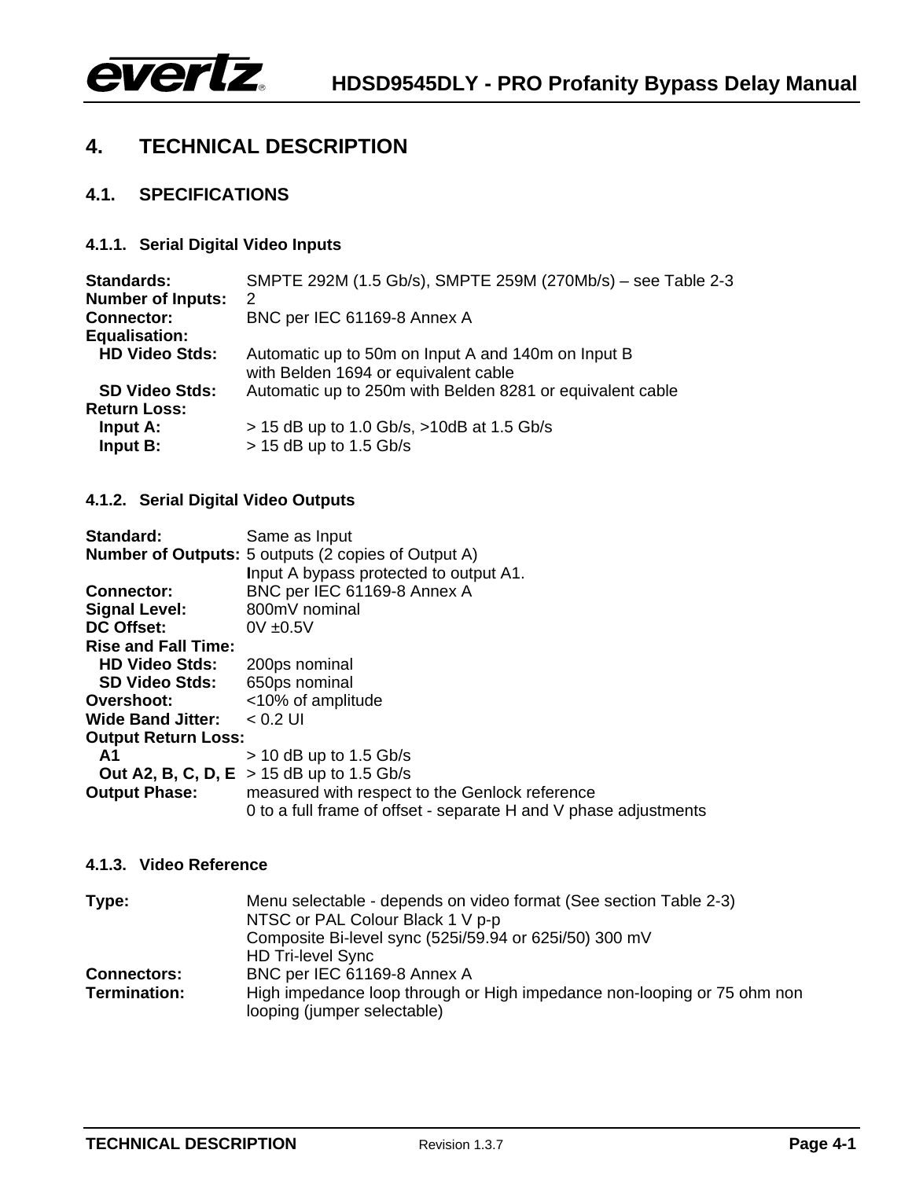# 4. TECHNICAL DESCRIPTION

## 4.1. SPECIFICATIONS

### 4.1.1. Serial Digital Video Inputs

**Standards:** SMPTE 292M (1.5 Gb/s), SMPTE 259M (270Mb/s) – see Table 2-3
**Number of Inputs:** 2
**Connector:** BNC per IEC 61169-8 Annex A
**Equalisation:**
  **HD Video Stds:** Automatic up to 50m on Input A and 140m on Input B with Belden 1694 or equivalent cable
  **SD Video Stds:** Automatic up to 250m with Belden 8281 or equivalent cable
**Return Loss:**
  **Input A:** > 15 dB up to 1.0 Gb/s, >10dB at 1.5 Gb/s
  **Input B:** > 15 dB up to 1.5 Gb/s

### 4.1.2. Serial Digital Video Outputs

**Standard:** Same as Input
**Number of Outputs:** 5 outputs (2 copies of Output A)
Input A bypass protected to output A1.
**Connector:** BNC per IEC 61169-8 Annex A
**Signal Level:** 800mV nominal
**DC Offset:** 0V ±0.5V
**Rise and Fall Time:**
  **HD Video Stds:** 200ps nominal
  **SD Video Stds:** 650ps nominal
**Overshoot:** <10% of amplitude
**Wide Band Jitter:** < 0.2 UI
**Output Return Loss:**
  **A1** > 10 dB up to 1.5 Gb/s
  **Out A2, B, C, D, E** > 15 dB up to 1.5 Gb/s
**Output Phase:** measured with respect to the Genlock reference
0 to a full frame of offset - separate H and V phase adjustments

### 4.1.3. Video Reference

**Type:** Menu selectable - depends on video format (See section Table 2-3)
NTSC or PAL Colour Black 1 V p-p
Composite Bi-level sync (525i/59.94 or 625i/50) 300 mV
HD Tri-level Sync
**Connectors:** BNC per IEC 61169-8 Annex A
**Termination:** High impedance loop through or High impedance non-looping or 75 ohm non looping (jumper selectable)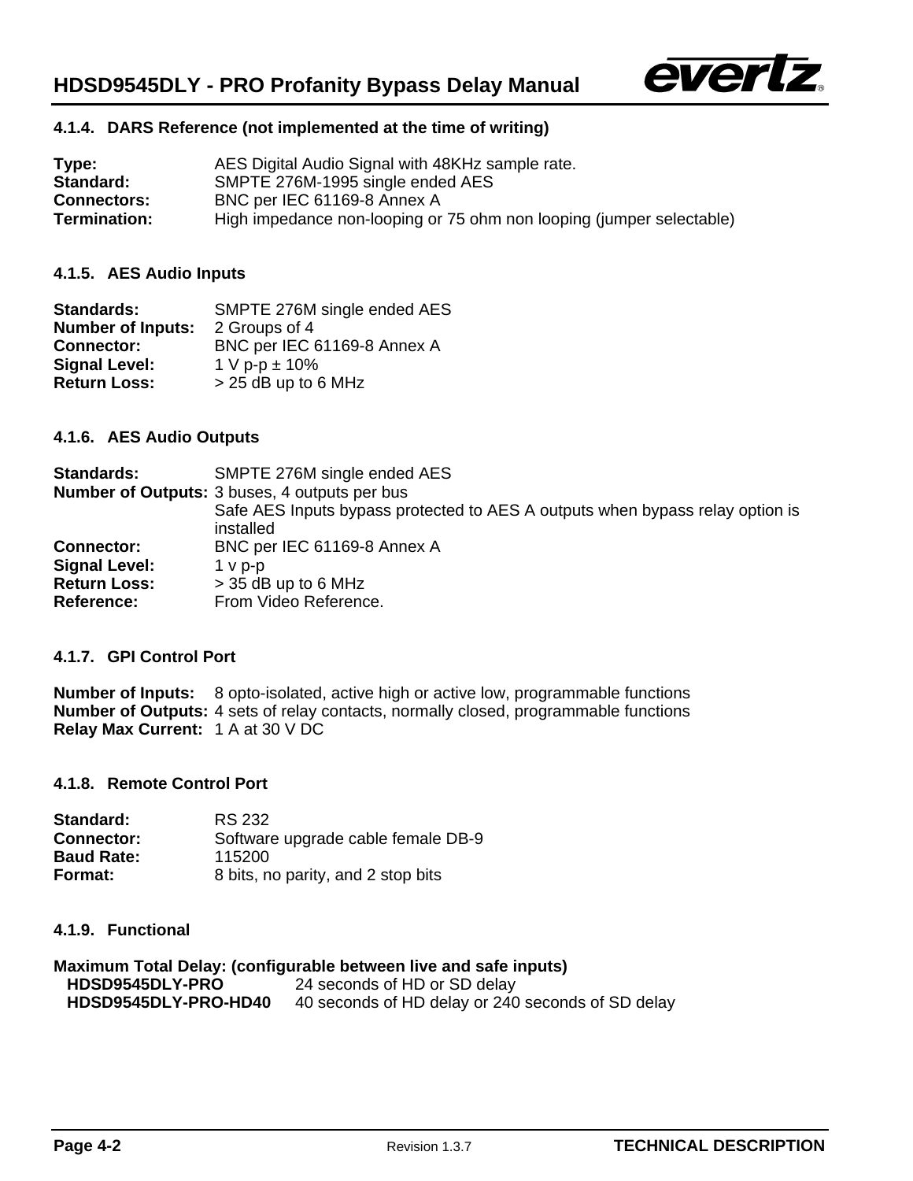### 4.1.4. DARS Reference (not implemented at the time of writing)

**Type:** AES Digital Audio Signal with 48KHz sample rate.
**Standard:** SMPTE 276M-1995 single ended AES
**Connectors:** BNC per IEC 61169-8 Annex A
**Termination:** High impedance non-looping or 75 ohm non looping (jumper selectable)

### 4.1.5. AES Audio Inputs

**Standards:** SMPTE 276M single ended AES
**Number of Inputs:** 2 Groups of 4
**Connector:** BNC per IEC 61169-8 Annex A
**Signal Level:** 1 V p-p ± 10%
**Return Loss:** > 25 dB up to 6 MHz

### 4.1.6. AES Audio Outputs

**Standards:** SMPTE 276M single ended AES
**Number of Outputs:** 3 buses, 4 outputs per bus
Safe AES Inputs bypass protected to AES A outputs when bypass relay option is installed
**Connector:** BNC per IEC 61169-8 Annex A
**Signal Level:** 1 v p-p
**Return Loss:** > 35 dB up to 6 MHz
**Reference:** From Video Reference.

### 4.1.7. GPI Control Port

**Number of Inputs:** 8 opto-isolated, active high or active low, programmable functions
**Number of Outputs:** 4 sets of relay contacts, normally closed, programmable functions
**Relay Max Current:** 1 A at 30 V DC

### 4.1.8. Remote Control Port

**Standard:** RS 232
**Connector:** Software upgrade cable female DB-9
**Baud Rate:** 115200
**Format:** 8 bits, no parity, and 2 stop bits

### 4.1.9. Functional

**Maximum Total Delay: (configurable between live and safe inputs)**
**HDSD9545DLY-PRO** 24 seconds of HD or SD delay
**HDSD9545DLY-PRO-HD40** 40 seconds of HD delay or 240 seconds of SD delay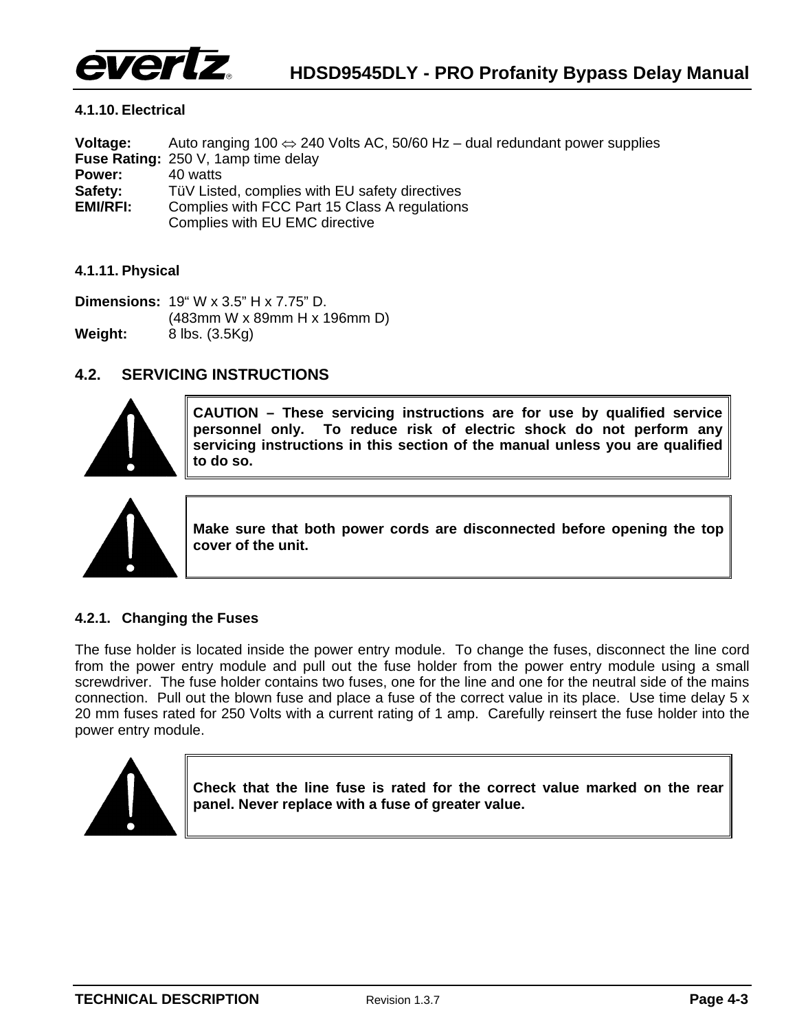#### 4.1.10. Electrical

**Voltage:** Auto ranging 100 ⇔ 240 Volts AC, 50/60 Hz – dual redundant power supplies
**Fuse Rating:** 250 V, 1amp time delay
**Power:** 40 watts
**Safety:** TüV Listed, complies with EU safety directives
**EMI/RFI:** Complies with FCC Part 15 Class A regulations
Complies with EU EMC directive

#### 4.1.11. Physical

**Dimensions:** 19" W x 3.5" H x 7.75" D.
(483mm W x 89mm H x 196mm D)
**Weight:** 8 lbs. (3.5Kg)

## 4.2. SERVICING INSTRUCTIONS

> **CAUTION – These servicing instructions are for use by qualified service personnel only. To reduce risk of electric shock do not perform any servicing instructions in this section of the manual unless you are qualified to do so.**

> **Make sure that both power cords are disconnected before opening the top cover of the unit.**

### 4.2.1. Changing the Fuses

The fuse holder is located inside the power entry module. To change the fuses, disconnect the line cord from the power entry module and pull out the fuse holder from the power entry module using a small screwdriver. The fuse holder contains two fuses, one for the line and one for the neutral side of the mains connection. Pull out the blown fuse and place a fuse of the correct value in its place. Use time delay 5 x 20 mm fuses rated for 250 Volts with a current rating of 1 amp. Carefully reinsert the fuse holder into the power entry module.

> **Check that the line fuse is rated for the correct value marked on the rear panel. Never replace with a fuse of greater value.**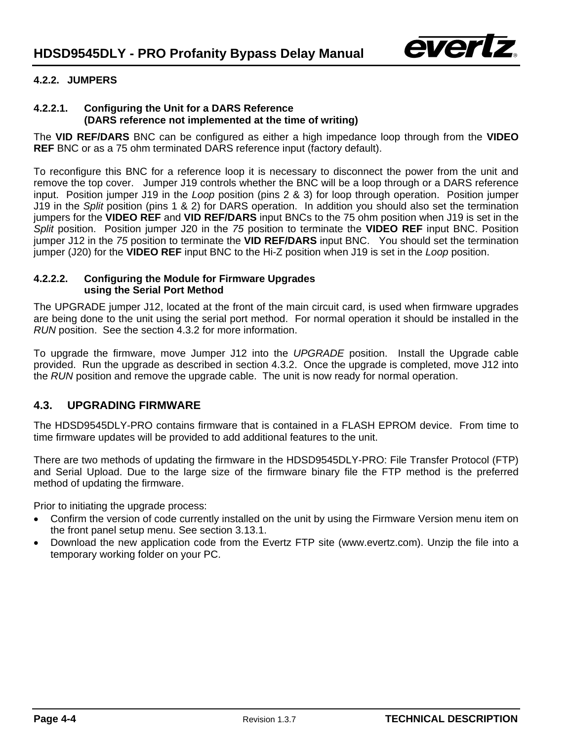### 4.2.2. JUMPERS

#### 4.2.2.1. Configuring the Unit for a DARS Reference (DARS reference not implemented at the time of writing)

The **VID REF/DARS** BNC can be configured as either a high impedance loop through from the **VIDEO REF** BNC or as a 75 ohm terminated DARS reference input (factory default).

To reconfigure this BNC for a reference loop it is necessary to disconnect the power from the unit and remove the top cover. Jumper J19 controls whether the BNC will be a loop through or a DARS reference input. Position jumper J19 in the *Loop* position (pins 2 & 3) for loop through operation. Position jumper J19 in the *Split* position (pins 1 & 2) for DARS operation. In addition you should also set the termination jumpers for the **VIDEO REF** and **VID REF/DARS** input BNCs to the 75 ohm position when J19 is set in the *Split* position. Position jumper J20 in the *75* position to terminate the **VIDEO REF** input BNC. Position jumper J12 in the *75* position to terminate the **VID REF/DARS** input BNC. You should set the termination jumper (J20) for the **VIDEO REF** input BNC to the Hi-Z position when J19 is set in the *Loop* position.

#### 4.2.2.2. Configuring the Module for Firmware Upgrades using the Serial Port Method

The UPGRADE jumper J12, located at the front of the main circuit card, is used when firmware upgrades are being done to the unit using the serial port method. For normal operation it should be installed in the *RUN* position. See the section 4.3.2 for more information.

To upgrade the firmware, move Jumper J12 into the *UPGRADE* position. Install the Upgrade cable provided. Run the upgrade as described in section 4.3.2. Once the upgrade is completed, move J12 into the *RUN* position and remove the upgrade cable. The unit is now ready for normal operation.

## 4.3. UPGRADING FIRMWARE

The HDSD9545DLY-PRO contains firmware that is contained in a FLASH EPROM device. From time to time firmware updates will be provided to add additional features to the unit.

There are two methods of updating the firmware in the HDSD9545DLY-PRO: File Transfer Protocol (FTP) and Serial Upload. Due to the large size of the firmware binary file the FTP method is the preferred method of updating the firmware.

Prior to initiating the upgrade process:

- Confirm the version of code currently installed on the unit by using the Firmware Version menu item on the front panel setup menu. See section 3.13.1.
- Download the new application code from the Evertz FTP site (www.evertz.com). Unzip the file into a temporary working folder on your PC.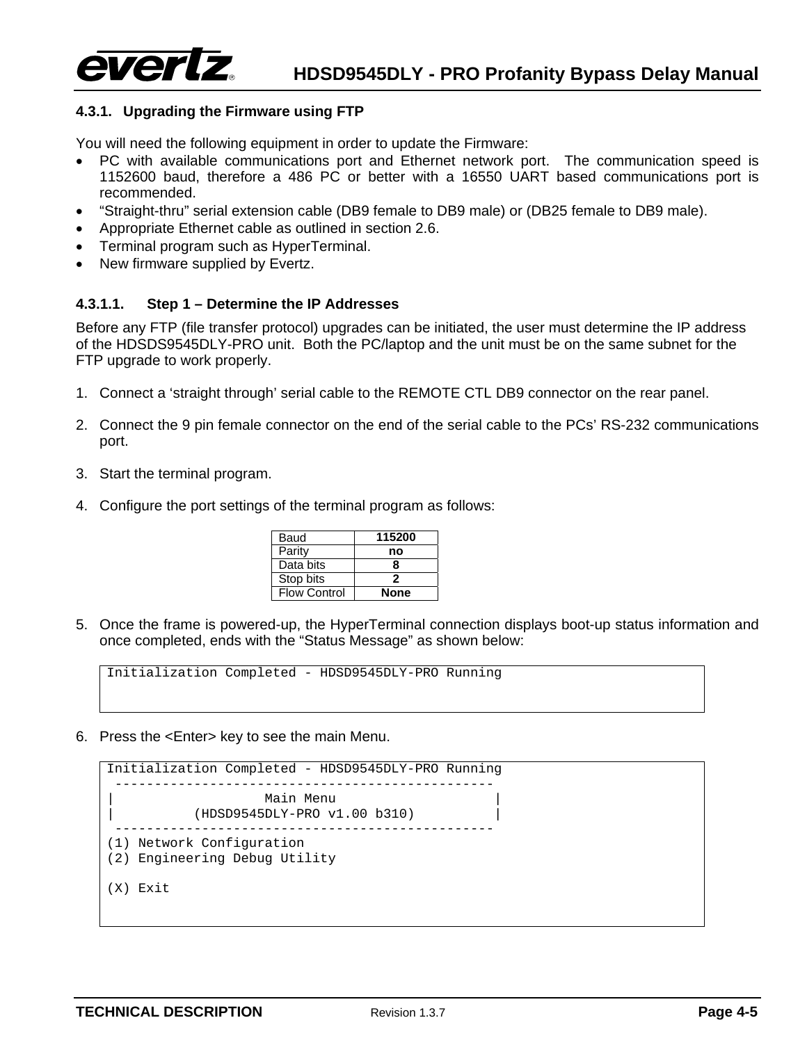### 4.3.1. Upgrading the Firmware using FTP

You will need the following equipment in order to update the Firmware:

- PC with available communications port and Ethernet network port. The communication speed is 1152600 baud, therefore a 486 PC or better with a 16550 UART based communications port is recommended.
- "Straight-thru" serial extension cable (DB9 female to DB9 male) or (DB25 female to DB9 male).
- Appropriate Ethernet cable as outlined in section 2.6.
- Terminal program such as HyperTerminal.
- New firmware supplied by Evertz.

#### 4.3.1.1. Step 1 – Determine the IP Addresses

Before any FTP (file transfer protocol) upgrades can be initiated, the user must determine the IP address of the HDSDS9545DLY-PRO unit. Both the PC/laptop and the unit must be on the same subnet for the FTP upgrade to work properly.

1. Connect a 'straight through' serial cable to the REMOTE CTL DB9 connector on the rear panel.

2. Connect the 9 pin female connector on the end of the serial cable to the PCs' RS-232 communications port.

3. Start the terminal program.

4. Configure the port settings of the terminal program as follows:

| Baud | **115200** |
|---|---|
| Parity | **no** |
| Data bits | **8** |
| Stop bits | **2** |
| Flow Control | **None** |

5. Once the frame is powered-up, the HyperTerminal connection displays boot-up status information and once completed, ends with the "Status Message" as shown below:

```
Initialization Completed - HDSD9545DLY-PRO Running
```

6. Press the <Enter> key to see the main Menu.

```
Initialization Completed - HDSD9545DLY-PRO Running
 ------------------------------------------------
|                   Main Menu                    |
|          (HDSD9545DLY-PRO v1.00 b310)          |
 ------------------------------------------------
(1) Network Configuration
(2) Engineering Debug Utility

(X) Exit
```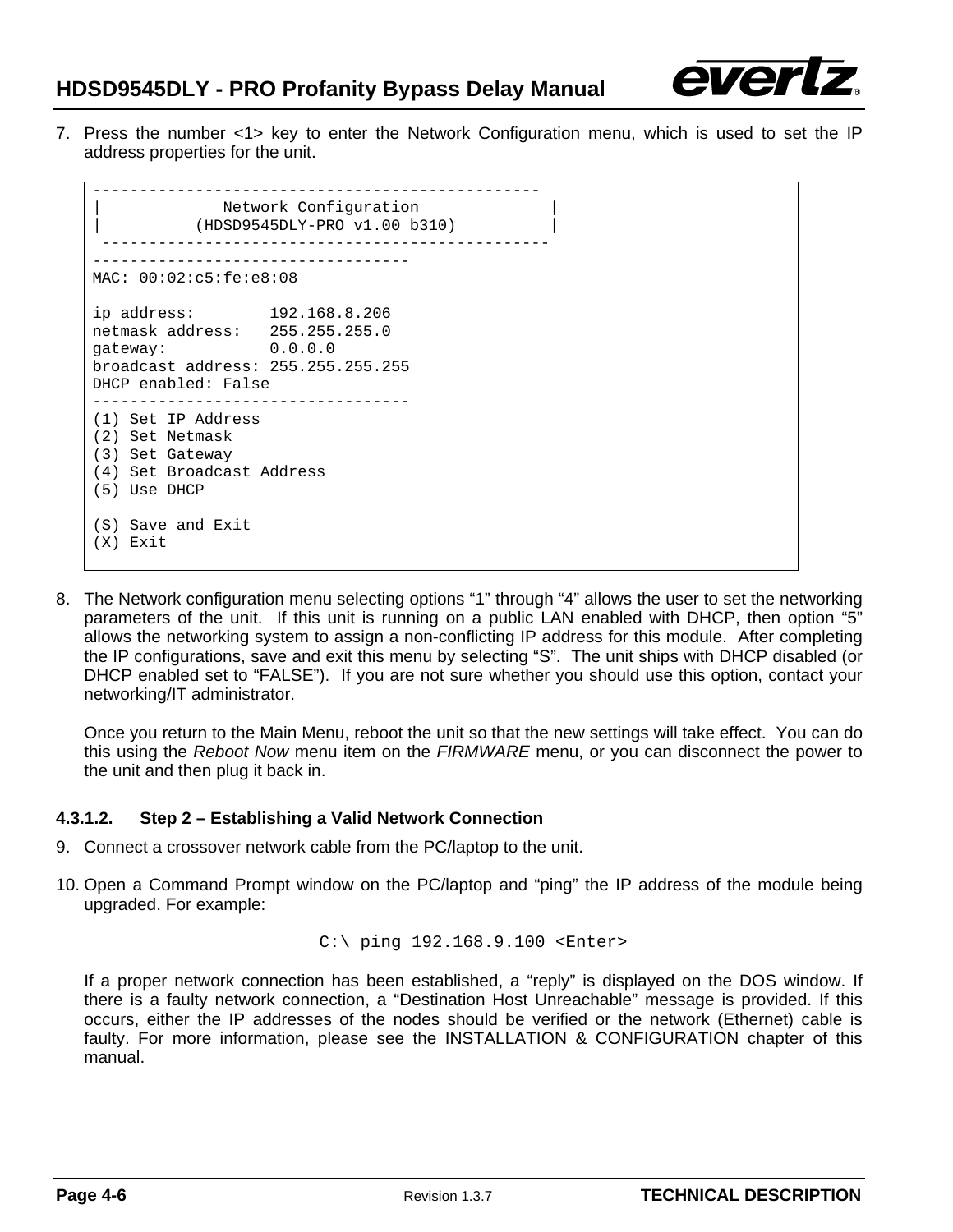7. Press the number <1> key to enter the Network Configuration menu, which is used to set the IP address properties for the unit.

```
-----------------------------------------------
|             Network Configuration            |
|          (HDSD9545DLY-PRO v1.00 b310)        |
 -----------------------------------------------
----------------------------------
MAC: 00:02:c5:fe:e8:08

ip address:        192.168.8.206
netmask address:   255.255.255.0
gateway:           0.0.0.0
broadcast address: 255.255.255.255
DHCP enabled: False
----------------------------------
(1) Set IP Address
(2) Set Netmask
(3) Set Gateway
(4) Set Broadcast Address
(5) Use DHCP

(S) Save and Exit
(X) Exit
```

8. The Network configuration menu selecting options “1” through “4” allows the user to set the networking parameters of the unit. If this unit is running on a public LAN enabled with DHCP, then option “5” allows the networking system to assign a non-conflicting IP address for this module. After completing the IP configurations, save and exit this menu by selecting “S”. The unit ships with DHCP disabled (or DHCP enabled set to “FALSE”). If you are not sure whether you should use this option, contact your networking/IT administrator.

   Once you return to the Main Menu, reboot the unit so that the new settings will take effect. You can do this using the *Reboot Now* menu item on the *FIRMWARE* menu, or you can disconnect the power to the unit and then plug it back in.

#### 4.3.1.2. Step 2 – Establishing a Valid Network Connection

9. Connect a crossover network cable from the PC/laptop to the unit.

10. Open a Command Prompt window on the PC/laptop and “ping” the IP address of the module being upgraded. For example:

    ```
    C:\ ping 192.168.9.100 <Enter>
    ```

    If a proper network connection has been established, a “reply” is displayed on the DOS window. If there is a faulty network connection, a “Destination Host Unreachable” message is provided. If this occurs, either the IP addresses of the nodes should be verified or the network (Ethernet) cable is faulty. For more information, please see the INSTALLATION & CONFIGURATION chapter of this manual.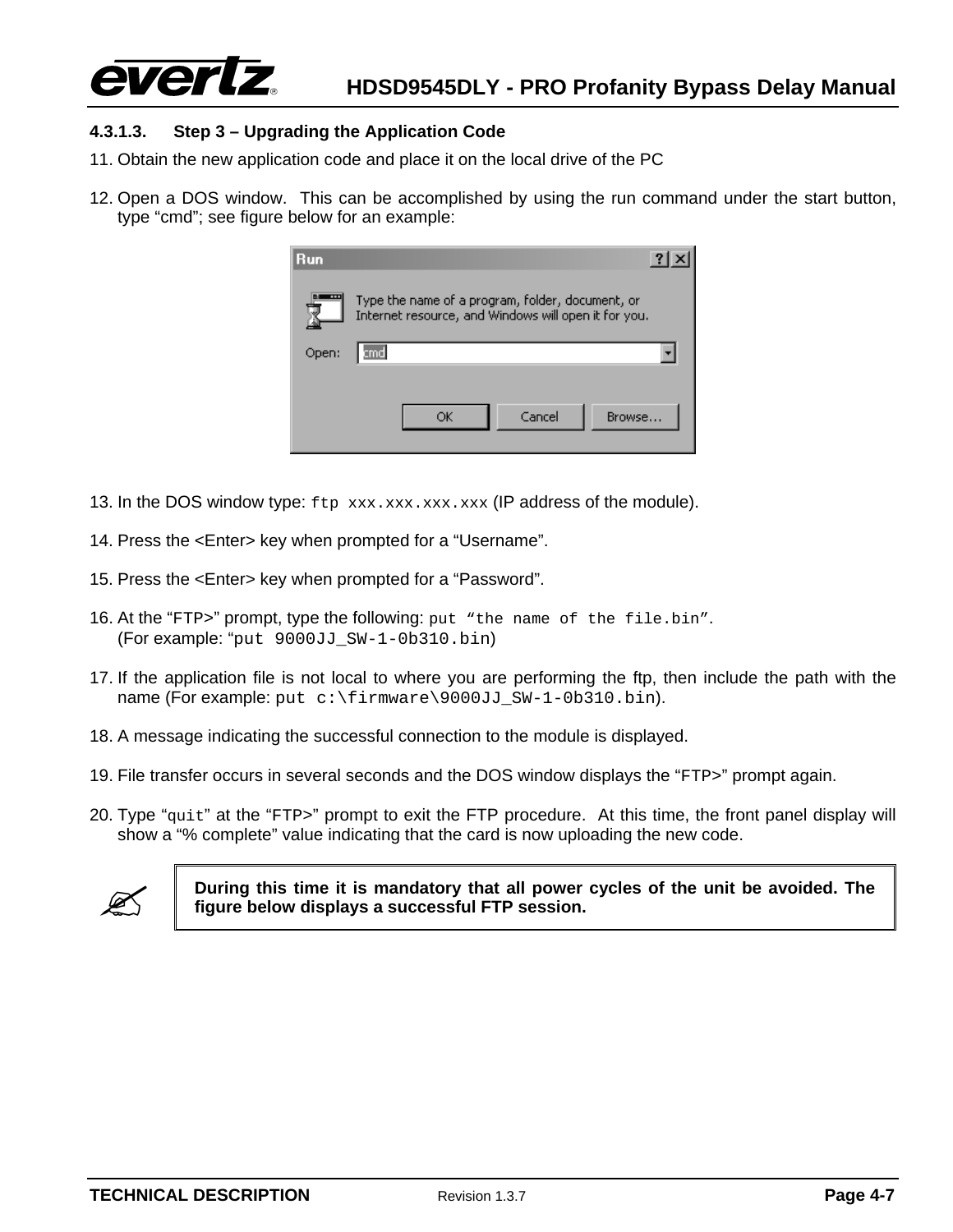#### 4.3.1.3. Step 3 – Upgrading the Application Code

11. Obtain the new application code and place it on the local drive of the PC

12. Open a DOS window. This can be accomplished by using the run command under the start button, type “cmd”; see figure below for an example:

13. In the DOS window type: `ftp xxx.xxx.xxx.xxx` (IP address of the module).

14. Press the <Enter> key when prompted for a “Username”.

15. Press the <Enter> key when prompted for a “Password”.

16. At the “`FTP>`” prompt, type the following: `put “the name of the file.bin”`.
(For example: “`put 9000JJ_SW-1-0b310.bin`)

17. If the application file is not local to where you are performing the ftp, then include the path with the name (For example: `put c:\firmware\9000JJ_SW-1-0b310.bin`).

18. A message indicating the successful connection to the module is displayed.

19. File transfer occurs in several seconds and the DOS window displays the “`FTP>`” prompt again.

20. Type “`quit`” at the “`FTP>`” prompt to exit the FTP procedure. At this time, the front panel display will show a “% complete” value indicating that the card is now uploading the new code.

> **During this time it is mandatory that all power cycles of the unit be avoided. The figure below displays a successful FTP session.**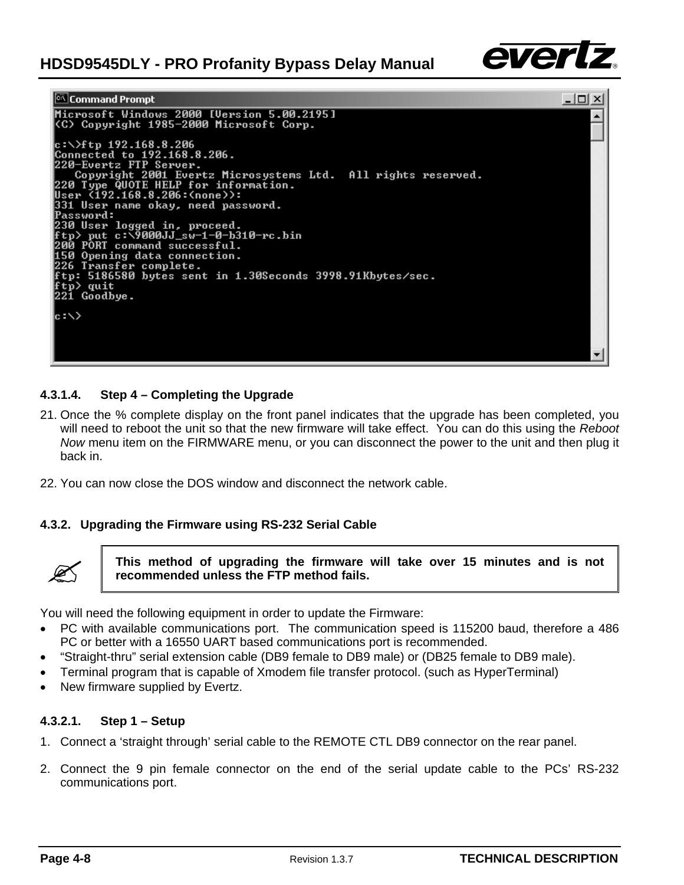```
Microsoft Windows 2000 [Version 5.00.2195]
(C) Copyright 1985-2000 Microsoft Corp.

c:\>ftp 192.168.8.206
Connected to 192.168.8.206.
220-Evertz FTP Server.
   Copyright 2001 Evertz Microsystems Ltd.  All rights reserved.
220 Type QUOTE HELP for information.
User (192.168.8.206:(none)):
331 User name okay, need password.
Password:
230 User logged in, proceed.
ftp> put c:\9000JJ_sw-1-0-b310-rc.bin
200 PORT command successful.
150 Opening data connection.
226 Transfer complete.
ftp: 5186580 bytes sent in 1.30Seconds 3998.91Kbytes/sec.
ftp> quit
221 Goodbye.

c:\>
```

#### 4.3.1.4. Step 4 – Completing the Upgrade

21. Once the % complete display on the front panel indicates that the upgrade has been completed, you will need to reboot the unit so that the new firmware will take effect. You can do this using the *Reboot Now* menu item on the FIRMWARE menu, or you can disconnect the power to the unit and then plug it back in.

22. You can now close the DOS window and disconnect the network cable.

### 4.3.2. Upgrading the Firmware using RS-232 Serial Cable

> **This method of upgrading the firmware will take over 15 minutes and is not recommended unless the FTP method fails.**

You will need the following equipment in order to update the Firmware:

- PC with available communications port. The communication speed is 115200 baud, therefore a 486 PC or better with a 16550 UART based communications port is recommended.
- "Straight-thru" serial extension cable (DB9 female to DB9 male) or (DB25 female to DB9 male).
- Terminal program that is capable of Xmodem file transfer protocol. (such as HyperTerminal)
- New firmware supplied by Evertz.

#### 4.3.2.1. Step 1 – Setup

1. Connect a 'straight through' serial cable to the REMOTE CTL DB9 connector on the rear panel.

2. Connect the 9 pin female connector on the end of the serial update cable to the PCs' RS-232 communications port.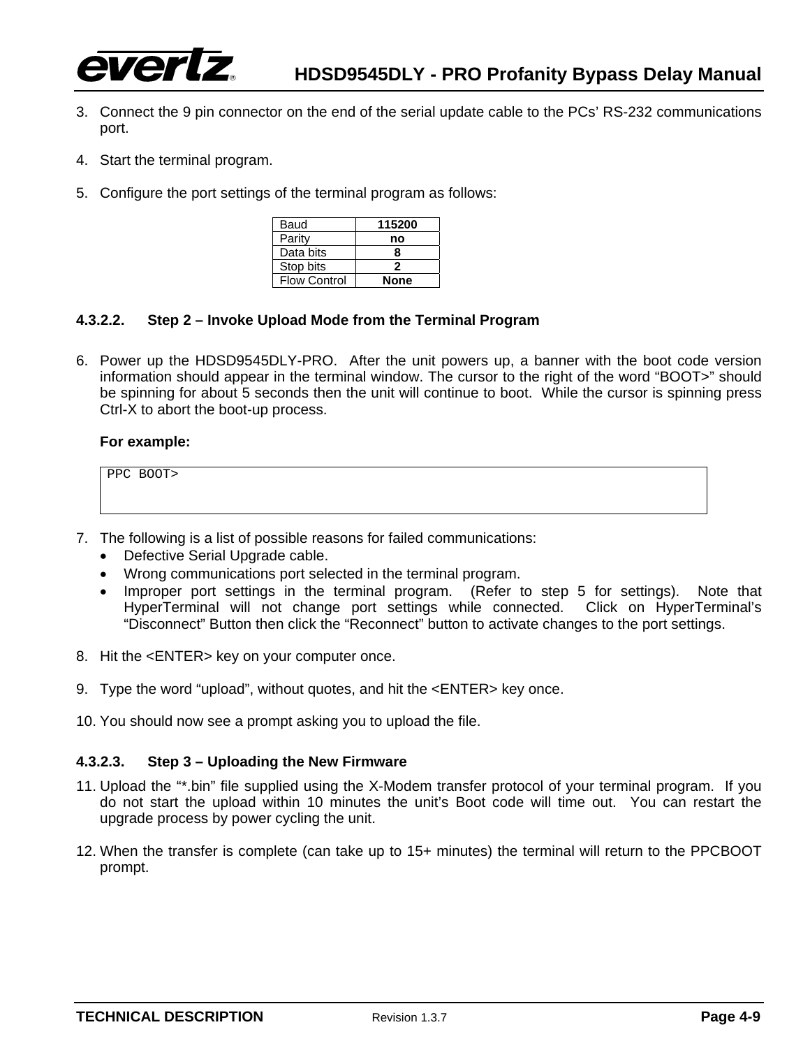3. Connect the 9 pin connector on the end of the serial update cable to the PCs' RS-232 communications port.

4. Start the terminal program.

5. Configure the port settings of the terminal program as follows:

| Baud | 115200 |
|---|---|
| Parity | no |
| Data bits | 8 |
| Stop bits | 2 |
| Flow Control | None |

#### 4.3.2.2. Step 2 – Invoke Upload Mode from the Terminal Program

6. Power up the HDSD9545DLY-PRO. After the unit powers up, a banner with the boot code version information should appear in the terminal window. The cursor to the right of the word "BOOT>" should be spinning for about 5 seconds then the unit will continue to boot. While the cursor is spinning press Ctrl-X to abort the boot-up process.

   **For example:**

```
PPC BOOT>
```

7. The following is a list of possible reasons for failed communications:
   - Defective Serial Upgrade cable.
   - Wrong communications port selected in the terminal program.
   - Improper port settings in the terminal program. (Refer to step 5 for settings). Note that HyperTerminal will not change port settings while connected. Click on HyperTerminal's "Disconnect" Button then click the "Reconnect" button to activate changes to the port settings.

8. Hit the <ENTER> key on your computer once.

9. Type the word "upload", without quotes, and hit the <ENTER> key once.

10. You should now see a prompt asking you to upload the file.

#### 4.3.2.3. Step 3 – Uploading the New Firmware

11. Upload the "*.bin" file supplied using the X-Modem transfer protocol of your terminal program. If you do not start the upload within 10 minutes the unit's Boot code will time out. You can restart the upgrade process by power cycling the unit.

12. When the transfer is complete (can take up to 15+ minutes) the terminal will return to the PPCBOOT prompt.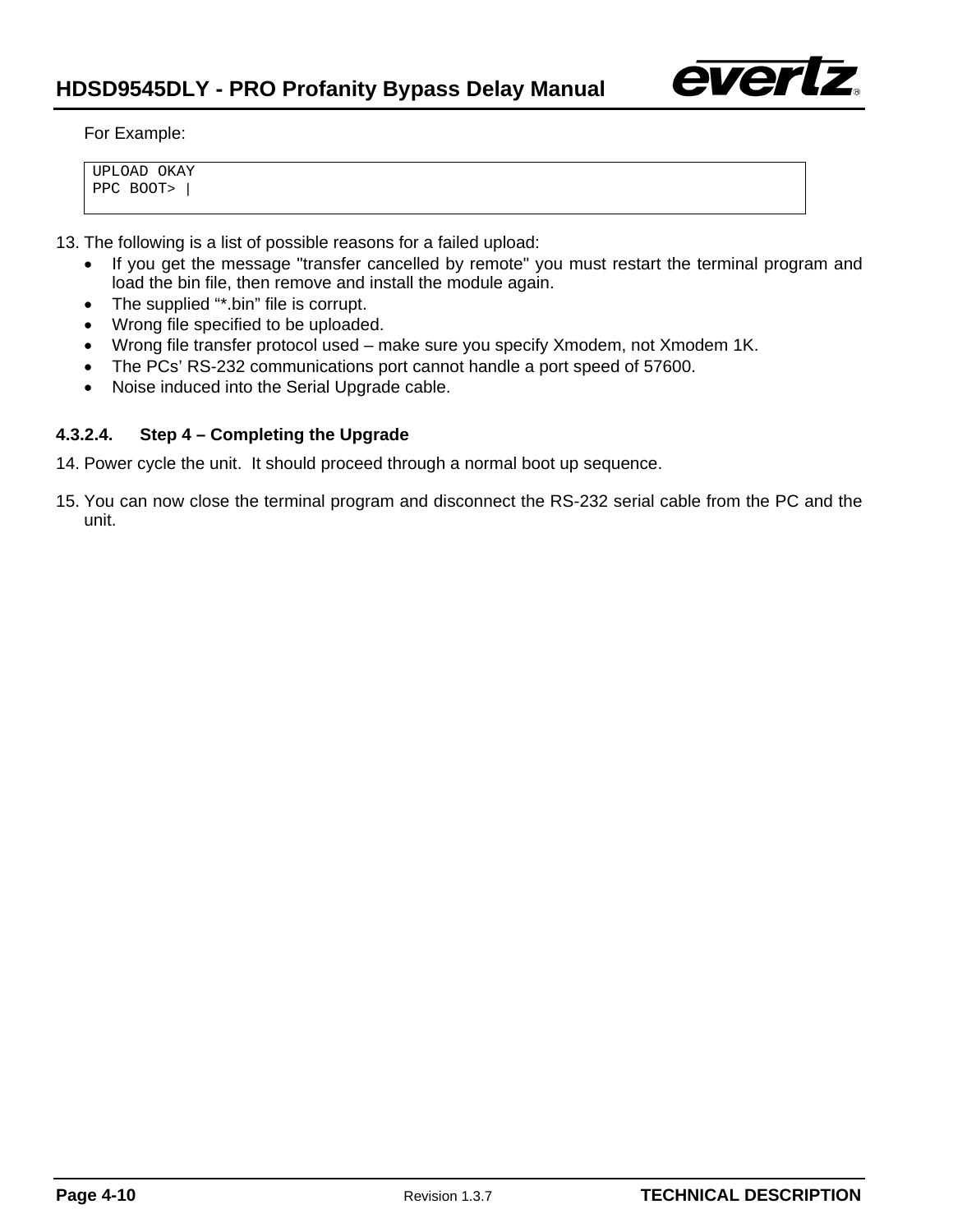For Example:

```
UPLOAD OKAY
PPC BOOT> |
```

13. The following is a list of possible reasons for a failed upload:
    - If you get the message "transfer cancelled by remote" you must restart the terminal program and load the bin file, then remove and install the module again.
    - The supplied “*.bin” file is corrupt.
    - Wrong file specified to be uploaded.
    - Wrong file transfer protocol used – make sure you specify Xmodem, not Xmodem 1K.
    - The PCs’ RS-232 communications port cannot handle a port speed of 57600.
    - Noise induced into the Serial Upgrade cable.

#### 4.3.2.4. Step 4 – Completing the Upgrade

14. Power cycle the unit. It should proceed through a normal boot up sequence.

15. You can now close the terminal program and disconnect the RS-232 serial cable from the PC and the unit.